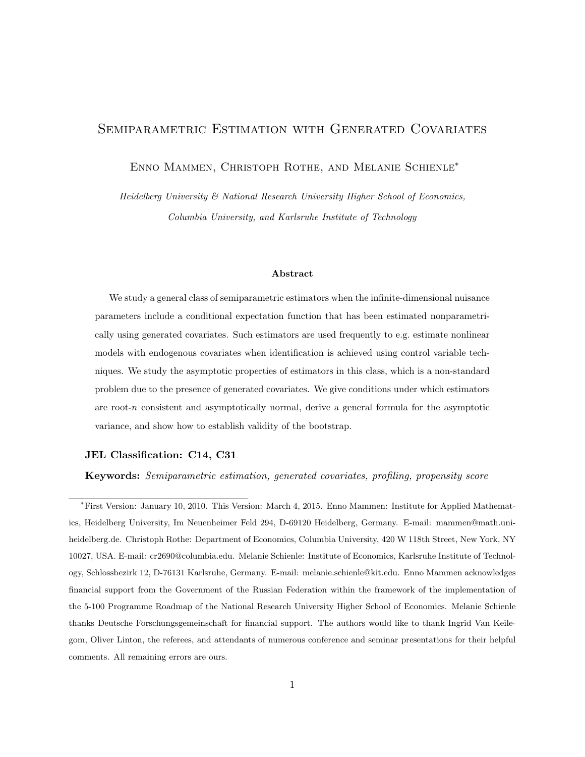# Semiparametric Estimation with Generated Covariates

Enno Mammen, Christoph Rothe, and Melanie Schienle*

*Heidelberg University & National Research University Higher School of Economics, Columbia University, and Karlsruhe Institute of Technology*

### Abstract

We study a general class of semiparametric estimators when the infinite-dimensional nuisance parameters include a conditional expectation function that has been estimated nonparametrically using generated covariates. Such estimators are used frequently to e.g. estimate nonlinear models with endogenous covariates when identification is achieved using control variable techniques. We study the asymptotic properties of estimators in this class, which is a non-standard problem due to the presence of generated covariates. We give conditions under which estimators are root-$n$ consistent and asymptotically normal, derive a general formula for the asymptotic variance, and show how to establish validity of the bootstrap.

**JEL Classification: C14, C31**

**Keywords:** *Semiparametric estimation, generated covariates, profiling, propensity score*

---

*First Version: January 10, 2010. This Version: March 4, 2015. Enno Mammen: Institute for Applied Mathematics, Heidelberg University, Im Neuenheimer Feld 294, D-69120 Heidelberg, Germany. E-mail: mammen@math.uni-heidelberg.de. Christoph Rothe: Department of Economics, Columbia University, 420 W 118th Street, New York, NY 10027, USA. E-mail: cr2690@columbia.edu. Melanie Schienle: Institute of Economics, Karlsruhe Institute of Technology, Schlossbezirk 12, D-76131 Karlsruhe, Germany. E-mail: melanie.schienle@kit.edu. Enno Mammen acknowledges financial support from the Government of the Russian Federation within the framework of the implementation of the 5-100 Programme Roadmap of the National Research University Higher School of Economics. Melanie Schienle thanks Deutsche Forschungsgemeinschaft for financial support. The authors would like to thank Ingrid Van Keilegom, Oliver Linton, the referees, and attendants of numerous conference and seminar presentations for their helpful comments. All remaining errors are ours.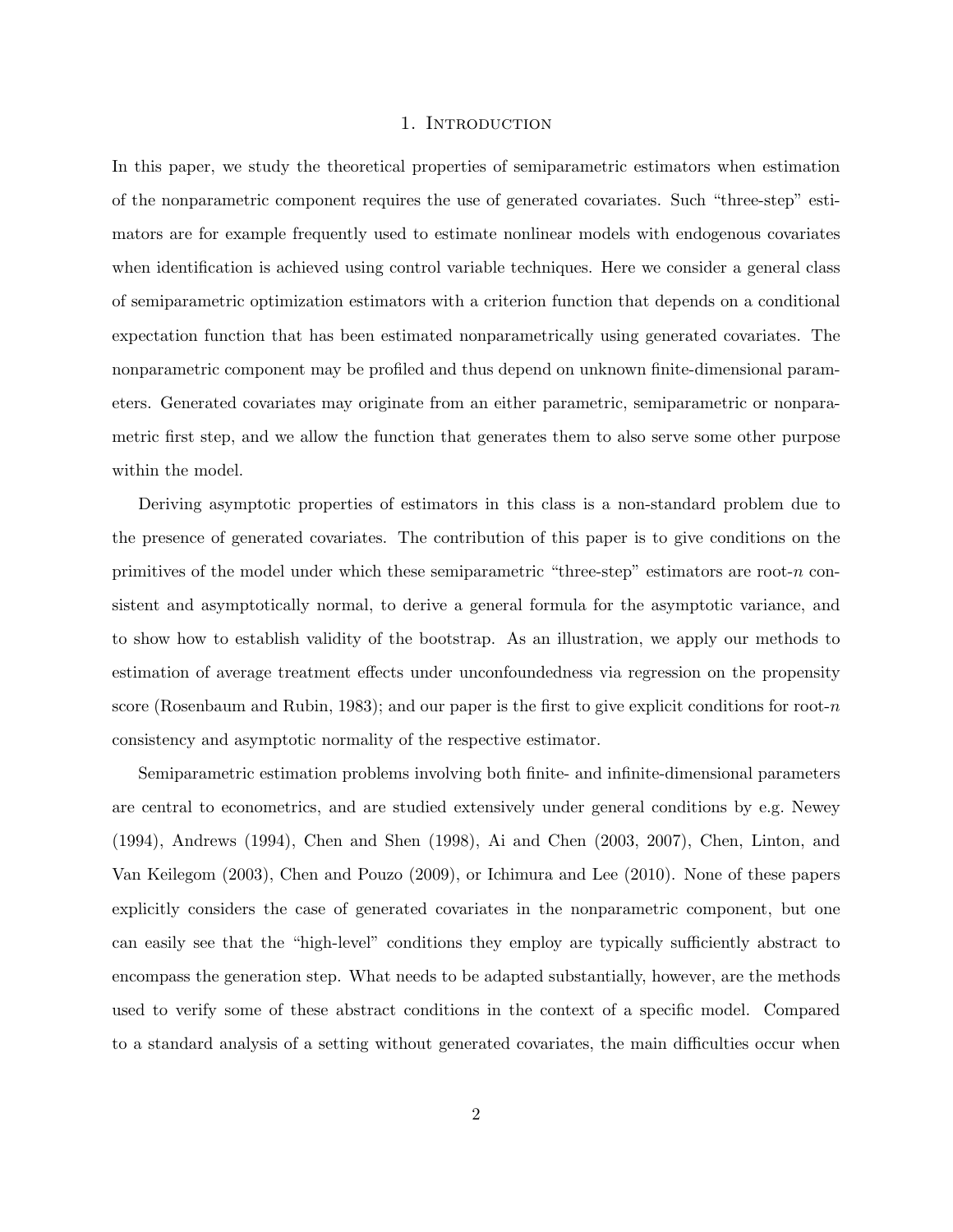# 1. Introduction

In this paper, we study the theoretical properties of semiparametric estimators when estimation of the nonparametric component requires the use of generated covariates. Such "three-step" estimators are for example frequently used to estimate nonlinear models with endogenous covariates when identification is achieved using control variable techniques. Here we consider a general class of semiparametric optimization estimators with a criterion function that depends on a conditional expectation function that has been estimated nonparametrically using generated covariates. The nonparametric component may be profiled and thus depend on unknown finite-dimensional parameters. Generated covariates may originate from an either parametric, semiparametric or nonparametric first step, and we allow the function that generates them to also serve some other purpose within the model.

Deriving asymptotic properties of estimators in this class is a non-standard problem due to the presence of generated covariates. The contribution of this paper is to give conditions on the primitives of the model under which these semiparametric "three-step" estimators are root-$n$ consistent and asymptotically normal, to derive a general formula for the asymptotic variance, and to show how to establish validity of the bootstrap. As an illustration, we apply our methods to estimation of average treatment effects under unconfoundedness via regression on the propensity score (Rosenbaum and Rubin, 1983); and our paper is the first to give explicit conditions for root-$n$ consistency and asymptotic normality of the respective estimator.

Semiparametric estimation problems involving both finite- and infinite-dimensional parameters are central to econometrics, and are studied extensively under general conditions by e.g. Newey (1994), Andrews (1994), Chen and Shen (1998), Ai and Chen (2003, 2007), Chen, Linton, and Van Keilegom (2003), Chen and Pouzo (2009), or Ichimura and Lee (2010). None of these papers explicitly considers the case of generated covariates in the nonparametric component, but one can easily see that the "high-level" conditions they employ are typically sufficiently abstract to encompass the generation step. What needs to be adapted substantially, however, are the methods used to verify some of these abstract conditions in the context of a specific model. Compared to a standard analysis of a setting without generated covariates, the main difficulties occur when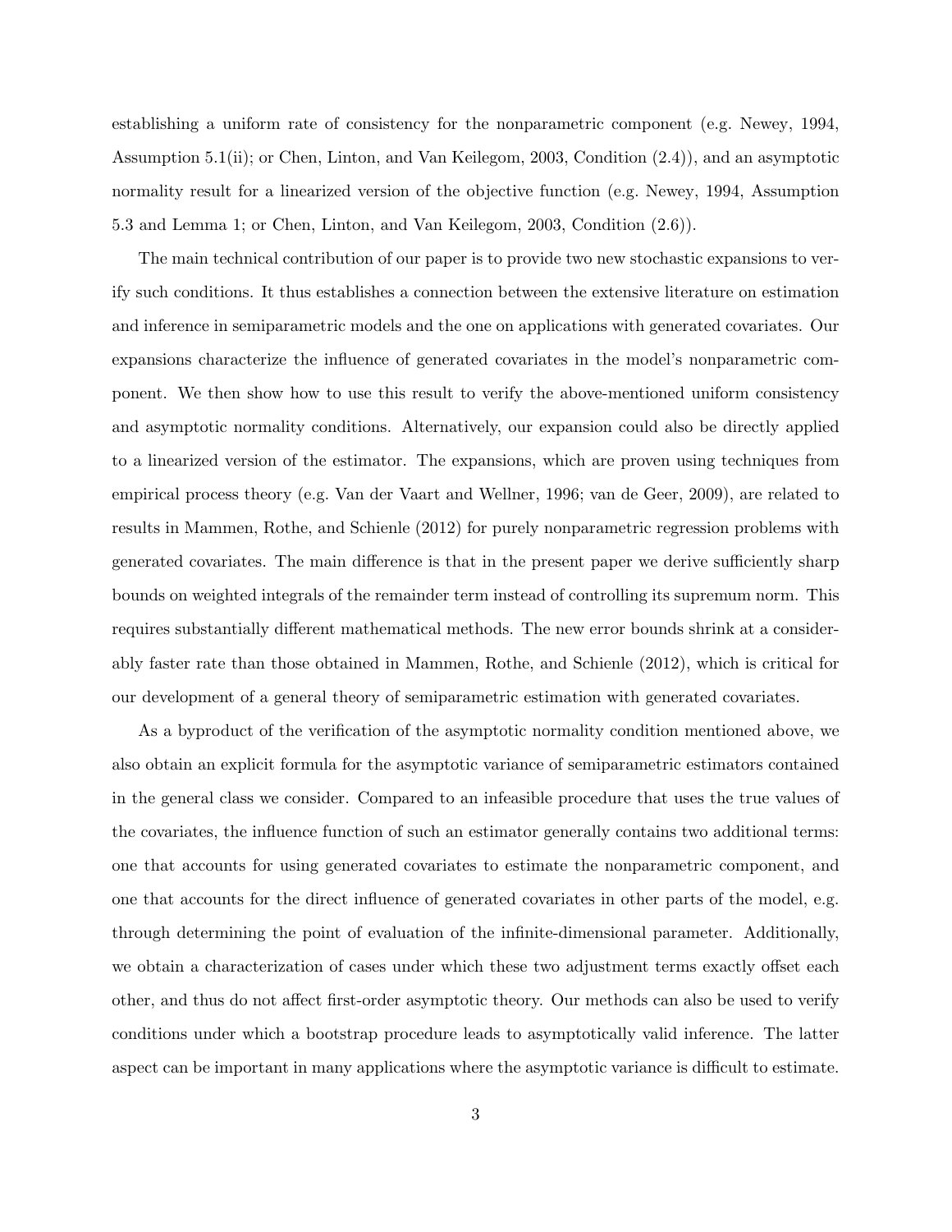establishing a uniform rate of consistency for the nonparametric component (e.g. Newey, 1994, Assumption 5.1(ii); or Chen, Linton, and Van Keilegom, 2003, Condition (2.4)), and an asymptotic normality result for a linearized version of the objective function (e.g. Newey, 1994, Assumption 5.3 and Lemma 1; or Chen, Linton, and Van Keilegom, 2003, Condition (2.6)).

The main technical contribution of our paper is to provide two new stochastic expansions to verify such conditions. It thus establishes a connection between the extensive literature on estimation and inference in semiparametric models and the one on applications with generated covariates. Our expansions characterize the influence of generated covariates in the model's nonparametric component. We then show how to use this result to verify the above-mentioned uniform consistency and asymptotic normality conditions. Alternatively, our expansion could also be directly applied to a linearized version of the estimator. The expansions, which are proven using techniques from empirical process theory (e.g. Van der Vaart and Wellner, 1996; van de Geer, 2009), are related to results in Mammen, Rothe, and Schienle (2012) for purely nonparametric regression problems with generated covariates. The main difference is that in the present paper we derive sufficiently sharp bounds on weighted integrals of the remainder term instead of controlling its supremum norm. This requires substantially different mathematical methods. The new error bounds shrink at a considerably faster rate than those obtained in Mammen, Rothe, and Schienle (2012), which is critical for our development of a general theory of semiparametric estimation with generated covariates.

As a byproduct of the verification of the asymptotic normality condition mentioned above, we also obtain an explicit formula for the asymptotic variance of semiparametric estimators contained in the general class we consider. Compared to an infeasible procedure that uses the true values of the covariates, the influence function of such an estimator generally contains two additional terms: one that accounts for using generated covariates to estimate the nonparametric component, and one that accounts for the direct influence of generated covariates in other parts of the model, e.g. through determining the point of evaluation of the infinite-dimensional parameter. Additionally, we obtain a characterization of cases under which these two adjustment terms exactly offset each other, and thus do not affect first-order asymptotic theory. Our methods can also be used to verify conditions under which a bootstrap procedure leads to asymptotically valid inference. The latter aspect can be important in many applications where the asymptotic variance is difficult to estimate.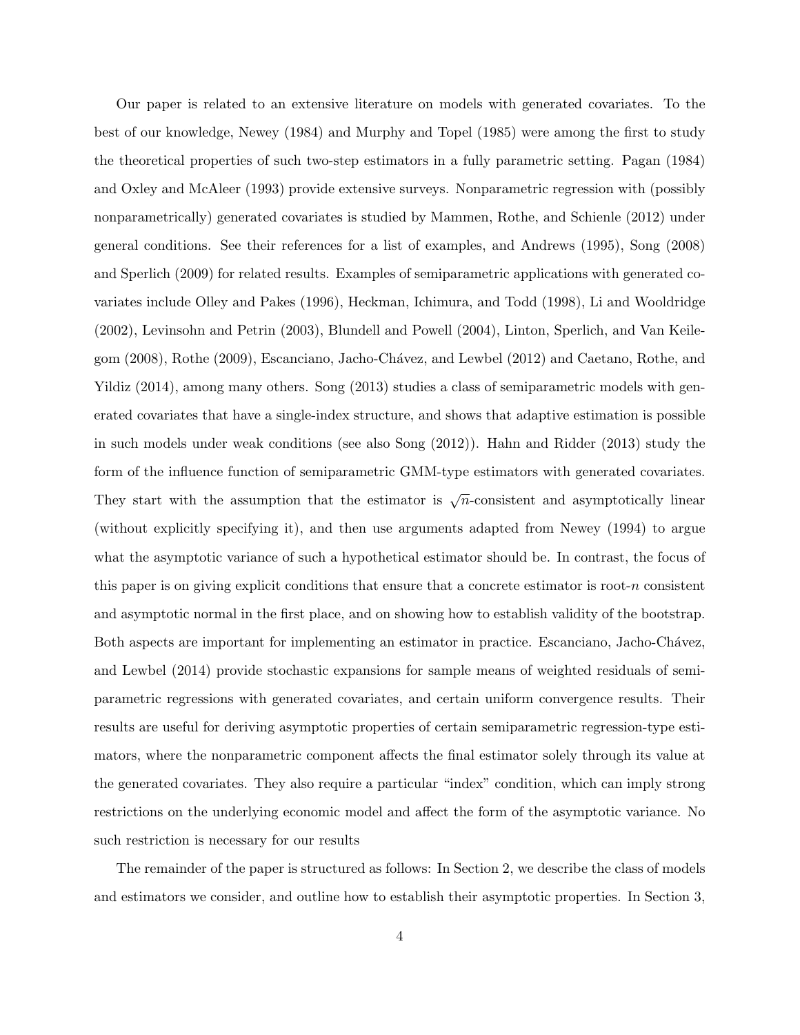Our paper is related to an extensive literature on models with generated covariates. To the best of our knowledge, Newey (1984) and Murphy and Topel (1985) were among the first to study the theoretical properties of such two-step estimators in a fully parametric setting. Pagan (1984) and Oxley and McAleer (1993) provide extensive surveys. Nonparametric regression with (possibly nonparametrically) generated covariates is studied by Mammen, Rothe, and Schienle (2012) under general conditions. See their references for a list of examples, and Andrews (1995), Song (2008) and Sperlich (2009) for related results. Examples of semiparametric applications with generated covariates include Olley and Pakes (1996), Heckman, Ichimura, and Todd (1998), Li and Wooldridge (2002), Levinsohn and Petrin (2003), Blundell and Powell (2004), Linton, Sperlich, and Van Keilegom (2008), Rothe (2009), Escanciano, Jacho-Chávez, and Lewbel (2012) and Caetano, Rothe, and Yildiz (2014), among many others. Song (2013) studies a class of semiparametric models with generated covariates that have a single-index structure, and shows that adaptive estimation is possible in such models under weak conditions (see also Song (2012)). Hahn and Ridder (2013) study the form of the influence function of semiparametric GMM-type estimators with generated covariates. They start with the assumption that the estimator is $\sqrt{n}$-consistent and asymptotically linear (without explicitly specifying it), and then use arguments adapted from Newey (1994) to argue what the asymptotic variance of such a hypothetical estimator should be. In contrast, the focus of this paper is on giving explicit conditions that ensure that a concrete estimator is root-$n$ consistent and asymptotic normal in the first place, and on showing how to establish validity of the bootstrap. Both aspects are important for implementing an estimator in practice. Escanciano, Jacho-Chávez, and Lewbel (2014) provide stochastic expansions for sample means of weighted residuals of semiparametric regressions with generated covariates, and certain uniform convergence results. Their results are useful for deriving asymptotic properties of certain semiparametric regression-type estimators, where the nonparametric component affects the final estimator solely through its value at the generated covariates. They also require a particular "index" condition, which can imply strong restrictions on the underlying economic model and affect the form of the asymptotic variance. No such restriction is necessary for our results

The remainder of the paper is structured as follows: In Section 2, we describe the class of models and estimators we consider, and outline how to establish their asymptotic properties. In Section 3,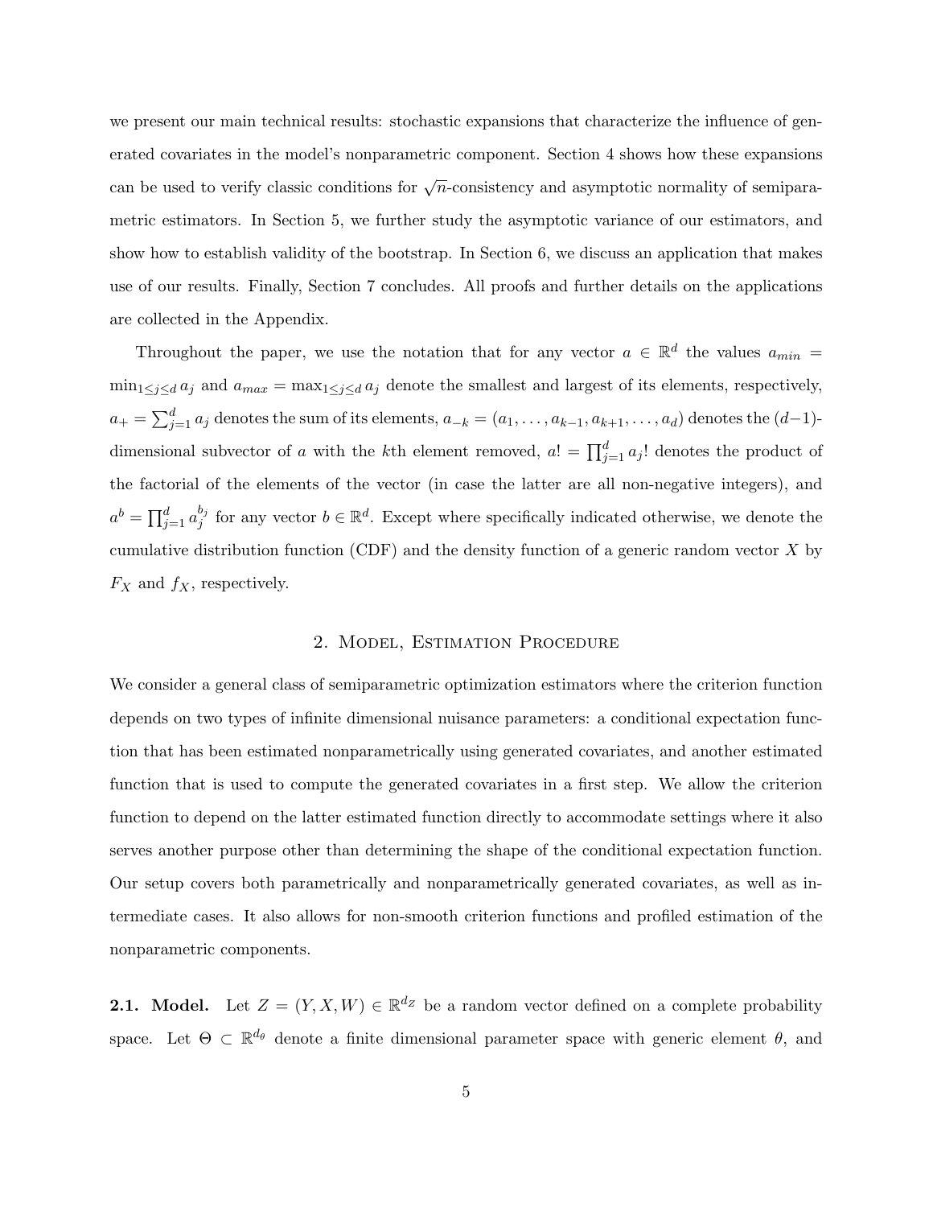we present our main technical results: stochastic expansions that characterize the influence of generated covariates in the model's nonparametric component. Section 4 shows how these expansions can be used to verify classic conditions for $\sqrt{n}$-consistency and asymptotic normality of semiparametric estimators. In Section 5, we further study the asymptotic variance of our estimators, and show how to establish validity of the bootstrap. In Section 6, we discuss an application that makes use of our results. Finally, Section 7 concludes. All proofs and further details on the applications are collected in the Appendix.

Throughout the paper, we use the notation that for any vector $a \in \mathbb{R}^d$ the values $a_{min} = \min_{1\leq j \leq d} a_j$ and $a_{max} = \max_{1\leq j\leq d} a_j$ denote the smallest and largest of its elements, respectively, $a_+ = \sum_{j=1}^d a_j$ denotes the sum of its elements, $a_{-k} = (a_1, \ldots, a_{k-1}, a_{k+1}, \ldots, a_d)$ denotes the $(d-1)$-dimensional subvector of $a$ with the $k$th element removed, $a! = \prod_{j=1}^d a_j!$ denotes the product of the factorial of the elements of the vector (in case the latter are all non-negative integers), and $a^b = \prod_{j=1}^d a_j^{b_j}$ for any vector $b \in \mathbb{R}^d$. Except where specifically indicated otherwise, we denote the cumulative distribution function (CDF) and the density function of a generic random vector $X$ by $F_X$ and $f_X$, respectively.

## 2. Model, Estimation Procedure

We consider a general class of semiparametric optimization estimators where the criterion function depends on two types of infinite dimensional nuisance parameters: a conditional expectation function that has been estimated nonparametrically using generated covariates, and another estimated function that is used to compute the generated covariates in a first step. We allow the criterion function to depend on the latter estimated function directly to accommodate settings where it also serves another purpose other than determining the shape of the conditional expectation function. Our setup covers both parametrically and nonparametrically generated covariates, as well as intermediate cases. It also allows for non-smooth criterion functions and profiled estimation of the nonparametric components.

**2.1. Model.** Let $Z = (Y, X, W) \in \mathbb{R}^{d_Z}$ be a random vector defined on a complete probability space. Let $\Theta \subset \mathbb{R}^{d_\theta}$ denote a finite dimensional parameter space with generic element $\theta$, and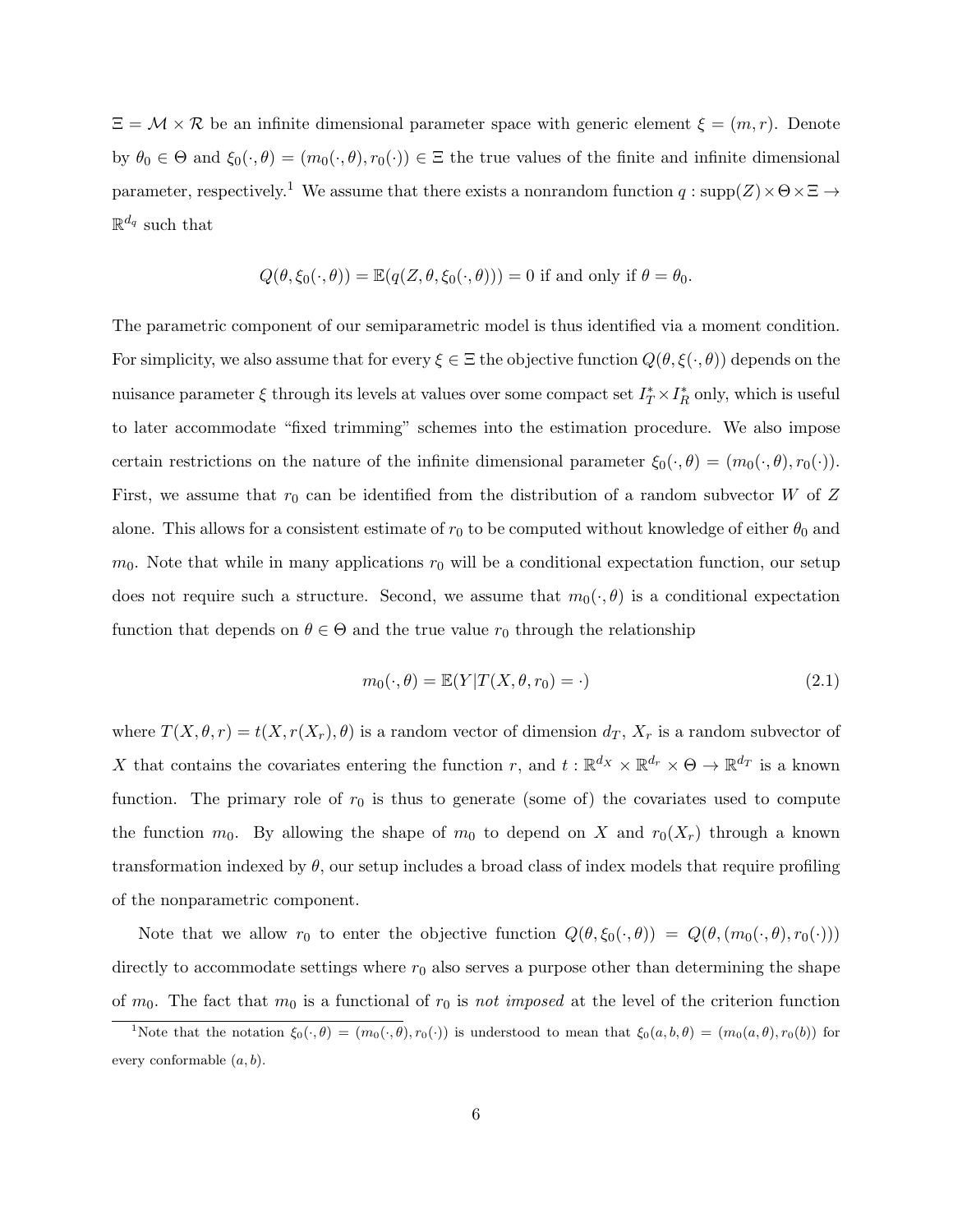$\Xi = \mathcal{M} \times \mathcal{R}$ be an infinite dimensional parameter space with generic element $\xi = (m, r)$. Denote by $\theta_0 \in \Theta$ and $\xi_0(\cdot, \theta) = (m_0(\cdot, \theta), r_0(\cdot)) \in \Xi$ the true values of the finite and infinite dimensional parameter, respectively.[1] We assume that there exists a nonrandom function $q : \text{supp}(Z) \times \Theta \times \Xi \rightarrow \mathbb{R}^{d_q}$ such that

$$Q(\theta, \xi_0(\cdot, \theta)) = \mathbb{E}(q(Z, \theta, \xi_0(\cdot, \theta))) = 0 \text{ if and only if } \theta = \theta_0.$$

The parametric component of our semiparametric model is thus identified via a moment condition. For simplicity, we also assume that for every $\xi \in \Xi$ the objective function $Q(\theta, \xi(\cdot, \theta))$ depends on the nuisance parameter $\xi$ through its levels at values over some compact set $I_T^* \times I_R^*$ only, which is useful to later accommodate "fixed trimming" schemes into the estimation procedure. We also impose certain restrictions on the nature of the infinite dimensional parameter $\xi_0(\cdot, \theta) = (m_0(\cdot, \theta), r_0(\cdot))$. First, we assume that $r_0$ can be identified from the distribution of a random subvector $W$ of $Z$ alone. This allows for a consistent estimate of $r_0$ to be computed without knowledge of either $\theta_0$ and $m_0$. Note that while in many applications $r_0$ will be a conditional expectation function, our setup does not require such a structure. Second, we assume that $m_0(\cdot, \theta)$ is a conditional expectation function that depends on $\theta \in \Theta$ and the true value $r_0$ through the relationship

$$m_0(\cdot, \theta) = \mathbb{E}(Y | T(X, \theta, r_0) = \cdot) \tag{2.1}$$

where $T(X, \theta, r) = t(X, r(X_r), \theta)$ is a random vector of dimension $d_T$, $X_r$ is a random subvector of $X$ that contains the covariates entering the function $r$, and $t : \mathbb{R}^{d_X} \times \mathbb{R}^{d_r} \times \Theta \rightarrow \mathbb{R}^{d_T}$ is a known function. The primary role of $r_0$ is thus to generate (some of) the covariates used to compute the function $m_0$. By allowing the shape of $m_0$ to depend on $X$ and $r_0(X_r)$ through a known transformation indexed by $\theta$, our setup includes a broad class of index models that require profiling of the nonparametric component.

Note that we allow $r_0$ to enter the objective function $Q(\theta, \xi_0(\cdot, \theta)) = Q(\theta, (m_0(\cdot, \theta), r_0(\cdot)))$ directly to accommodate settings where $r_0$ also serves a purpose other than determining the shape of $m_0$. The fact that $m_0$ is a functional of $r_0$ is *not imposed* at the level of the criterion function

[1] Note that the notation $\xi_0(\cdot, \theta) = (m_0(\cdot, \theta), r_0(\cdot))$ is understood to mean that $\xi_0(a, b, \theta) = (m_0(a, \theta), r_0(b))$ for every conformable $(a, b)$.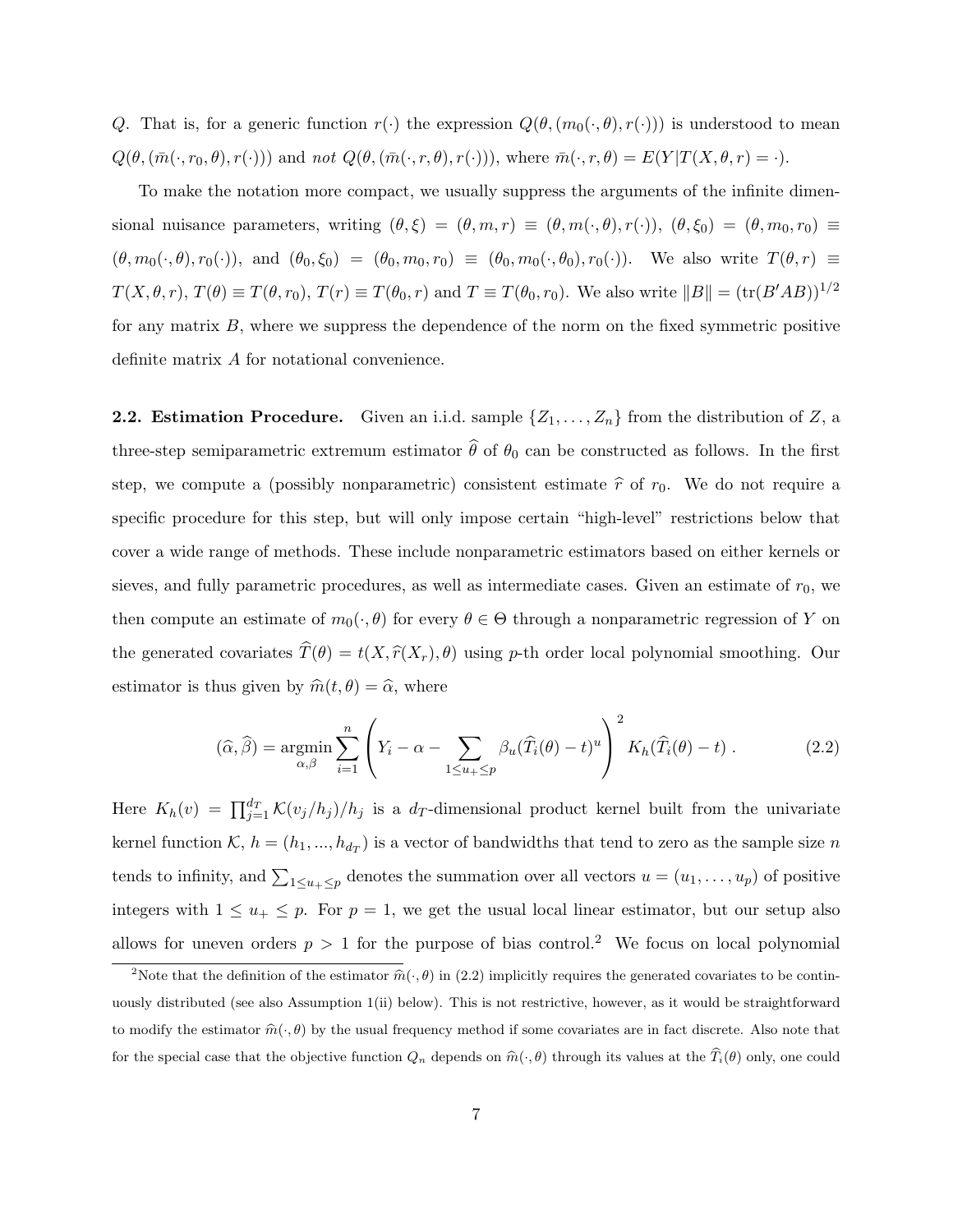$Q$. That is, for a generic function $r(\cdot)$ the expression $Q(\theta, (m_0(\cdot, \theta), r(\cdot)))$ is understood to mean $Q(\theta, (\bar{m}(\cdot, r_0, \theta), r(\cdot)))$ and *not* $Q(\theta, (\bar{m}(\cdot, r, \theta), r(\cdot)))$, where $\bar{m}(\cdot, r, \theta) = E(Y|T(X, \theta, r) = \cdot)$.

To make the notation more compact, we usually suppress the arguments of the infinite dimensional nuisance parameters, writing $(\theta, \xi) = (\theta, m, r) \equiv (\theta, m(\cdot, \theta), r(\cdot))$, $(\theta, \xi_0) = (\theta, m_0, r_0) \equiv (\theta, m_0(\cdot, \theta), r_0(\cdot))$, and $(\theta_0, \xi_0) = (\theta_0, m_0, r_0) \equiv (\theta_0, m_0(\cdot, \theta_0), r_0(\cdot))$. We also write $T(\theta, r) \equiv T(X, \theta, r)$, $T(\theta) \equiv T(\theta, r_0)$, $T(r) \equiv T(\theta_0, r)$ and $T \equiv T(\theta_0, r_0)$. We also write $\|B\| = (\text{tr}(B'AB))^{1/2}$ for any matrix $B$, where we suppress the dependence of the norm on the fixed symmetric positive definite matrix $A$ for notational convenience.

**2.2. Estimation Procedure.** Given an i.i.d. sample $\{Z_1, \ldots, Z_n\}$ from the distribution of $Z$, a three-step semiparametric extremum estimator $\widehat{\theta}$ of $\theta_0$ can be constructed as follows. In the first step, we compute a (possibly nonparametric) consistent estimate $\widehat{r}$ of $r_0$. We do not require a specific procedure for this step, but will only impose certain "high-level" restrictions below that cover a wide range of methods. These include nonparametric estimators based on either kernels or sieves, and fully parametric procedures, as well as intermediate cases. Given an estimate of $r_0$, we then compute an estimate of $m_0(\cdot, \theta)$ for every $\theta \in \Theta$ through a nonparametric regression of $Y$ on the generated covariates $\widehat{T}(\theta) = t(X, \widehat{r}(X_r), \theta)$ using $p$-th order local polynomial smoothing. Our estimator is thus given by $\widehat{m}(t, \theta) = \widehat{\alpha}$, where

$$(\widehat{\alpha}, \widehat{\beta}) = \underset{\alpha, \beta}{\operatorname{argmin}} \sum_{i=1}^{n} \left( Y_i - \alpha - \sum_{1 \leq u_+ \leq p} \beta_u (\widehat{T}_i(\theta) - t)^u \right)^2 K_h(\widehat{T}_i(\theta) - t) \, . \tag{2.2}$$

Here $K_h(v) = \prod_{j=1}^{d_T} \mathcal{K}(v_j/h_j)/h_j$ is a $d_T$-dimensional product kernel built from the univariate kernel function $\mathcal{K}$, $h = (h_1, ..., h_{d_T})$ is a vector of bandwidths that tend to zero as the sample size $n$ tends to infinity, and $\sum_{1 \leq u_+ \leq p}$ denotes the summation over all vectors $u = (u_1, \ldots, u_p)$ of positive integers with $1 \leq u_+ \leq p$. For $p = 1$, we get the usual local linear estimator, but our setup also allows for uneven orders $p > 1$ for the purpose of bias control.[2] We focus on local polynomial

[2] Note that the definition of the estimator $\widehat{m}(\cdot, \theta)$ in (2.2) implicitly requires the generated covariates to be continuously distributed (see also Assumption 1(ii) below). This is not restrictive, however, as it would be straightforward to modify the estimator $\widehat{m}(\cdot, \theta)$ by the usual frequency method if some covariates are in fact discrete. Also note that for the special case that the objective function $Q_n$ depends on $\widehat{m}(\cdot, \theta)$ through its values at the $\widehat{T}_i(\theta)$ only, one could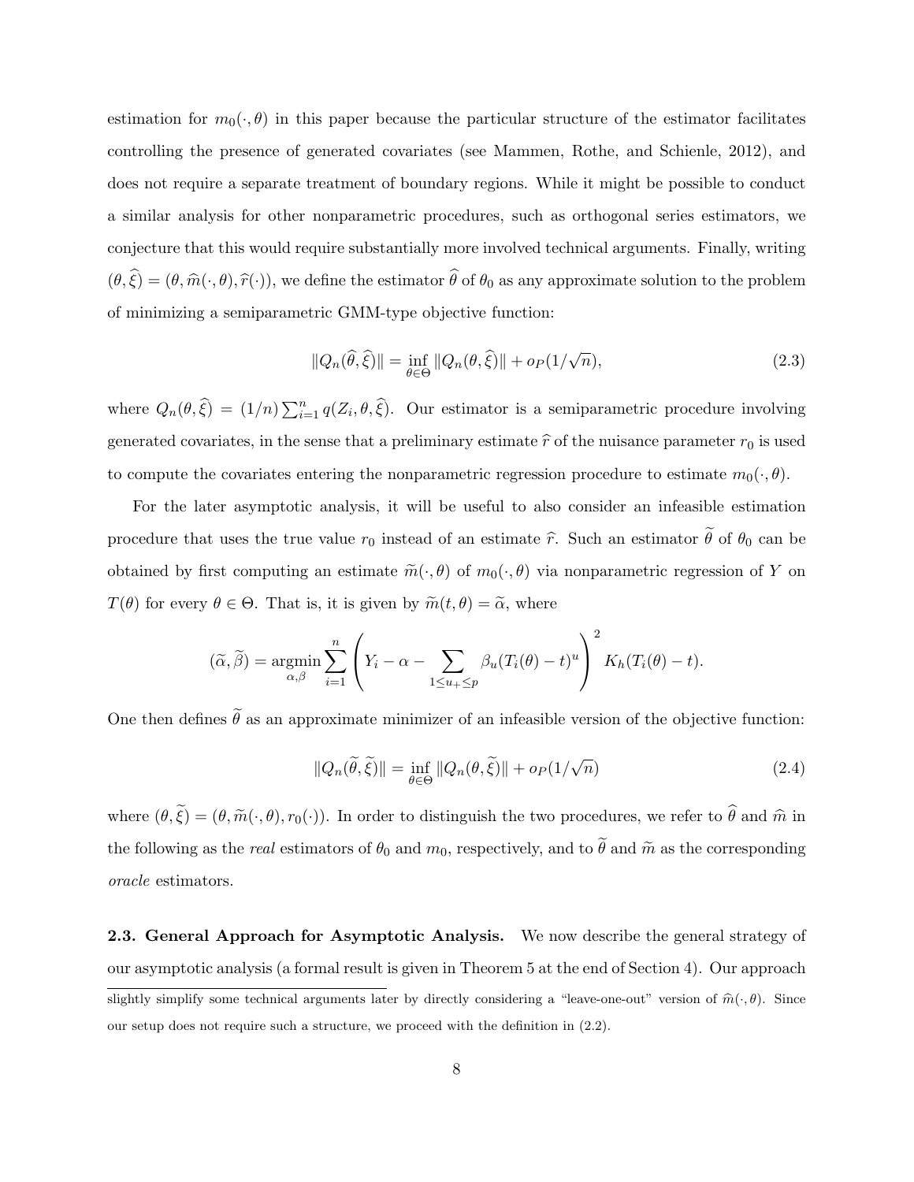estimation for $m_0(\cdot, \theta)$ in this paper because the particular structure of the estimator facilitates controlling the presence of generated covariates (see Mammen, Rothe, and Schienle, 2012), and does not require a separate treatment of boundary regions. While it might be possible to conduct a similar analysis for other nonparametric procedures, such as orthogonal series estimators, we conjecture that this would require substantially more involved technical arguments. Finally, writing $(\theta, \widehat{\xi}) = (\theta, \widehat{m}(\cdot, \theta), \widehat{r}(\cdot))$, we define the estimator $\widehat{\theta}$ of $\theta_0$ as any approximate solution to the problem of minimizing a semiparametric GMM-type objective function:

$$\|Q_n(\widehat{\theta}, \widehat{\xi})\| = \inf_{\theta \in \Theta} \|Q_n(\theta, \widehat{\xi})\| + o_P(1/\sqrt{n}), \tag{2.3}$$

where $Q_n(\theta, \widehat{\xi}) = (1/n)\sum_{i=1}^n q(Z_i, \theta, \widehat{\xi})$. Our estimator is a semiparametric procedure involving generated covariates, in the sense that a preliminary estimate $\widehat{r}$ of the nuisance parameter $r_0$ is used to compute the covariates entering the nonparametric regression procedure to estimate $m_0(\cdot, \theta)$.

For the later asymptotic analysis, it will be useful to also consider an infeasible estimation procedure that uses the true value $r_0$ instead of an estimate $\widehat{r}$. Such an estimator $\widetilde{\theta}$ of $\theta_0$ can be obtained by first computing an estimate $\widetilde{m}(\cdot, \theta)$ of $m_0(\cdot, \theta)$ via nonparametric regression of $Y$ on $T(\theta)$ for every $\theta \in \Theta$. That is, it is given by $\widetilde{m}(t, \theta) = \widetilde{\alpha}$, where

$$(\widetilde{\alpha}, \widetilde{\beta}) = \operatorname*{argmin}_{\alpha, \beta} \sum_{i=1}^n \left( Y_i - \alpha - \sum_{1 \leq u_+ \leq p} \beta_u (T_i(\theta) - t)^u \right)^2 K_h(T_i(\theta) - t).$$

One then defines $\widetilde{\theta}$ as an approximate minimizer of an infeasible version of the objective function:

$$\|Q_n(\widetilde{\theta}, \widetilde{\xi})\| = \inf_{\theta \in \Theta} \|Q_n(\theta, \widetilde{\xi})\| + o_P(1/\sqrt{n}) \tag{2.4}$$

where $(\theta, \widetilde{\xi}) = (\theta, \widetilde{m}(\cdot, \theta), r_0(\cdot))$. In order to distinguish the two procedures, we refer to $\widehat{\theta}$ and $\widehat{m}$ in the following as the *real* estimators of $\theta_0$ and $m_0$, respectively, and to $\widetilde{\theta}$ and $\widetilde{m}$ as the corresponding *oracle* estimators.

**2.3. General Approach for Asymptotic Analysis.** We now describe the general strategy of our asymptotic analysis (a formal result is given in Theorem 5 at the end of Section 4). Our approach

slightly simplify some technical arguments later by directly considering a "leave-one-out" version of $\widehat{m}(\cdot, \theta)$. Since our setup does not require such a structure, we proceed with the definition in (2.2).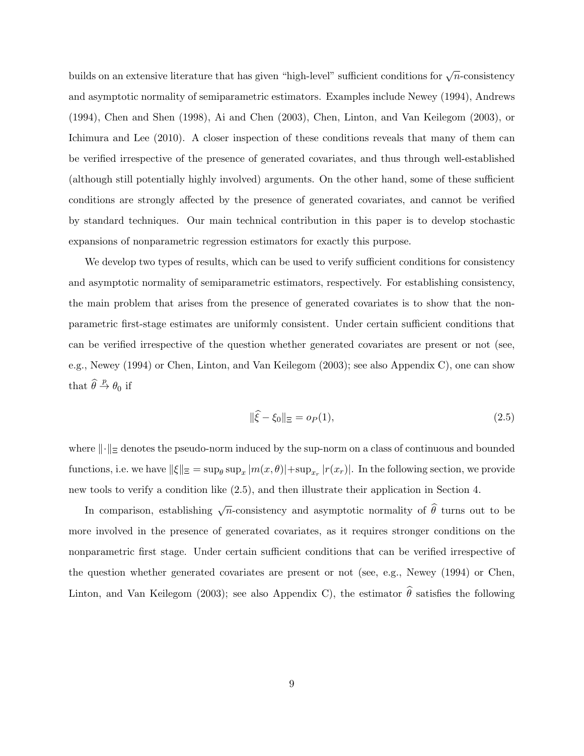builds on an extensive literature that has given "high-level" sufficient conditions for $\sqrt{n}$-consistency and asymptotic normality of semiparametric estimators. Examples include Newey (1994), Andrews (1994), Chen and Shen (1998), Ai and Chen (2003), Chen, Linton, and Van Keilegom (2003), or Ichimura and Lee (2010). A closer inspection of these conditions reveals that many of them can be verified irrespective of the presence of generated covariates, and thus through well-established (although still potentially highly involved) arguments. On the other hand, some of these sufficient conditions are strongly affected by the presence of generated covariates, and cannot be verified by standard techniques. Our main technical contribution in this paper is to develop stochastic expansions of nonparametric regression estimators for exactly this purpose.

We develop two types of results, which can be used to verify sufficient conditions for consistency and asymptotic normality of semiparametric estimators, respectively. For establishing consistency, the main problem that arises from the presence of generated covariates is to show that the nonparametric first-stage estimates are uniformly consistent. Under certain sufficient conditions that can be verified irrespective of the question whether generated covariates are present or not (see, e.g., Newey (1994) or Chen, Linton, and Van Keilegom (2003); see also Appendix C), one can show that $\widehat{\theta} \xrightarrow{p} \theta_0$ if

$$\|\widehat{\xi} - \xi_0\|_\Xi = o_P(1), \tag{2.5}$$

where $\|\cdot\|_\Xi$ denotes the pseudo-norm induced by the sup-norm on a class of continuous and bounded functions, i.e. we have $\|\xi\|_\Xi = \sup_\theta \sup_x |m(x,\theta)| + \sup_{x_r} |r(x_r)|$. In the following section, we provide new tools to verify a condition like (2.5), and then illustrate their application in Section 4.

In comparison, establishing $\sqrt{n}$-consistency and asymptotic normality of $\widehat{\theta}$ turns out to be more involved in the presence of generated covariates, as it requires stronger conditions on the nonparametric first stage. Under certain sufficient conditions that can be verified irrespective of the question whether generated covariates are present or not (see, e.g., Newey (1994) or Chen, Linton, and Van Keilegom (2003); see also Appendix C), the estimator $\widehat{\theta}$ satisfies the following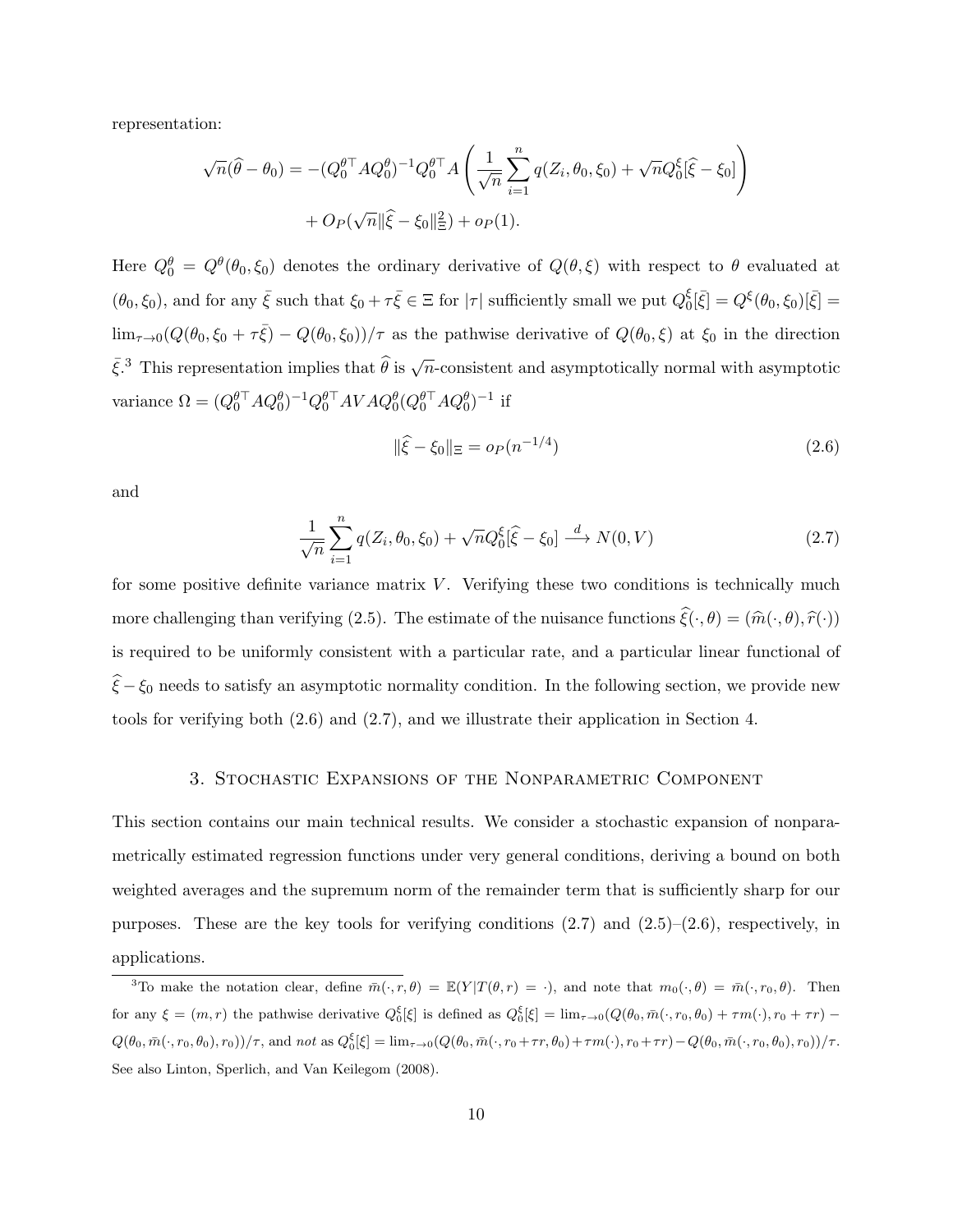representation:

$$\sqrt{n}(\widehat{\theta}-\theta_0) = -(Q_0^{\theta\top} A Q_0^{\theta})^{-1} Q_0^{\theta\top} A \left( \frac{1}{\sqrt{n}} \sum_{i=1}^{n} q(Z_i, \theta_0, \xi_0) + \sqrt{n} Q_0^{\xi}[\widehat{\xi}-\xi_0] \right) + O_P(\sqrt{n}\|\widehat{\xi}-\xi_0\|_{\Xi}^2) + o_P(1).$$

Here $Q_0^{\theta} = Q^{\theta}(\theta_0, \xi_0)$ denotes the ordinary derivative of $Q(\theta, \xi)$ with respect to $\theta$ evaluated at $(\theta_0, \xi_0)$, and for any $\bar{\xi}$ such that $\xi_0 + \tau\bar{\xi} \in \Xi$ for $|\tau|$ sufficiently small we put $Q_0^{\xi}[\bar{\xi}] = Q^{\xi}(\theta_0, \xi_0)[\bar{\xi}] = \lim_{\tau\to 0}(Q(\theta_0, \xi_0 + \tau\bar{\xi}) - Q(\theta_0, \xi_0))/\tau$ as the pathwise derivative of $Q(\theta_0, \xi)$ at $\xi_0$ in the direction $\bar{\xi}$.[3] This representation implies that $\widehat{\theta}$ is $\sqrt{n}$-consistent and asymptotically normal with asymptotic variance $\Omega = (Q_0^{\theta\top} A Q_0^{\theta})^{-1} Q_0^{\theta\top} A V A Q_0^{\theta} (Q_0^{\theta\top} A Q_0^{\theta})^{-1}$ if

$$\|\widehat{\xi}-\xi_0\|_{\Xi} = o_P(n^{-1/4}) \tag{2.6}$$

and

$$\frac{1}{\sqrt{n}} \sum_{i=1}^{n} q(Z_i, \theta_0, \xi_0) + \sqrt{n} Q_0^{\xi}[\widehat{\xi}-\xi_0] \xrightarrow{d} N(0, V) \tag{2.7}$$

for some positive definite variance matrix $V$. Verifying these two conditions is technically much more challenging than verifying (2.5). The estimate of the nuisance functions $\widehat{\xi}(\cdot, \theta) = (\widehat{m}(\cdot, \theta), \widehat{r}(\cdot))$ is required to be uniformly consistent with a particular rate, and a particular linear functional of $\widehat{\xi}-\xi_0$ needs to satisfy an asymptotic normality condition. In the following section, we provide new tools for verifying both (2.6) and (2.7), and we illustrate their application in Section 4.

## 3. Stochastic Expansions of the Nonparametric Component

This section contains our main technical results. We consider a stochastic expansion of nonparametrically estimated regression functions under very general conditions, deriving a bound on both weighted averages and the supremum norm of the remainder term that is sufficiently sharp for our purposes. These are the key tools for verifying conditions (2.7) and (2.5)–(2.6), respectively, in applications.

[3] To make the notation clear, define $\bar{m}(\cdot, r, \theta) = \mathbb{E}(Y|T(\theta, r) = \cdot)$, and note that $m_0(\cdot, \theta) = \bar{m}(\cdot, r_0, \theta)$. Then for any $\xi = (m, r)$ the pathwise derivative $Q_0^{\xi}[\xi]$ is defined as $Q_0^{\xi}[\xi] = \lim_{\tau\to 0}(Q(\theta_0, \bar{m}(\cdot, r_0, \theta_0) + \tau m(\cdot), r_0 + \tau r) - Q(\theta_0, \bar{m}(\cdot, r_0, \theta_0), r_0))/\tau$, and *not* as $Q_0^{\xi}[\xi] = \lim_{\tau\to 0}(Q(\theta_0, \bar{m}(\cdot, r_0 + \tau r, \theta_0) + \tau m(\cdot), r_0 + \tau r) - Q(\theta_0, \bar{m}(\cdot, r_0, \theta_0), r_0))/\tau$. See also Linton, Sperlich, and Van Keilegom (2008).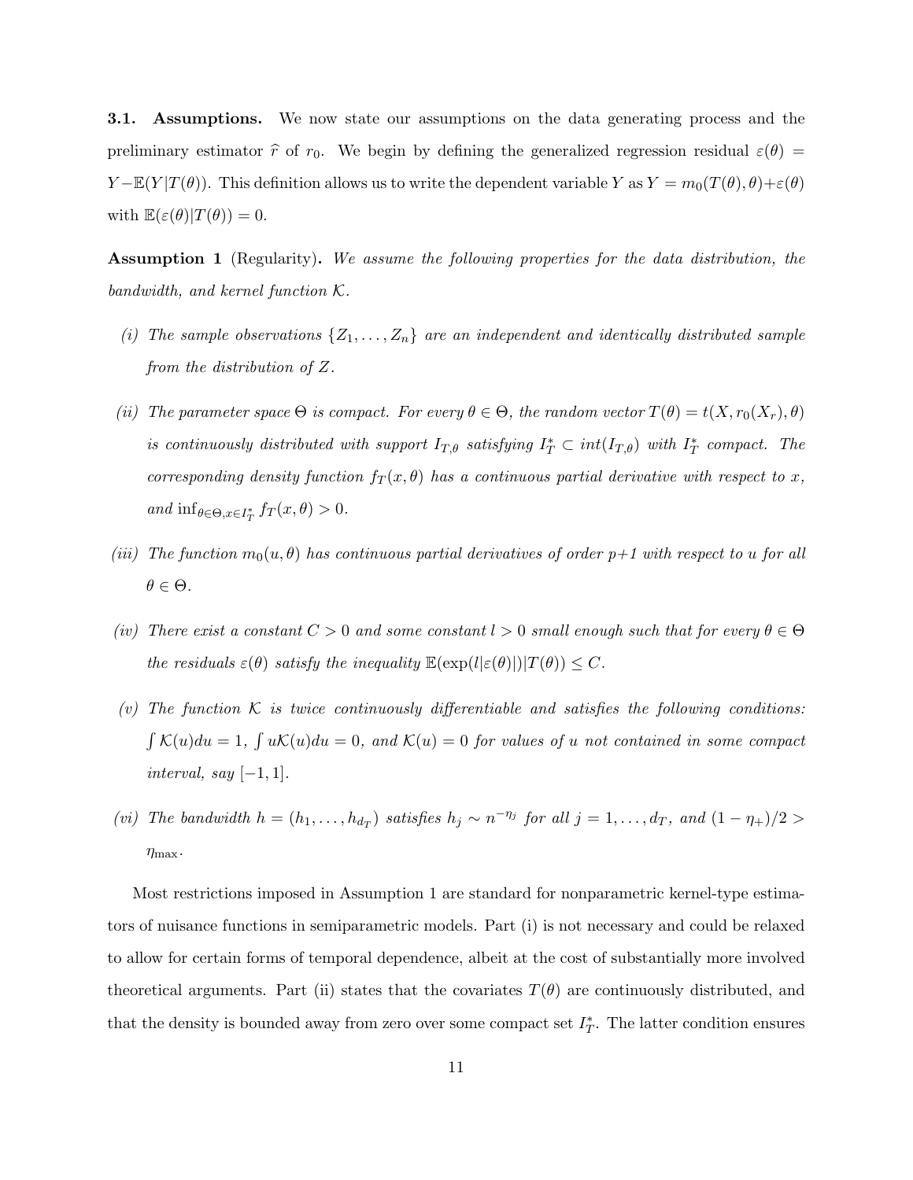**3.1. Assumptions.** We now state our assumptions on the data generating process and the preliminary estimator $\widehat{r}$ of $r_0$. We begin by defining the generalized regression residual $\varepsilon(\theta) = Y - \mathbb{E}(Y|T(\theta))$. This definition allows us to write the dependent variable $Y$ as $Y = m_0(T(\theta), \theta) + \varepsilon(\theta)$ with $\mathbb{E}(\varepsilon(\theta)|T(\theta)) = 0$.

**Assumption 1** (Regularity)**.** *We assume the following properties for the data distribution, the bandwidth, and kernel function $\mathcal{K}$.*

*(i) The sample observations $\{Z_1, \ldots, Z_n\}$ are an independent and identically distributed sample from the distribution of $Z$.*

*(ii) The parameter space $\Theta$ is compact. For every $\theta \in \Theta$, the random vector $T(\theta) = t(X, r_0(X_r), \theta)$ is continuously distributed with support $I_{T,\theta}$ satisfying $I_T^* \subset int(I_{T,\theta})$ with $I_T^*$ compact. The corresponding density function $f_T(x, \theta)$ has a continuous partial derivative with respect to $x$, and $\inf_{\theta \in \Theta, x \in I_T^*} f_T(x, \theta) > 0$.*

*(iii) The function $m_0(u, \theta)$ has continuous partial derivatives of order $p+1$ with respect to $u$ for all $\theta \in \Theta$.*

*(iv) There exist a constant $C > 0$ and some constant $l > 0$ small enough such that for every $\theta \in \Theta$ the residuals $\varepsilon(\theta)$ satisfy the inequality $\mathbb{E}(\exp(l|\varepsilon(\theta)|)|T(\theta)) \leq C$.*

*(v) The function $\mathcal{K}$ is twice continuously differentiable and satisfies the following conditions: $\int \mathcal{K}(u)du = 1$, $\int u\mathcal{K}(u)du = 0$, and $\mathcal{K}(u) = 0$ for values of $u$ not contained in some compact interval, say $[-1, 1]$.*

*(vi) The bandwidth $h = (h_1, \ldots, h_{d_T})$ satisfies $h_j \sim n^{-\eta_j}$ for all $j = 1, \ldots, d_T$, and $(1 - \eta_+)/2 > \eta_{\max}$.*

Most restrictions imposed in Assumption 1 are standard for nonparametric kernel-type estimators of nuisance functions in semiparametric models. Part (i) is not necessary and could be relaxed to allow for certain forms of temporal dependence, albeit at the cost of substantially more involved theoretical arguments. Part (ii) states that the covariates $T(\theta)$ are continuously distributed, and that the density is bounded away from zero over some compact set $I_T^*$. The latter condition ensures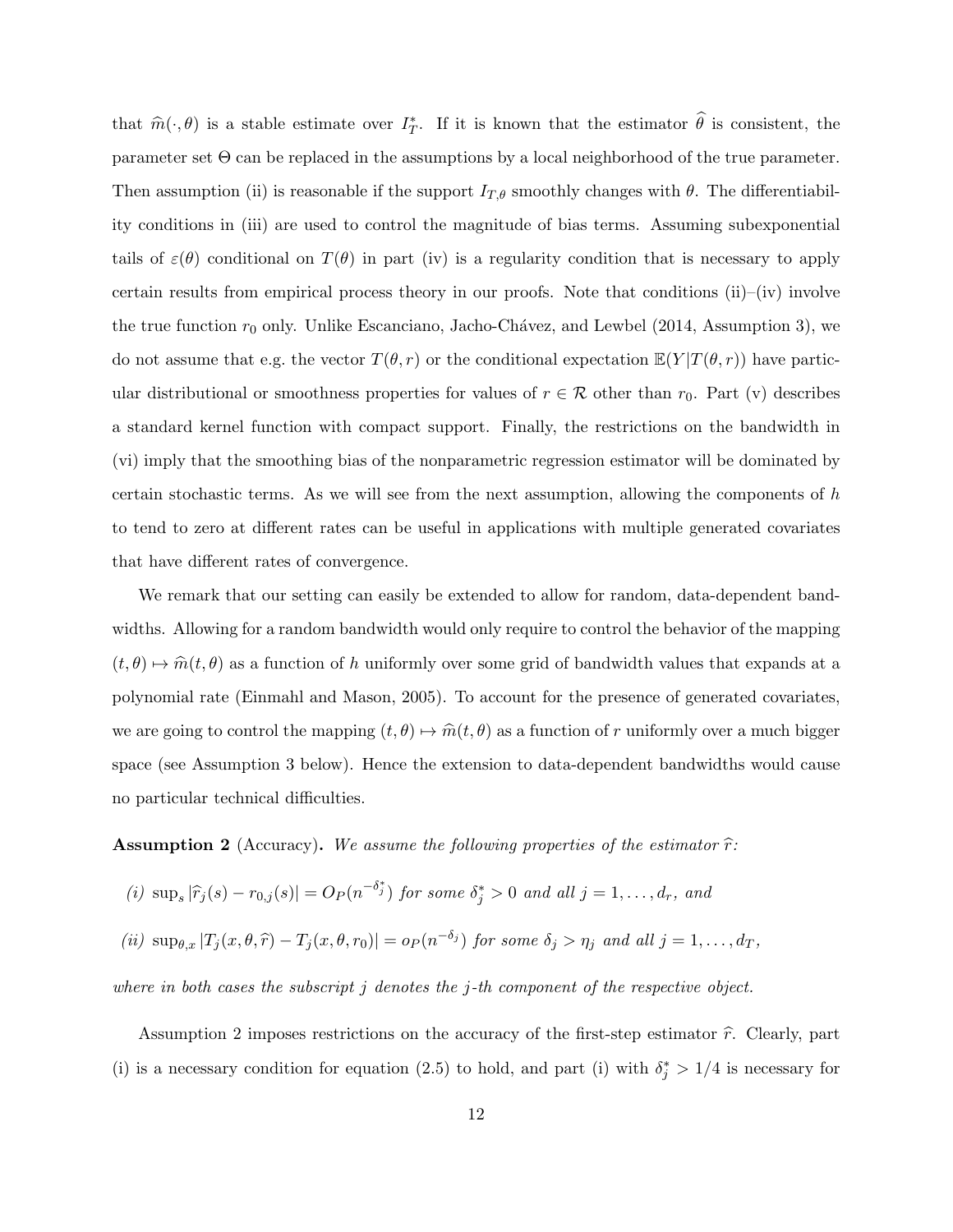that $\widehat{m}(\cdot,\theta)$ is a stable estimate over $I_T^*$. If it is known that the estimator $\widehat{\theta}$ is consistent, the parameter set $\Theta$ can be replaced in the assumptions by a local neighborhood of the true parameter. Then assumption (ii) is reasonable if the support $I_{T,\theta}$ smoothly changes with $\theta$. The differentiability conditions in (iii) are used to control the magnitude of bias terms. Assuming subexponential tails of $\varepsilon(\theta)$ conditional on $T(\theta)$ in part (iv) is a regularity condition that is necessary to apply certain results from empirical process theory in our proofs. Note that conditions (ii)–(iv) involve the true function $r_0$ only. Unlike Escanciano, Jacho-Chávez, and Lewbel (2014, Assumption 3), we do not assume that e.g. the vector $T(\theta, r)$ or the conditional expectation $\mathbb{E}(Y|T(\theta, r))$ have particular distributional or smoothness properties for values of $r \in \mathcal{R}$ other than $r_0$. Part (v) describes a standard kernel function with compact support. Finally, the restrictions on the bandwidth in (vi) imply that the smoothing bias of the nonparametric regression estimator will be dominated by certain stochastic terms. As we will see from the next assumption, allowing the components of $h$ to tend to zero at different rates can be useful in applications with multiple generated covariates that have different rates of convergence.

We remark that our setting can easily be extended to allow for random, data-dependent bandwidths. Allowing for a random bandwidth would only require to control the behavior of the mapping $(t, \theta) \mapsto \widehat{m}(t, \theta)$ as a function of $h$ uniformly over some grid of bandwidth values that expands at a polynomial rate (Einmahl and Mason, 2005). To account for the presence of generated covariates, we are going to control the mapping $(t, \theta) \mapsto \widehat{m}(t, \theta)$ as a function of $r$ uniformly over a much bigger space (see Assumption 3 below). Hence the extension to data-dependent bandwidths would cause no particular technical difficulties.

**Assumption 2** (Accuracy)**.** *We assume the following properties of the estimator $\widehat{r}$:*

*(i)* $\sup_s |\widehat{r}_j(s) - r_{0,j}(s)| = O_P(n^{-\delta_j^*})$ *for some* $\delta_j^* > 0$ *and all* $j = 1, \ldots, d_r$*, and*

*(ii)* $\sup_{\theta,x} |T_j(x, \theta, \widehat{r}) - T_j(x, \theta, r_0)| = o_P(n^{-\delta_j})$ *for some* $\delta_j > \eta_j$ *and all* $j = 1, \ldots, d_T$*,*

*where in both cases the subscript $j$ denotes the $j$-th component of the respective object.*

Assumption 2 imposes restrictions on the accuracy of the first-step estimator $\widehat{r}$. Clearly, part (i) is a necessary condition for equation (2.5) to hold, and part (i) with $\delta_j^* > 1/4$ is necessary for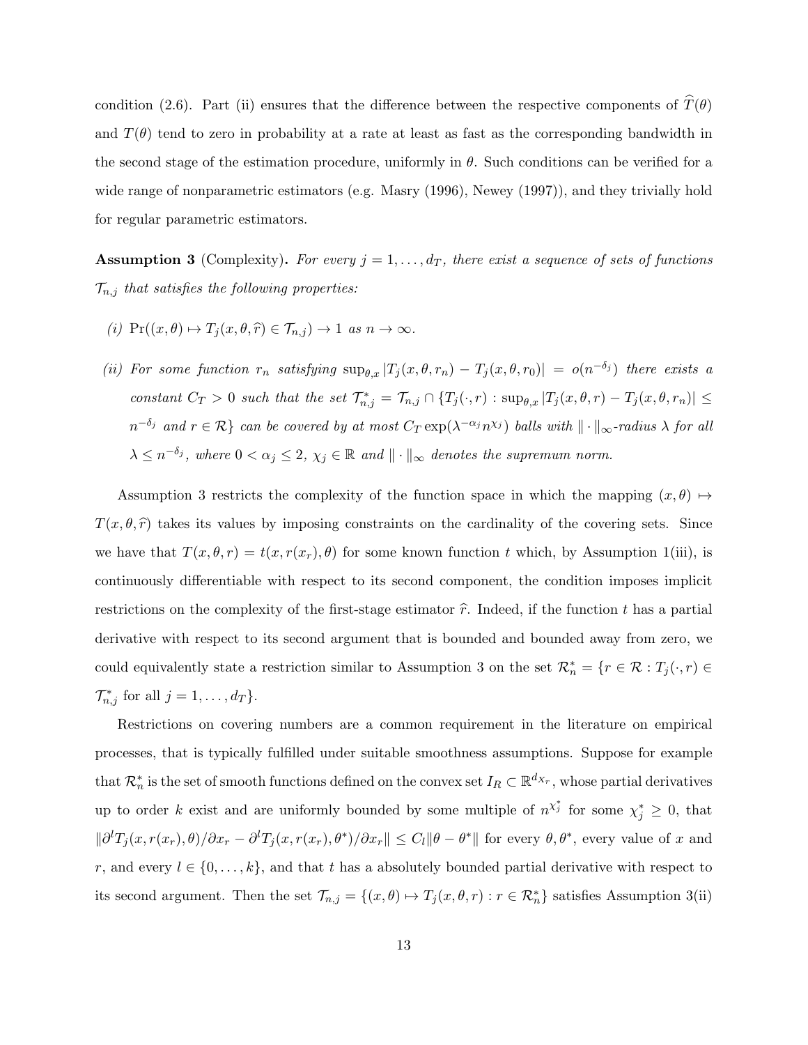condition (2.6). Part (ii) ensures that the difference between the respective components of $\widehat{T}(\theta)$ and $T(\theta)$ tend to zero in probability at a rate at least as fast as the corresponding bandwidth in the second stage of the estimation procedure, uniformly in $\theta$. Such conditions can be verified for a wide range of nonparametric estimators (e.g. Masry (1996), Newey (1997)), and they trivially hold for regular parametric estimators.

**Assumption 3** (Complexity)**.** *For every $j = 1, \ldots, d_T$, there exist a sequence of sets of functions $\mathcal{T}_{n,j}$ that satisfies the following properties:*

*(i)* $\Pr((x, \theta) \mapsto T_j(x, \theta, \widehat{r}) \in \mathcal{T}_{n,j}) \to 1$ *as* $n \to \infty$.

*(ii) For some function $r_n$ satisfying $\sup_{\theta,x} |T_j(x, \theta, r_n) - T_j(x, \theta, r_0)| = o(n^{-\delta_j})$ there exists a constant $C_T > 0$ such that the set $\mathcal{T}^*_{n,j} = \mathcal{T}_{n,j} \cap \{T_j(\cdot, r) : \sup_{\theta,x} |T_j(x, \theta, r) - T_j(x, \theta, r_n)| \leq n^{-\delta_j}$ and $r \in \mathcal{R}\}$ can be covered by at most $C_T \exp(\lambda^{-\alpha_j} n^{\chi_j})$ balls with $\|\cdot\|_\infty$-radius $\lambda$ for all $\lambda \leq n^{-\delta_j}$, where $0 < \alpha_j \leq 2$, $\chi_j \in \mathbb{R}$ and $\|\cdot\|_\infty$ denotes the supremum norm.*

Assumption 3 restricts the complexity of the function space in which the mapping $(x, \theta) \mapsto T(x, \theta, \widehat{r})$ takes its values by imposing constraints on the cardinality of the covering sets. Since we have that $T(x, \theta, r) = t(x, r(x_r), \theta)$ for some known function $t$ which, by Assumption 1(iii), is continuously differentiable with respect to its second component, the condition imposes implicit restrictions on the complexity of the first-stage estimator $\widehat{r}$. Indeed, if the function $t$ has a partial derivative with respect to its second argument that is bounded and bounded away from zero, we could equivalently state a restriction similar to Assumption 3 on the set $\mathcal{R}^*_n = \{r \in \mathcal{R} : T_j(\cdot, r) \in \mathcal{T}^*_{n,j}$ for all $j = 1, \ldots, d_T\}$.

Restrictions on covering numbers are a common requirement in the literature on empirical processes, that is typically fulfilled under suitable smoothness assumptions. Suppose for example that $\mathcal{R}^*_n$ is the set of smooth functions defined on the convex set $I_R \subset \mathbb{R}^{d_{X_r}}$, whose partial derivatives up to order $k$ exist and are uniformly bounded by some multiple of $n^{\chi^*_j}$ for some $\chi^*_j \geq 0$, that $\|\partial^l T_j(x, r(x_r), \theta)/\partial x_r - \partial^l T_j(x, r(x_r), \theta^*)/\partial x_r\| \leq C_l \|\theta - \theta^*\|$ for every $\theta, \theta^*$, every value of $x$ and $r$, and every $l \in \{0, \ldots, k\}$, and that $t$ has a absolutely bounded partial derivative with respect to its second argument. Then the set $\mathcal{T}_{n,j} = \{(x, \theta) \mapsto T_j(x, \theta, r) : r \in \mathcal{R}^*_n\}$ satisfies Assumption 3(ii)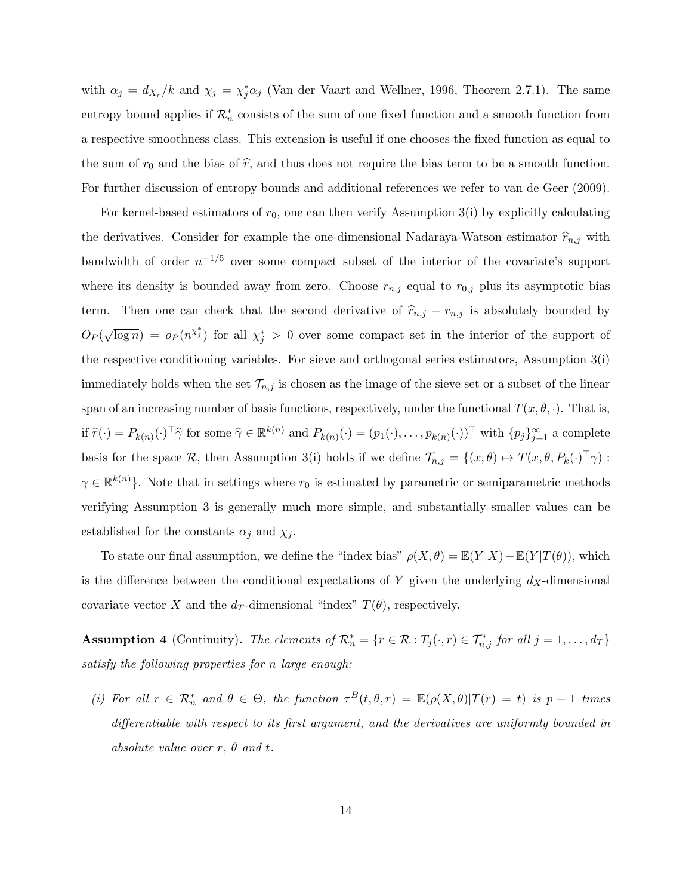with $\alpha_j = d_{X_r}/k$ and $\chi_j = \chi_j^* \alpha_j$ (Van der Vaart and Wellner, 1996, Theorem 2.7.1). The same entropy bound applies if $\mathcal{R}_n^*$ consists of the sum of one fixed function and a smooth function from a respective smoothness class. This extension is useful if one chooses the fixed function as equal to the sum of $r_0$ and the bias of $\widehat{r}$, and thus does not require the bias term to be a smooth function. For further discussion of entropy bounds and additional references we refer to van de Geer (2009).

For kernel-based estimators of $r_0$, one can then verify Assumption 3(i) by explicitly calculating the derivatives. Consider for example the one-dimensional Nadaraya-Watson estimator $\widehat{r}_{n,j}$ with bandwidth of order $n^{-1/5}$ over some compact subset of the interior of the covariate's support where its density is bounded away from zero. Choose $r_{n,j}$ equal to $r_{0,j}$ plus its asymptotic bias term. Then one can check that the second derivative of $\widehat{r}_{n,j} - r_{n,j}$ is absolutely bounded by $O_P(\sqrt{\log n}) = o_P(n^{\chi_j^*})$ for all $\chi_j^* > 0$ over some compact set in the interior of the support of the respective conditioning variables. For sieve and orthogonal series estimators, Assumption 3(i) immediately holds when the set $\mathcal{T}_{n,j}$ is chosen as the image of the sieve set or a subset of the linear span of an increasing number of basis functions, respectively, under the functional $T(x, \theta, \cdot)$. That is, if $\widehat{r}(\cdot) = P_{k(n)}(\cdot)^\top \widehat{\gamma}$ for some $\widehat{\gamma} \in \mathbb{R}^{k(n)}$ and $P_{k(n)}(\cdot) = (p_1(\cdot), \ldots, p_{k(n)}(\cdot))^\top$ with $\{p_j\}_{j=1}^\infty$ a complete basis for the space $\mathcal{R}$, then Assumption 3(i) holds if we define $\mathcal{T}_{n,j} = \{(x, \theta) \mapsto T(x, \theta, P_k(\cdot)^\top \gamma) : \gamma \in \mathbb{R}^{k(n)}\}$. Note that in settings where $r_0$ is estimated by parametric or semiparametric methods verifying Assumption 3 is generally much more simple, and substantially smaller values can be established for the constants $\alpha_j$ and $\chi_j$.

To state our final assumption, we define the "index bias" $\rho(X, \theta) = \mathbb{E}(Y|X) - \mathbb{E}(Y|T(\theta))$, which is the difference between the conditional expectations of $Y$ given the underlying $d_X$-dimensional covariate vector $X$ and the $d_T$-dimensional "index" $T(\theta)$, respectively.

**Assumption 4** (Continuity)**.** *The elements of $\mathcal{R}_n^* = \{r \in \mathcal{R} : T_j(\cdot, r) \in \mathcal{T}_{n,j}^*$ for all $j = 1, \ldots, d_T\}$ satisfy the following properties for $n$ large enough:*

*(i) For all $r \in \mathcal{R}_n^*$ and $\theta \in \Theta$, the function $\tau^B(t, \theta, r) = \mathbb{E}(\rho(X, \theta)|T(r) = t)$ is $p + 1$ times differentiable with respect to its first argument, and the derivatives are uniformly bounded in absolute value over $r$, $\theta$ and $t$.*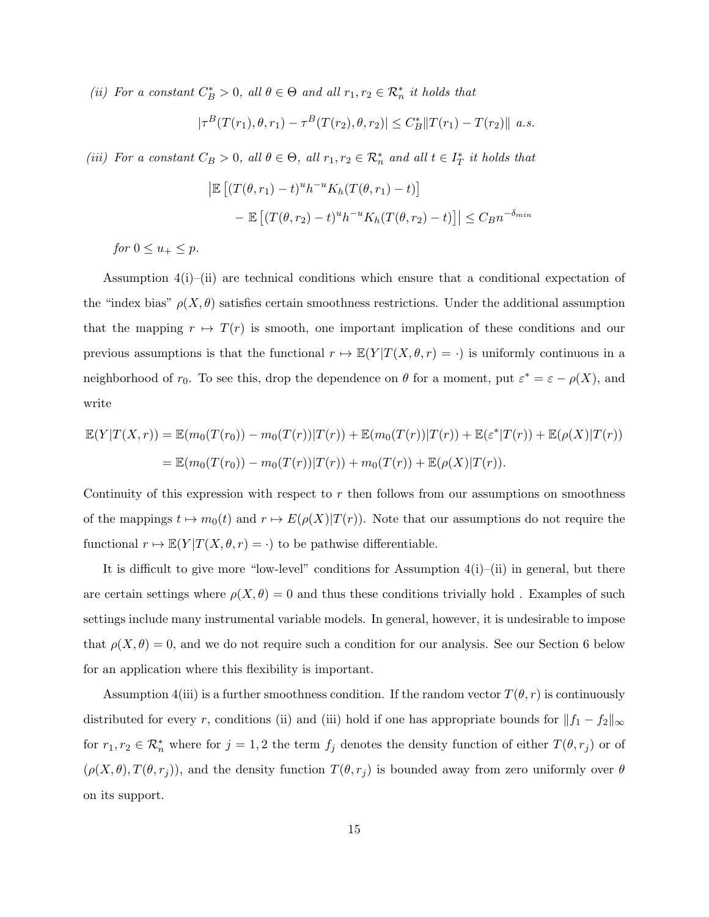*(ii) For a constant $C_B^* > 0$, all $\theta \in \Theta$ and all $r_1, r_2 \in \mathcal{R}_n^*$ it holds that*

$$|\tau^B(T(r_1), \theta, r_1) - \tau^B(T(r_2), \theta, r_2)| \leq C_B^* \|T(r_1) - T(r_2)\| \text{ a.s.}$$

*(iii) For a constant $C_B > 0$, all $\theta \in \Theta$, all $r_1, r_2 \in \mathcal{R}_n^*$ and all $t \in I_T^*$ it holds that*

$$\begin{aligned} \big| \mathbb{E}\left[(T(\theta, r_1) - t)^u h^{-u} K_h(T(\theta, r_1) - t)\right] \\ - \mathbb{E}\left[(T(\theta, r_2) - t)^u h^{-u} K_h(T(\theta, r_2) - t)\right] \big| \leq C_B n^{-\delta_{min}} \end{aligned}$$

*for $0 \leq u_+ \leq p$.*

Assumption 4(i)–(ii) are technical conditions which ensure that a conditional expectation of the "index bias" $\rho(X, \theta)$ satisfies certain smoothness restrictions. Under the additional assumption that the mapping $r \mapsto T(r)$ is smooth, one important implication of these conditions and our previous assumptions is that the functional $r \mapsto \mathbb{E}(Y|T(X, \theta, r) = \cdot)$ is uniformly continuous in a neighborhood of $r_0$. To see this, drop the dependence on $\theta$ for a moment, put $\varepsilon^* = \varepsilon - \rho(X)$, and write

$$\begin{aligned} \mathbb{E}(Y|T(X,r)) &= \mathbb{E}(m_0(T(r_0)) - m_0(T(r))|T(r)) + \mathbb{E}(m_0(T(r))|T(r)) + \mathbb{E}(\varepsilon^*|T(r)) + \mathbb{E}(\rho(X)|T(r)) \\ &= \mathbb{E}(m_0(T(r_0)) - m_0(T(r))|T(r)) + m_0(T(r)) + \mathbb{E}(\rho(X)|T(r)). \end{aligned}$$

Continuity of this expression with respect to $r$ then follows from our assumptions on smoothness of the mappings $t \mapsto m_0(t)$ and $r \mapsto E(\rho(X)|T(r))$. Note that our assumptions do not require the functional $r \mapsto \mathbb{E}(Y|T(X, \theta, r) = \cdot)$ to be pathwise differentiable.

It is difficult to give more "low-level" conditions for Assumption 4(i)–(ii) in general, but there are certain settings where $\rho(X, \theta) = 0$ and thus these conditions trivially hold . Examples of such settings include many instrumental variable models. In general, however, it is undesirable to impose that $\rho(X, \theta) = 0$, and we do not require such a condition for our analysis. See our Section 6 below for an application where this flexibility is important.

Assumption 4(iii) is a further smoothness condition. If the random vector $T(\theta, r)$ is continuously distributed for every $r$, conditions (ii) and (iii) hold if one has appropriate bounds for $\|f_1 - f_2\|_\infty$ for $r_1, r_2 \in \mathcal{R}_n^*$ where for $j = 1, 2$ the term $f_j$ denotes the density function of either $T(\theta, r_j)$ or of $(\rho(X, \theta), T(\theta, r_j))$, and the density function $T(\theta, r_j)$ is bounded away from zero uniformly over $\theta$ on its support.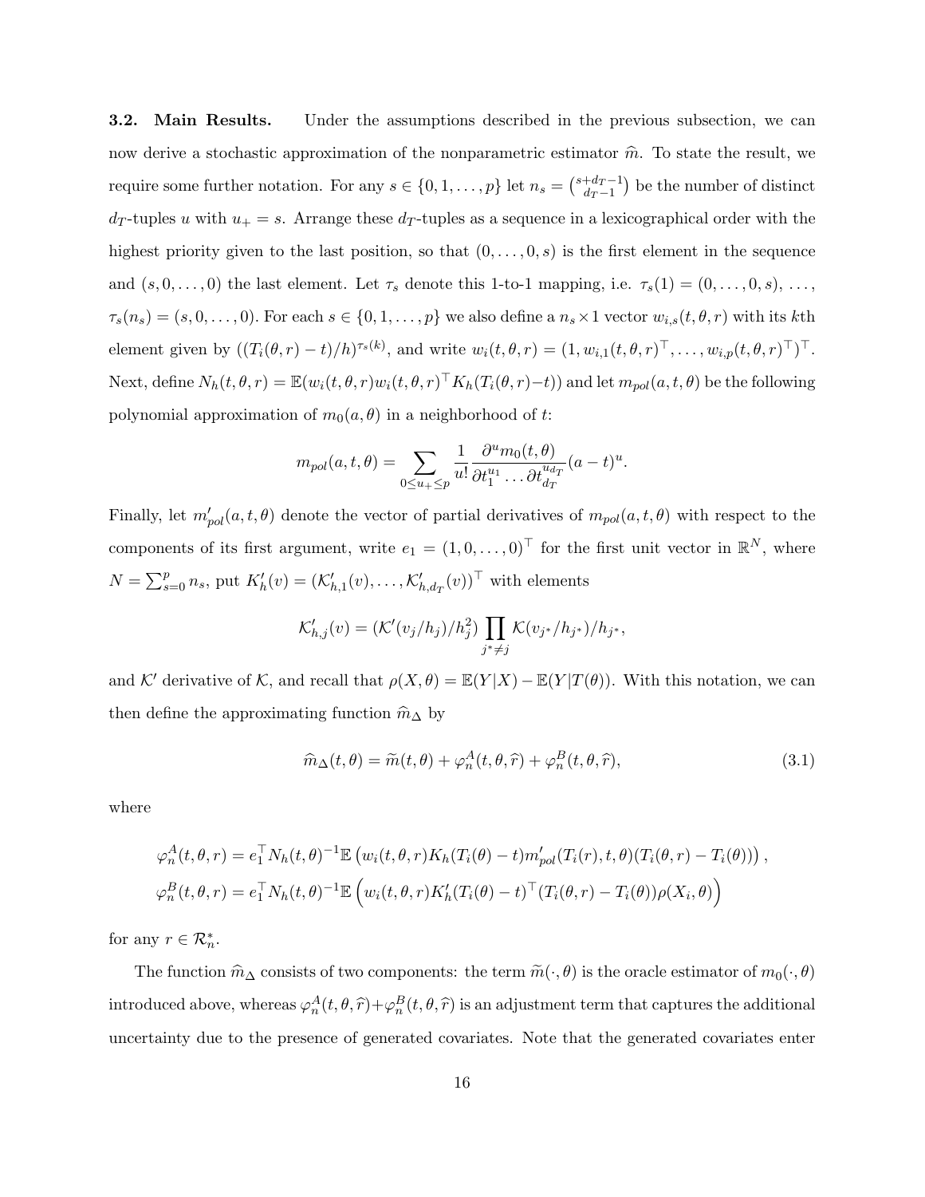**3.2. Main Results.** Under the assumptions described in the previous subsection, we can now derive a stochastic approximation of the nonparametric estimator $\widehat{m}$. To state the result, we require some further notation. For any $s \in \{0, 1, \ldots, p\}$ let $n_s = \binom{s+d_T-1}{d_T-1}$ be the number of distinct $d_T$-tuples $u$ with $u_+ = s$. Arrange these $d_T$-tuples as a sequence in a lexicographical order with the highest priority given to the last position, so that $(0, \ldots, 0, s)$ is the first element in the sequence and $(s, 0, \ldots, 0)$ the last element. Let $\tau_s$ denote this 1-to-1 mapping, i.e. $\tau_s(1) = (0, \ldots, 0, s), \ldots, \tau_s(n_s) = (s, 0, \ldots, 0)$. For each $s \in \{0, 1, \ldots, p\}$ we also define a $n_s \times 1$ vector $w_{i,s}(t, \theta, r)$ with its $k$th element given by $((T_i(\theta, r) - t)/h)^{\tau_s(k)}$, and write $w_i(t, \theta, r) = (1, w_{i,1}(t, \theta, r)^\top, \ldots, w_{i,p}(t, \theta, r)^\top)^\top$. Next, define $N_h(t, \theta, r) = \mathbb{E}(w_i(t, \theta, r) w_i(t, \theta, r)^\top K_h(T_i(\theta, r) - t))$ and let $m_{pol}(a, t, \theta)$ be the following polynomial approximation of $m_0(a, \theta)$ in a neighborhood of $t$:

$$m_{pol}(a, t, \theta) = \sum_{0 \leq u_+ \leq p} \frac{1}{u!} \frac{\partial^u m_0(t, \theta)}{\partial t_1^{u_1} \ldots \partial t_{d_T}^{u_{d_T}}} (a - t)^u.$$

Finally, let $m'_{pol}(a, t, \theta)$ denote the vector of partial derivatives of $m_{pol}(a, t, \theta)$ with respect to the components of its first argument, write $e_1 = (1, 0, \ldots, 0)^\top$ for the first unit vector in $\mathbb{R}^N$, where $N = \sum_{s=0}^p n_s$, put $K'_h(v) = (\mathcal{K}'_{h,1}(v), \ldots, \mathcal{K}'_{h,d_T}(v))^\top$ with elements

$$\mathcal{K}'_{h,j}(v) = (\mathcal{K}'(v_j/h_j)/h_j^2) \prod_{j^* \neq j} \mathcal{K}(v_{j^*}/h_{j^*})/h_{j^*},$$

and $\mathcal{K}'$ derivative of $\mathcal{K}$, and recall that $\rho(X, \theta) = \mathbb{E}(Y|X) - \mathbb{E}(Y|T(\theta))$. With this notation, we can then define the approximating function $\widehat{m}_\Delta$ by

$$\widehat{m}_\Delta(t, \theta) = \widetilde{m}(t, \theta) + \varphi_n^A(t, \theta, \widehat{r}) + \varphi_n^B(t, \theta, \widehat{r}), \tag{3.1}$$

where

$$\varphi_n^A(t, \theta, r) = e_1^\top N_h(t, \theta)^{-1} \mathbb{E}\left(w_i(t, \theta, r) K_h(T_i(\theta) - t) m'_{pol}(T_i(r), t, \theta)(T_i(\theta, r) - T_i(\theta))\right),$$
$$\varphi_n^B(t, \theta, r) = e_1^\top N_h(t, \theta)^{-1} \mathbb{E}\left(w_i(t, \theta, r) K'_h(T_i(\theta) - t)^\top (T_i(\theta, r) - T_i(\theta)) \rho(X_i, \theta)\right)$$

for any $r \in \mathcal{R}_n^*$.

The function $\widehat{m}_\Delta$ consists of two components: the term $\widetilde{m}(\cdot, \theta)$ is the oracle estimator of $m_0(\cdot, \theta)$ introduced above, whereas $\varphi_n^A(t, \theta, \widehat{r}) + \varphi_n^B(t, \theta, \widehat{r})$ is an adjustment term that captures the additional uncertainty due to the presence of generated covariates. Note that the generated covariates enter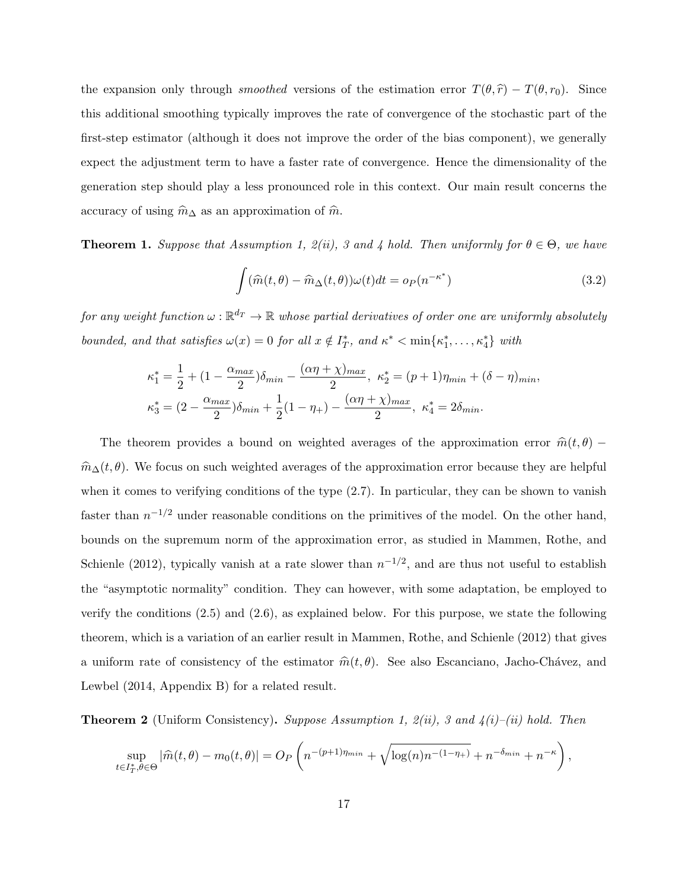the expansion only through *smoothed* versions of the estimation error $T(\theta, \widehat{r}) - T(\theta, r_0)$. Since this additional smoothing typically improves the rate of convergence of the stochastic part of the first-step estimator (although it does not improve the order of the bias component), we generally expect the adjustment term to have a faster rate of convergence. Hence the dimensionality of the generation step should play a less pronounced role in this context. Our main result concerns the accuracy of using $\widehat{m}_\Delta$ as an approximation of $\widehat{m}$.

**Theorem 1.** *Suppose that Assumption 1, 2(ii), 3 and 4 hold. Then uniformly for $\theta \in \Theta$, we have*

$$\int (\widehat{m}(t,\theta) - \widehat{m}_\Delta(t,\theta))\omega(t)dt = o_P(n^{-\kappa^*}) \tag{3.2}$$

*for any weight function $\omega : \mathbb{R}^{d_T} \to \mathbb{R}$ whose partial derivatives of order one are uniformly absolutely bounded, and that satisfies $\omega(x) = 0$ for all $x \notin I_T^*$, and $\kappa^* < \min\{\kappa_1^*, \ldots, \kappa_4^*\}$ with*

$$\kappa_1^* = \frac{1}{2} + (1 - \frac{\alpha_{max}}{2})\delta_{min} - \frac{(\alpha\eta + \chi)_{max}}{2}, \ \kappa_2^* = (p+1)\eta_{min} + (\delta - \eta)_{min},$$
$$\kappa_3^* = (2 - \frac{\alpha_{max}}{2})\delta_{min} + \frac{1}{2}(1 - \eta_+) - \frac{(\alpha\eta + \chi)_{max}}{2}, \ \kappa_4^* = 2\delta_{min}.$$

The theorem provides a bound on weighted averages of the approximation error $\widehat{m}(t,\theta) - \widehat{m}_\Delta(t,\theta)$. We focus on such weighted averages of the approximation error because they are helpful when it comes to verifying conditions of the type (2.7). In particular, they can be shown to vanish faster than $n^{-1/2}$ under reasonable conditions on the primitives of the model. On the other hand, bounds on the supremum norm of the approximation error, as studied in Mammen, Rothe, and Schienle (2012), typically vanish at a rate slower than $n^{-1/2}$, and are thus not useful to establish the "asymptotic normality" condition. They can however, with some adaptation, be employed to verify the conditions (2.5) and (2.6), as explained below. For this purpose, we state the following theorem, which is a variation of an earlier result in Mammen, Rothe, and Schienle (2012) that gives a uniform rate of consistency of the estimator $\widehat{m}(t,\theta)$. See also Escanciano, Jacho-Chávez, and Lewbel (2014, Appendix B) for a related result.

**Theorem 2** (Uniform Consistency)**.** *Suppose Assumption 1, 2(ii), 3 and 4(i)–(ii) hold. Then*

$$\sup_{t \in I_T^*, \theta \in \Theta} |\widehat{m}(t,\theta) - m_0(t,\theta)| = O_P\left(n^{-(p+1)\eta_{min}} + \sqrt{\log(n) n^{-(1-\eta_+)}} + n^{-\delta_{min}} + n^{-\kappa}\right),$$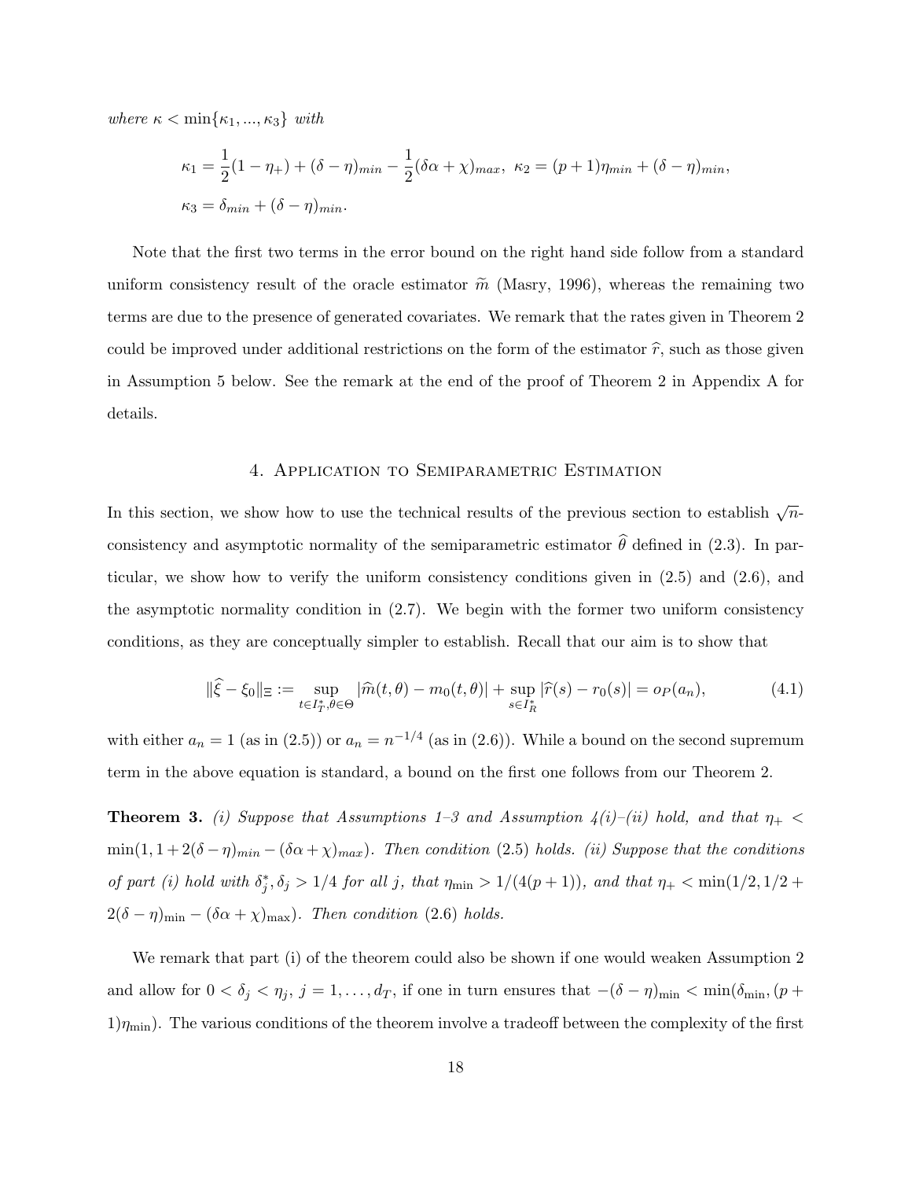*where* $\kappa < \min\{\kappa_1, ..., \kappa_3\}$ *with*

$$\kappa_1 = \frac{1}{2}(1 - \eta_+) + (\delta - \eta)_{min} - \frac{1}{2}(\delta\alpha + \chi)_{max}, \;\; \kappa_2 = (p+1)\eta_{min} + (\delta - \eta)_{min},$$
$$\kappa_3 = \delta_{min} + (\delta - \eta)_{min}.$$

Note that the first two terms in the error bound on the right hand side follow from a standard uniform consistency result of the oracle estimator $\widetilde{m}$ (Masry, 1996), whereas the remaining two terms are due to the presence of generated covariates. We remark that the rates given in Theorem 2 could be improved under additional restrictions on the form of the estimator $\widehat{r}$, such as those given in Assumption 5 below. See the remark at the end of the proof of Theorem 2 in Appendix A for details.

## 4. Application to Semiparametric Estimation

In this section, we show how to use the technical results of the previous section to establish $\sqrt{n}$-consistency and asymptotic normality of the semiparametric estimator $\widehat{\theta}$ defined in (2.3). In particular, we show how to verify the uniform consistency conditions given in (2.5) and (2.6), and the asymptotic normality condition in (2.7). We begin with the former two uniform consistency conditions, as they are conceptually simpler to establish. Recall that our aim is to show that

$$\|\widehat{\xi} - \xi_0\|_\Xi := \sup_{t \in I_T^*, \theta \in \Theta} |\widehat{m}(t, \theta) - m_0(t, \theta)| + \sup_{s \in I_R^*} |\widehat{r}(s) - r_0(s)| = o_P(a_n), \tag{4.1}$$

with either $a_n = 1$ (as in (2.5)) or $a_n = n^{-1/4}$ (as in (2.6)). While a bound on the second supremum term in the above equation is standard, a bound on the first one follows from our Theorem 2.

**Theorem 3.** *(i) Suppose that Assumptions 1–3 and Assumption 4(i)–(ii) hold, and that* $\eta_+ < \min(1, 1 + 2(\delta - \eta)_{min} - (\delta\alpha + \chi)_{max})$*. Then condition* (2.5) *holds. (ii) Suppose that the conditions of part (i) hold with* $\delta_j^*, \delta_j > 1/4$ *for all* $j$*, that* $\eta_{\min} > 1/(4(p+1))$*, and that* $\eta_+ < \min(1/2, 1/2 + 2(\delta - \eta)_{\min} - (\delta\alpha + \chi)_{\max})$*. Then condition* (2.6) *holds.*

We remark that part (i) of the theorem could also be shown if one would weaken Assumption 2 and allow for $0 < \delta_j < \eta_j$, $j = 1, \ldots, d_T$, if one in turn ensures that $-(\delta - \eta)_{\min} < \min(\delta_{\min}, (p+1)\eta_{\min})$. The various conditions of the theorem involve a tradeoff between the complexity of the first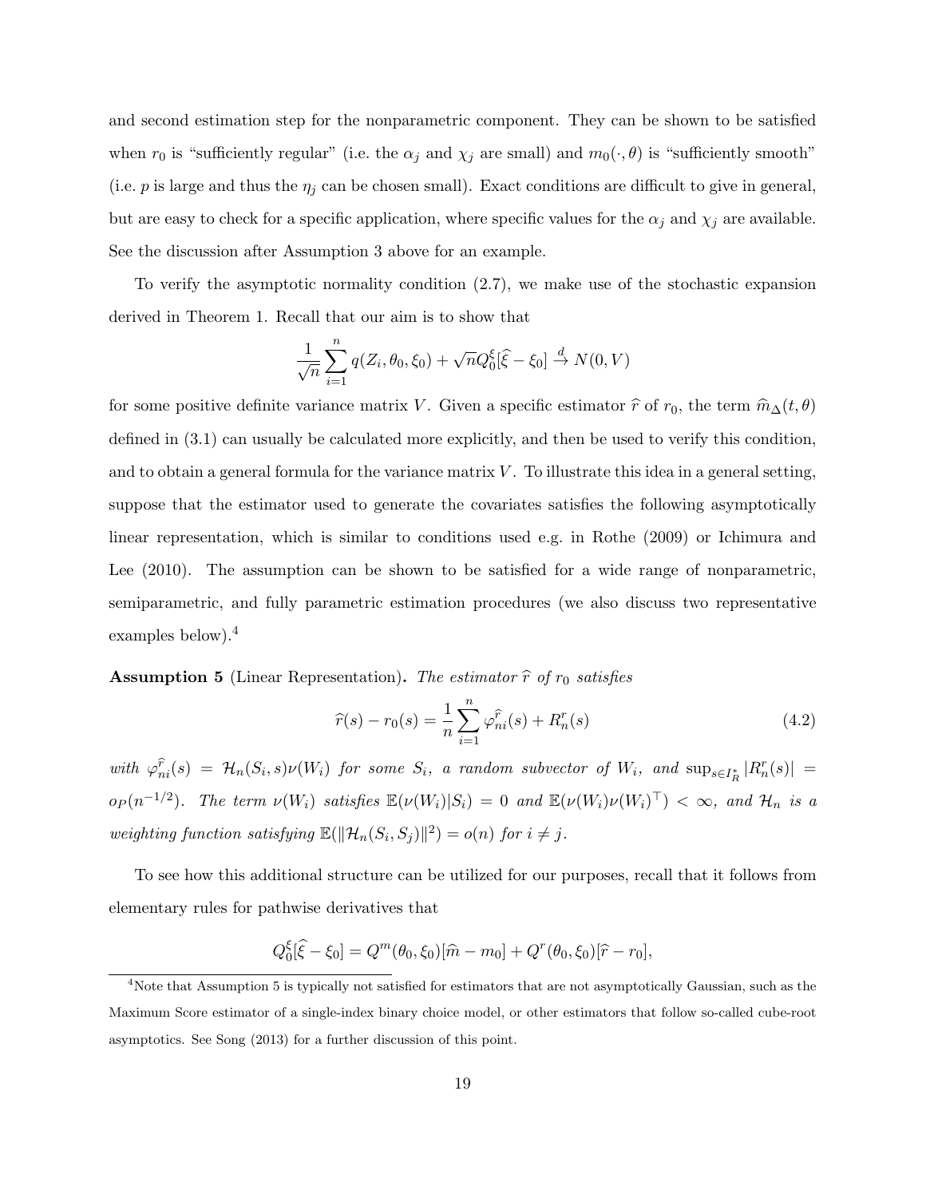and second estimation step for the nonparametric component. They can be shown to be satisfied when $r_0$ is "sufficiently regular" (i.e. the $\alpha_j$ and $\chi_j$ are small) and $m_0(\cdot, \theta)$ is "sufficiently smooth" (i.e. $p$ is large and thus the $\eta_j$ can be chosen small). Exact conditions are difficult to give in general, but are easy to check for a specific application, where specific values for the $\alpha_j$ and $\chi_j$ are available. See the discussion after Assumption 3 above for an example.

To verify the asymptotic normality condition (2.7), we make use of the stochastic expansion derived in Theorem 1. Recall that our aim is to show that

$$\frac{1}{\sqrt{n}} \sum_{i=1}^{n} q(Z_i, \theta_0, \xi_0) + \sqrt{n} Q_0^{\xi}[\widehat{\xi} - \xi_0] \xrightarrow{d} N(0, V)$$

for some positive definite variance matrix $V$. Given a specific estimator $\widehat{r}$ of $r_0$, the term $\widehat{m}_{\Delta}(t, \theta)$ defined in (3.1) can usually be calculated more explicitly, and then be used to verify this condition, and to obtain a general formula for the variance matrix $V$. To illustrate this idea in a general setting, suppose that the estimator used to generate the covariates satisfies the following asymptotically linear representation, which is similar to conditions used e.g. in Rothe (2009) or Ichimura and Lee (2010). The assumption can be shown to be satisfied for a wide range of nonparametric, semiparametric, and fully parametric estimation procedures (we also discuss two representative examples below).[4]

**Assumption 5** (Linear Representation)**.** *The estimator $\widehat{r}$ of $r_0$ satisfies*

$$\widehat{r}(s) - r_0(s) = \frac{1}{n} \sum_{i=1}^{n} \varphi_{ni}^{\widehat{r}}(s) + R_n^r(s) \tag{4.2}$$

*with $\varphi_{ni}^{\widehat{r}}(s) = \mathcal{H}_n(S_i, s)\nu(W_i)$ for some $S_i$, a random subvector of $W_i$, and $\sup_{s \in I_R^*} |R_n^r(s)| = o_P(n^{-1/2})$. The term $\nu(W_i)$ satisfies $\mathbb{E}(\nu(W_i)|S_i) = 0$ and $\mathbb{E}(\nu(W_i)\nu(W_i)^\top) < \infty$, and $\mathcal{H}_n$ is a weighting function satisfying $\mathbb{E}(\|\mathcal{H}_n(S_i, S_j)\|^2) = o(n)$ for $i \neq j$.*

To see how this additional structure can be utilized for our purposes, recall that it follows from elementary rules for pathwise derivatives that

$$Q_0^{\xi}[\widehat{\xi} - \xi_0] = Q^m(\theta_0, \xi_0)[\widehat{m} - m_0] + Q^r(\theta_0, \xi_0)[\widehat{r} - r_0],$$

[4] Note that Assumption 5 is typically not satisfied for estimators that are not asymptotically Gaussian, such as the Maximum Score estimator of a single-index binary choice model, or other estimators that follow so-called cube-root asymptotics. See Song (2013) for a further discussion of this point.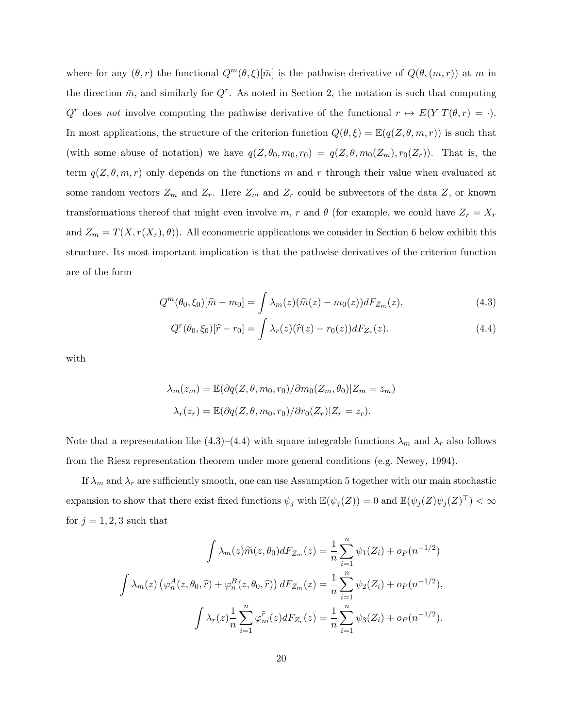where for any $(\theta, r)$ the functional $Q^m(\theta, \xi)[\bar{m}]$ is the pathwise derivative of $Q(\theta,(m,r))$ at $m$ in the direction $\bar{m}$, and similarly for $Q^r$. As noted in Section 2, the notation is such that computing $Q^r$ does *not* involve computing the pathwise derivative of the functional $r \mapsto E(Y|T(\theta,r) = \cdot)$. In most applications, the structure of the criterion function $Q(\theta,\xi) = \mathbb{E}(q(Z,\theta,m,r))$ is such that (with some abuse of notation) we have $q(Z,\theta_0,m_0,r_0) = q(Z,\theta,m_0(Z_m),r_0(Z_r))$. That is, the term $q(Z,\theta,m,r)$ only depends on the functions $m$ and $r$ through their value when evaluated at some random vectors $Z_m$ and $Z_r$. Here $Z_m$ and $Z_r$ could be subvectors of the data $Z$, or known transformations thereof that might even involve $m$, $r$ and $\theta$ (for example, we could have $Z_r = X_r$ and $Z_m = T(X, r(X_r), \theta)$). All econometric applications we consider in Section 6 below exhibit this structure. Its most important implication is that the pathwise derivatives of the criterion function are of the form

$$Q^m(\theta_0,\xi_0)[\widehat{m} - m_0] = \int \lambda_m(z)(\widehat{m}(z) - m_0(z))dF_{Z_m}(z), \tag{4.3}$$

$$Q^r(\theta_0,\xi_0)[\widehat{r} - r_0] = \int \lambda_r(z)(\widehat{r}(z) - r_0(z))dF_{Z_r}(z). \tag{4.4}$$

with

$$\lambda_m(z_m) = \mathbb{E}(\partial q(Z,\theta,m_0,r_0)/\partial m_0(Z_m,\theta_0)|Z_m = z_m)$$

$$\lambda_r(z_r) = \mathbb{E}(\partial q(Z,\theta,m_0,r_0)/\partial r_0(Z_r)|Z_r = z_r).$$

Note that a representation like (4.3)–(4.4) with square integrable functions $\lambda_m$ and $\lambda_r$ also follows from the Riesz representation theorem under more general conditions (e.g. Newey, 1994).

If $\lambda_m$ and $\lambda_r$ are sufficiently smooth, one can use Assumption 5 together with our main stochastic expansion to show that there exist fixed functions $\psi_j$ with $\mathbb{E}(\psi_j(Z)) = 0$ and $\mathbb{E}(\psi_j(Z)\psi_j(Z)^\top) < \infty$ for $j = 1,2,3$ such that

$$\int \lambda_m(z)\widetilde{m}(z,\theta_0)dF_{Z_m}(z) = \frac{1}{n}\sum_{i=1}^n \psi_1(Z_i) + o_P(n^{-1/2})$$

$$\int \lambda_m(z)\left(\varphi_n^A(z,\theta_0,\widehat{r}) + \varphi_n^B(z,\theta_0,\widehat{r})\right)dF_{Z_m}(z) = \frac{1}{n}\sum_{i=1}^n \psi_2(Z_i) + o_P(n^{-1/2}),$$

$$\int \lambda_r(z)\frac{1}{n}\sum_{i=1}^n \varphi_{ni}^{\widehat{r}}(z)dF_{Z_r}(z) = \frac{1}{n}\sum_{i=1}^n \psi_3(Z_i) + o_P(n^{-1/2}).$$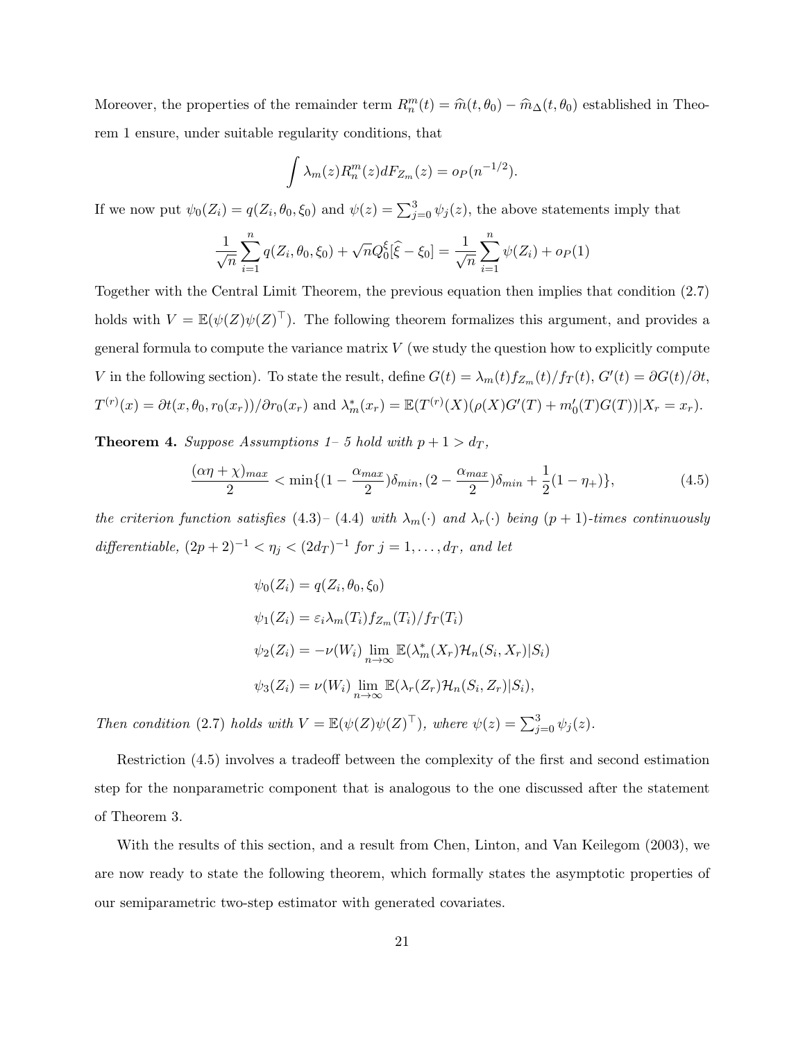Moreover, the properties of the remainder term $R_n^m(t) = \widehat{m}(t, \theta_0) - \widehat{m}_\Delta(t, \theta_0)$ established in Theorem 1 ensure, under suitable regularity conditions, that

$$\int \lambda_m(z) R_n^m(z) dF_{Z_m}(z) = o_P(n^{-1/2}).$$

If we now put $\psi_0(Z_i) = q(Z_i, \theta_0, \xi_0)$ and $\psi(z) = \sum_{j=0}^3 \psi_j(z)$, the above statements imply that

$$\frac{1}{\sqrt{n}} \sum_{i=1}^n q(Z_i, \theta_0, \xi_0) + \sqrt{n} Q_0^\xi [\widehat{\xi} - \xi_0] = \frac{1}{\sqrt{n}} \sum_{i=1}^n \psi(Z_i) + o_P(1)$$

Together with the Central Limit Theorem, the previous equation then implies that condition (2.7) holds with $V = \mathbb{E}(\psi(Z)\psi(Z)^\top)$. The following theorem formalizes this argument, and provides a general formula to compute the variance matrix $V$ (we study the question how to explicitly compute $V$ in the following section). To state the result, define $G(t) = \lambda_m(t) f_{Z_m}(t)/f_T(t)$, $G'(t) = \partial G(t)/\partial t$, $T^{(r)}(x) = \partial t(x, \theta_0, r_0(x_r))/\partial r_0(x_r)$ and $\lambda_m^*(x_r) = \mathbb{E}(T^{(r)}(X)(\rho(X)G'(T) + m_0'(T)G(T))|X_r = x_r)$.

**Theorem 4.** *Suppose Assumptions 1– 5 hold with $p+1 > d_T$,*

$$\frac{(\alpha\eta + \chi)_{max}}{2} < \min\{(1 - \frac{\alpha_{max}}{2})\delta_{min}, (2 - \frac{\alpha_{max}}{2})\delta_{min} + \frac{1}{2}(1 - \eta_+)\}, \tag{4.5}$$

*the criterion function satisfies (4.3)– (4.4) with $\lambda_m(\cdot)$ and $\lambda_r(\cdot)$ being $(p+1)$-times continuously differentiable, $(2p+2)^{-1} < \eta_j < (2d_T)^{-1}$ for $j = 1, \ldots, d_T$, and let*

$$\psi_0(Z_i) = q(Z_i, \theta_0, \xi_0)$$

$$\psi_1(Z_i) = \varepsilon_i \lambda_m(T_i) f_{Z_m}(T_i)/f_T(T_i)$$

$$\psi_2(Z_i) = -\nu(W_i) \lim_{n\to\infty} \mathbb{E}(\lambda_m^*(X_r)\mathcal{H}_n(S_i, X_r)|S_i)$$

$$\psi_3(Z_i) = \nu(W_i) \lim_{n\to\infty} \mathbb{E}(\lambda_r(Z_r)\mathcal{H}_n(S_i, Z_r)|S_i),$$

*Then condition (2.7) holds with $V = \mathbb{E}(\psi(Z)\psi(Z)^\top)$, where $\psi(z) = \sum_{j=0}^3 \psi_j(z)$.*

Restriction (4.5) involves a tradeoff between the complexity of the first and second estimation step for the nonparametric component that is analogous to the one discussed after the statement of Theorem 3.

With the results of this section, and a result from Chen, Linton, and Van Keilegom (2003), we are now ready to state the following theorem, which formally states the asymptotic properties of our semiparametric two-step estimator with generated covariates.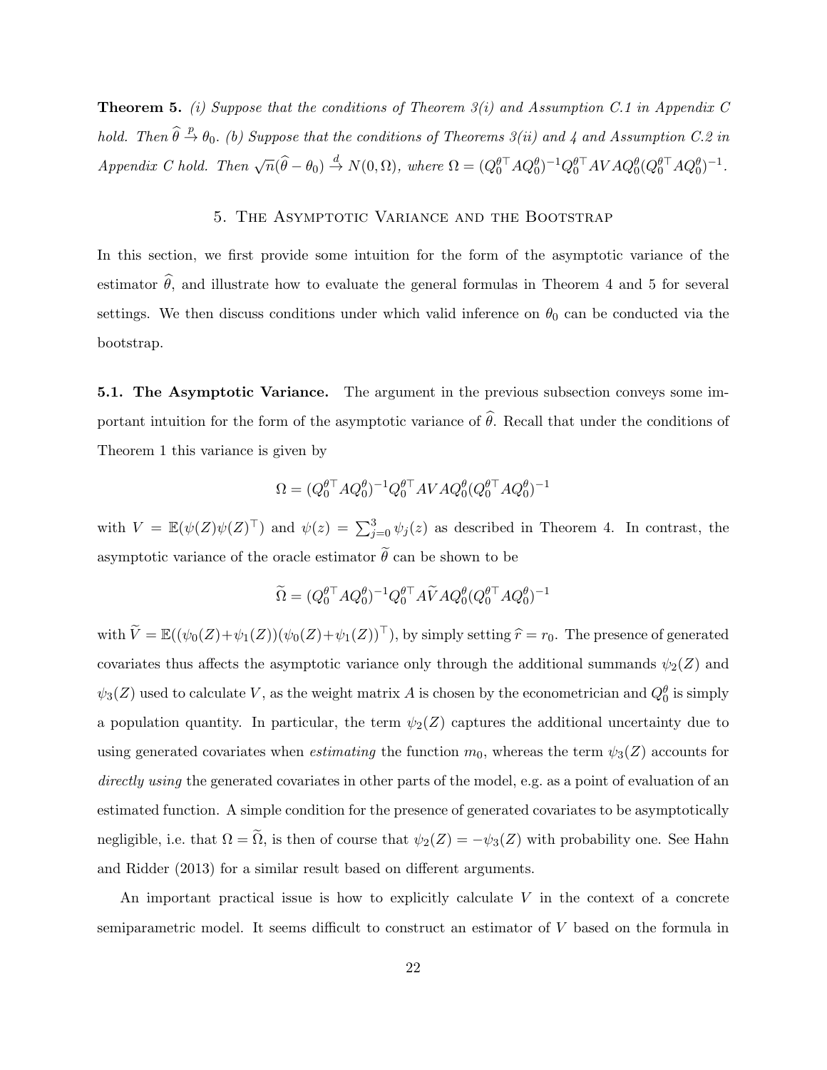**Theorem 5.** *(i) Suppose that the conditions of Theorem 3(i) and Assumption C.1 in Appendix C hold. Then $\widehat{\theta} \xrightarrow{p} \theta_0$. (b) Suppose that the conditions of Theorems 3(ii) and 4 and Assumption C.2 in Appendix C hold. Then $\sqrt{n}(\widehat{\theta} - \theta_0) \xrightarrow{d} N(0, \Omega)$, where $\Omega = (Q_0^{\theta\top} A Q_0^\theta)^{-1} Q_0^{\theta\top} A V A Q_0^\theta (Q_0^{\theta\top} A Q_0^\theta)^{-1}$.*

## 5. The Asymptotic Variance and the Bootstrap

In this section, we first provide some intuition for the form of the asymptotic variance of the estimator $\widehat{\theta}$, and illustrate how to evaluate the general formulas in Theorem 4 and 5 for several settings. We then discuss conditions under which valid inference on $\theta_0$ can be conducted via the bootstrap.

**5.1. The Asymptotic Variance.** The argument in the previous subsection conveys some important intuition for the form of the asymptotic variance of $\widehat{\theta}$. Recall that under the conditions of Theorem 1 this variance is given by

$$\Omega = (Q_0^{\theta\top} A Q_0^\theta)^{-1} Q_0^{\theta\top} A V A Q_0^\theta (Q_0^{\theta\top} A Q_0^\theta)^{-1}$$

with $V = \mathbb{E}(\psi(Z)\psi(Z)^\top)$ and $\psi(z) = \sum_{j=0}^{3} \psi_j(z)$ as described in Theorem 4. In contrast, the asymptotic variance of the oracle estimator $\widetilde{\theta}$ can be shown to be

$$\widetilde{\Omega} = (Q_0^{\theta\top} A Q_0^\theta)^{-1} Q_0^{\theta\top} A \widetilde{V} A Q_0^\theta (Q_0^{\theta\top} A Q_0^\theta)^{-1}$$

with $\widetilde{V} = \mathbb{E}((\psi_0(Z)+\psi_1(Z))(\psi_0(Z)+\psi_1(Z))^\top)$, by simply setting $\widehat{r} = r_0$. The presence of generated covariates thus affects the asymptotic variance only through the additional summands $\psi_2(Z)$ and $\psi_3(Z)$ used to calculate $V$, as the weight matrix $A$ is chosen by the econometrician and $Q_0^\theta$ is simply a population quantity. In particular, the term $\psi_2(Z)$ captures the additional uncertainty due to using generated covariates when *estimating* the function $m_0$, whereas the term $\psi_3(Z)$ accounts for *directly using* the generated covariates in other parts of the model, e.g. as a point of evaluation of an estimated function. A simple condition for the presence of generated covariates to be asymptotically negligible, i.e. that $\Omega = \widetilde{\Omega}$, is then of course that $\psi_2(Z) = -\psi_3(Z)$ with probability one. See Hahn and Ridder (2013) for a similar result based on different arguments.

An important practical issue is how to explicitly calculate $V$ in the context of a concrete semiparametric model. It seems difficult to construct an estimator of $V$ based on the formula in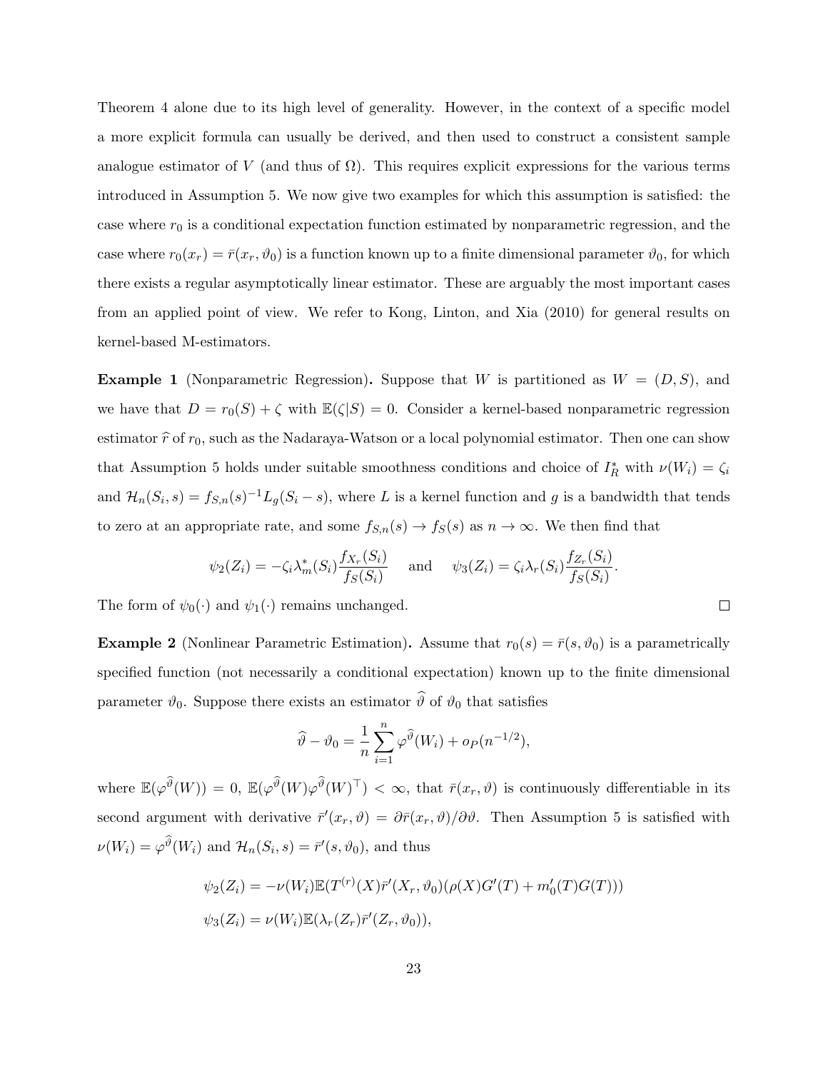Theorem 4 alone due to its high level of generality. However, in the context of a specific model a more explicit formula can usually be derived, and then used to construct a consistent sample analogue estimator of $V$ (and thus of $\Omega$). This requires explicit expressions for the various terms introduced in Assumption 5. We now give two examples for which this assumption is satisfied: the case where $r_0$ is a conditional expectation function estimated by nonparametric regression, and the case where $r_0(x_r) = \bar{r}(x_r, \vartheta_0)$ is a function known up to a finite dimensional parameter $\vartheta_0$, for which there exists a regular asymptotically linear estimator. These are arguably the most important cases from an applied point of view. We refer to Kong, Linton, and Xia (2010) for general results on kernel-based M-estimators.

**Example 1** (Nonparametric Regression)**.** Suppose that $W$ is partitioned as $W = (D, S)$, and we have that $D = r_0(S) + \zeta$ with $\mathbb{E}(\zeta|S) = 0$. Consider a kernel-based nonparametric regression estimator $\widehat{r}$ of $r_0$, such as the Nadaraya-Watson or a local polynomial estimator. Then one can show that Assumption 5 holds under suitable smoothness conditions and choice of $I_R^*$ with $\nu(W_i) = \zeta_i$ and $\mathcal{H}_n(S_i, s) = f_{S,n}(s)^{-1} L_g(S_i - s)$, where $L$ is a kernel function and $g$ is a bandwidth that tends to zero at an appropriate rate, and some $f_{S,n}(s) \to f_S(s)$ as $n \to \infty$. We then find that

$$\psi_2(Z_i) = -\zeta_i \lambda_m^*(S_i) \frac{f_{X_r}(S_i)}{f_S(S_i)} \quad \text{ and } \quad \psi_3(Z_i) = \zeta_i \lambda_r(S_i) \frac{f_{Z_r}(S_i)}{f_S(S_i)}.$$

The form of $\psi_0(\cdot)$ and $\psi_1(\cdot)$ remains unchanged. □

**Example 2** (Nonlinear Parametric Estimation)**.** Assume that $r_0(s) = \bar{r}(s, \vartheta_0)$ is a parametrically specified function (not necessarily a conditional expectation) known up to the finite dimensional parameter $\vartheta_0$. Suppose there exists an estimator $\widehat{\vartheta}$ of $\vartheta_0$ that satisfies

$$\widehat{\vartheta} - \vartheta_0 = \frac{1}{n} \sum_{i=1}^{n} \varphi^{\widehat{\vartheta}}(W_i) + o_P(n^{-1/2}),$$

where $\mathbb{E}(\varphi^{\widehat{\vartheta}}(W)) = 0$, $\mathbb{E}(\varphi^{\widehat{\vartheta}}(W)\varphi^{\widehat{\vartheta}}(W)^\top) < \infty$, that $\bar{r}(x_r, \vartheta)$ is continuously differentiable in its second argument with derivative $\bar{r}'(x_r, \vartheta) = \partial \bar{r}(x_r, \vartheta)/\partial \vartheta$. Then Assumption 5 is satisfied with $\nu(W_i) = \varphi^{\widehat{\vartheta}}(W_i)$ and $\mathcal{H}_n(S_i, s) = \bar{r}'(s, \vartheta_0)$, and thus

$$\psi_2(Z_i) = -\nu(W_i)\mathbb{E}(T^{(r)}(X)\bar{r}'(X_r, \vartheta_0)(\rho(X)G'(T) + m_0'(T)G(T)))$$

$$\psi_3(Z_i) = \nu(W_i)\mathbb{E}(\lambda_r(Z_r)\bar{r}'(Z_r, \vartheta_0)),$$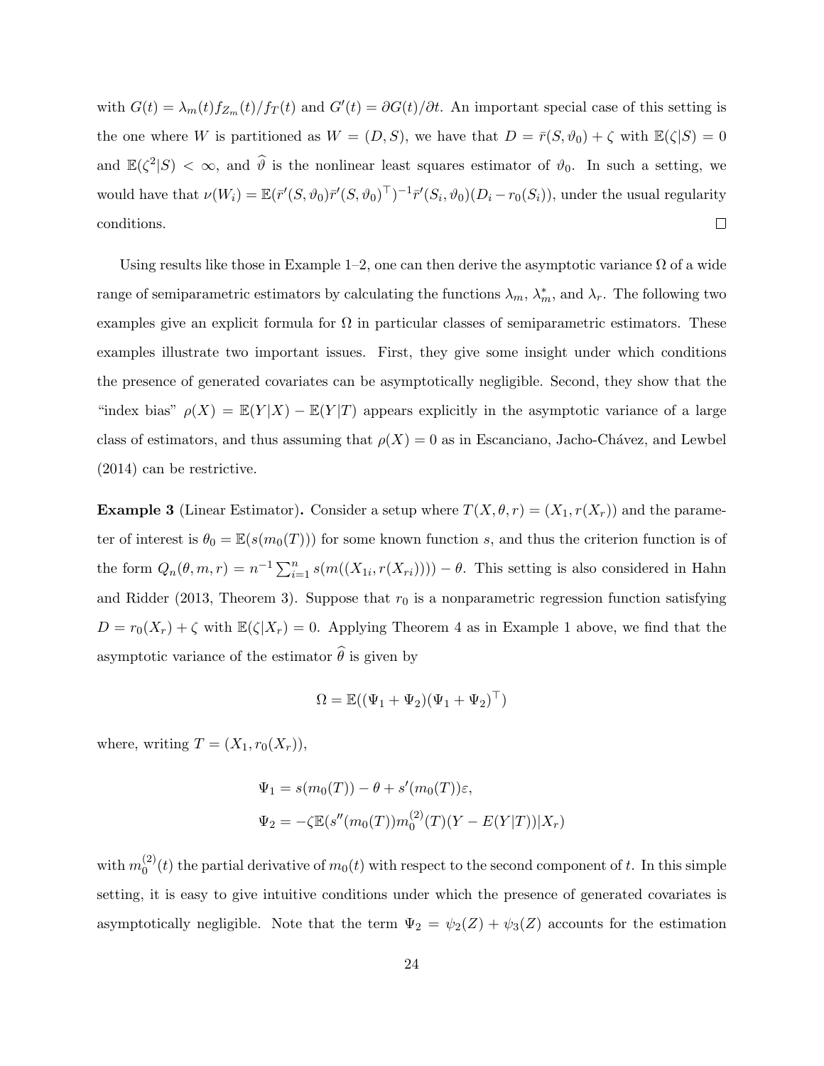with $G(t) = \lambda_m(t) f_{Z_m}(t)/f_T(t)$ and $G'(t) = \partial G(t)/\partial t$. An important special case of this setting is the one where $W$ is partitioned as $W = (D, S)$, we have that $D = \bar{r}(S, \vartheta_0) + \zeta$ with $\mathbb{E}(\zeta|S) = 0$ and $\mathbb{E}(\zeta^2|S) < \infty$, and $\widehat{\vartheta}$ is the nonlinear least squares estimator of $\vartheta_0$. In such a setting, we would have that $\nu(W_i) = \mathbb{E}(\bar{r}'(S, \vartheta_0)\bar{r}'(S, \vartheta_0)^\top)^{-1}\bar{r}'(S_i, \vartheta_0)(D_i - r_0(S_i))$, under the usual regularity conditions. $\square$

Using results like those in Example 1–2, one can then derive the asymptotic variance $\Omega$ of a wide range of semiparametric estimators by calculating the functions $\lambda_m$, $\lambda_m^*$, and $\lambda_r$. The following two examples give an explicit formula for $\Omega$ in particular classes of semiparametric estimators. These examples illustrate two important issues. First, they give some insight under which conditions the presence of generated covariates can be asymptotically negligible. Second, they show that the "index bias" $\rho(X) = \mathbb{E}(Y|X) - \mathbb{E}(Y|T)$ appears explicitly in the asymptotic variance of a large class of estimators, and thus assuming that $\rho(X) = 0$ as in Escanciano, Jacho-Chávez, and Lewbel (2014) can be restrictive.

**Example 3** (Linear Estimator)**.** Consider a setup where $T(X, \theta, r) = (X_1, r(X_r))$ and the parameter of interest is $\theta_0 = \mathbb{E}(s(m_0(T)))$ for some known function $s$, and thus the criterion function is of the form $Q_n(\theta, m, r) = n^{-1}\sum_{i=1}^n s(m((X_{1i}, r(X_{ri})))) - \theta$. This setting is also considered in Hahn and Ridder (2013, Theorem 3). Suppose that $r_0$ is a nonparametric regression function satisfying $D = r_0(X_r) + \zeta$ with $\mathbb{E}(\zeta|X_r) = 0$. Applying Theorem 4 as in Example 1 above, we find that the asymptotic variance of the estimator $\widehat{\theta}$ is given by

$$\Omega = \mathbb{E}((\Psi_1 + \Psi_2)(\Psi_1 + \Psi_2)^\top)$$

where, writing $T = (X_1, r_0(X_r))$,

$$\Psi_1 = s(m_0(T)) - \theta + s'(m_0(T))\varepsilon,$$
$$\Psi_2 = -\zeta\mathbb{E}(s''(m_0(T))m_0^{(2)}(T)(Y - E(Y|T))|X_r)$$

with $m_0^{(2)}(t)$ the partial derivative of $m_0(t)$ with respect to the second component of $t$. In this simple setting, it is easy to give intuitive conditions under which the presence of generated covariates is asymptotically negligible. Note that the term $\Psi_2 = \psi_2(Z) + \psi_3(Z)$ accounts for the estimation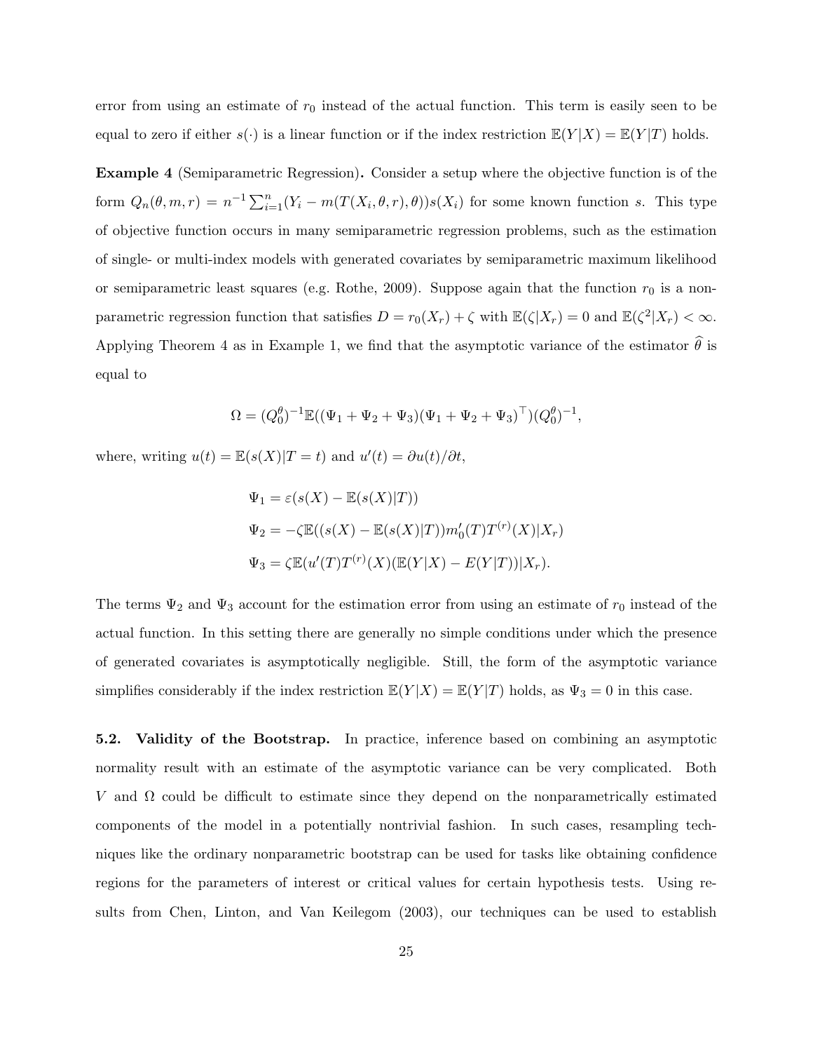error from using an estimate of $r_0$ instead of the actual function. This term is easily seen to be equal to zero if either $s(\cdot)$ is a linear function or if the index restriction $\mathbb{E}(Y|X) = \mathbb{E}(Y|T)$ holds.

**Example 4** (Semiparametric Regression)**.** Consider a setup where the objective function is of the form $Q_n(\theta, m, r) = n^{-1}\sum_{i=1}^{n}(Y_i - m(T(X_i, \theta, r), \theta))s(X_i)$ for some known function $s$. This type of objective function occurs in many semiparametric regression problems, such as the estimation of single- or multi-index models with generated covariates by semiparametric maximum likelihood or semiparametric least squares (e.g. Rothe, 2009). Suppose again that the function $r_0$ is a nonparametric regression function that satisfies $D = r_0(X_r) + \zeta$ with $\mathbb{E}(\zeta|X_r) = 0$ and $\mathbb{E}(\zeta^2|X_r) < \infty$. Applying Theorem 4 as in Example 1, we find that the asymptotic variance of the estimator $\widehat{\theta}$ is equal to

$$\Omega = (Q_0^\theta)^{-1}\mathbb{E}((\Psi_1 + \Psi_2 + \Psi_3)(\Psi_1 + \Psi_2 + \Psi_3)^\top)(Q_0^\theta)^{-1},$$

where, writing $u(t) = \mathbb{E}(s(X)|T = t)$ and $u'(t) = \partial u(t)/\partial t$,

$$\begin{aligned}
\Psi_1 &= \varepsilon(s(X) - \mathbb{E}(s(X)|T)) \\
\Psi_2 &= -\zeta\mathbb{E}((s(X) - \mathbb{E}(s(X)|T))m_0'(T)T^{(r)}(X)|X_r) \\
\Psi_3 &= \zeta\mathbb{E}(u'(T)T^{(r)}(X)(\mathbb{E}(Y|X) - E(Y|T))|X_r).
\end{aligned}$$

The terms $\Psi_2$ and $\Psi_3$ account for the estimation error from using an estimate of $r_0$ instead of the actual function. In this setting there are generally no simple conditions under which the presence of generated covariates is asymptotically negligible. Still, the form of the asymptotic variance simplifies considerably if the index restriction $\mathbb{E}(Y|X) = \mathbb{E}(Y|T)$ holds, as $\Psi_3 = 0$ in this case.

**5.2. Validity of the Bootstrap.** In practice, inference based on combining an asymptotic normality result with an estimate of the asymptotic variance can be very complicated. Both $V$ and $\Omega$ could be difficult to estimate since they depend on the nonparametrically estimated components of the model in a potentially nontrivial fashion. In such cases, resampling techniques like the ordinary nonparametric bootstrap can be used for tasks like obtaining confidence regions for the parameters of interest or critical values for certain hypothesis tests. Using results from Chen, Linton, and Van Keilegom (2003), our techniques can be used to establish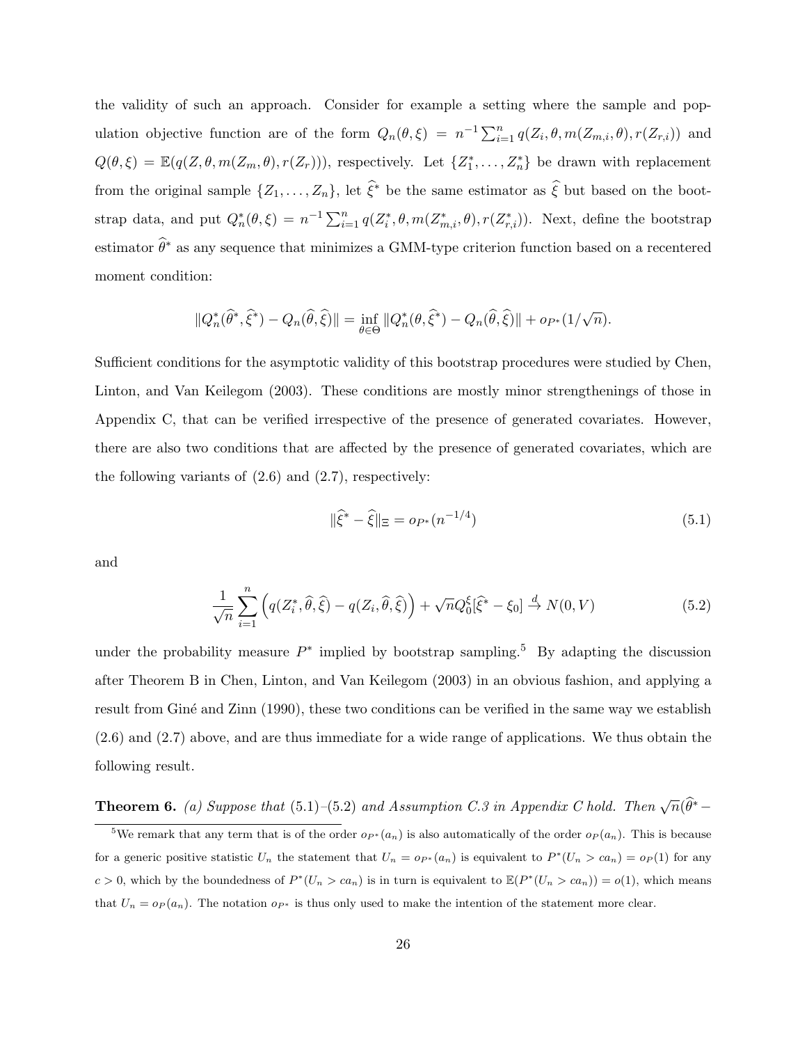the validity of such an approach. Consider for example a setting where the sample and population objective function are of the form $Q_n(\theta, \xi) = n^{-1} \sum_{i=1}^n q(Z_i, \theta, m(Z_{m,i}, \theta), r(Z_{r,i}))$ and $Q(\theta, \xi) = \mathbb{E}(q(Z, \theta, m(Z_m, \theta), r(Z_r)))$, respectively. Let $\{Z_1^*, \ldots, Z_n^*\}$ be drawn with replacement from the original sample $\{Z_1, \ldots, Z_n\}$, let $\widehat{\xi}^*$ be the same estimator as $\widehat{\xi}$ but based on the bootstrap data, and put $Q_n^*(\theta, \xi) = n^{-1} \sum_{i=1}^n q(Z_i^*, \theta, m(Z_{m,i}^*, \theta), r(Z_{r,i}^*))$. Next, define the bootstrap estimator $\widehat{\theta}^*$ as any sequence that minimizes a GMM-type criterion function based on a recentered moment condition:

$$\|Q_n^*(\widehat{\theta}^*, \widehat{\xi}^*) - Q_n(\widehat{\theta}, \widehat{\xi})\| = \inf_{\theta \in \Theta} \|Q_n^*(\theta, \widehat{\xi}^*) - Q_n(\widehat{\theta}, \widehat{\xi})\| + o_{P^*}(1/\sqrt{n}).$$

Sufficient conditions for the asymptotic validity of this bootstrap procedures were studied by Chen, Linton, and Van Keilegom (2003). These conditions are mostly minor strengthenings of those in Appendix C, that can be verified irrespective of the presence of generated covariates. However, there are also two conditions that are affected by the presence of generated covariates, which are the following variants of (2.6) and (2.7), respectively:

$$\|\widehat{\xi}^* - \widehat{\xi}\|_\Xi = o_{P^*}(n^{-1/4}) \tag{5.1}$$

and

$$\frac{1}{\sqrt{n}} \sum_{i=1}^n \left( q(Z_i^*, \widehat{\theta}, \widehat{\xi}) - q(Z_i, \widehat{\theta}, \widehat{\xi}) \right) + \sqrt{n} Q_0^\xi [\widehat{\xi}^* - \xi_0] \xrightarrow{d} N(0, V) \tag{5.2}$$

under the probability measure $P^*$ implied by bootstrap sampling.[5] By adapting the discussion after Theorem B in Chen, Linton, and Van Keilegom (2003) in an obvious fashion, and applying a result from Giné and Zinn (1990), these two conditions can be verified in the same way we establish (2.6) and (2.7) above, and are thus immediate for a wide range of applications. We thus obtain the following result.

**Theorem 6.** *(a) Suppose that* (5.1)–(5.2) *and Assumption C.3 in Appendix C hold. Then* $\sqrt{n}(\widehat{\theta}^* -$

[5]We remark that any term that is of the order $o_{P^*}(a_n)$ is also automatically of the order $o_P(a_n)$. This is because for a generic positive statistic $U_n$ the statement that $U_n = o_{P^*}(a_n)$ is equivalent to $P^*(U_n > ca_n) = o_P(1)$ for any $c > 0$, which by the boundedness of $P^*(U_n > ca_n)$ is in turn is equivalent to $\mathbb{E}(P^*(U_n > ca_n)) = o(1)$, which means that $U_n = o_P(a_n)$. The notation $o_{P^*}$ is thus only used to make the intention of the statement more clear.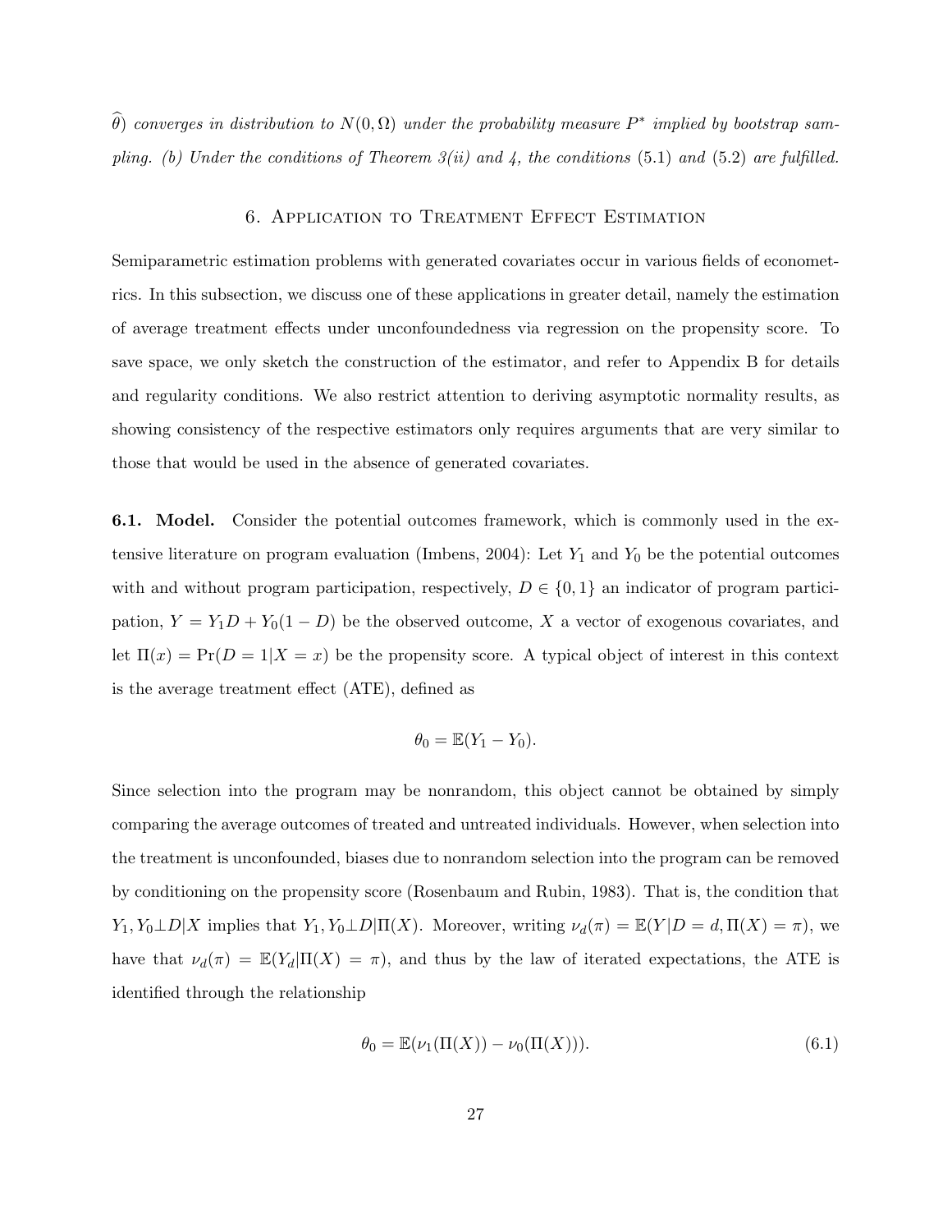$\widehat{\theta})$ *converges in distribution to* $N(0, \Omega)$ *under the probability measure* $P^*$ *implied by bootstrap sampling. (b) Under the conditions of Theorem 3(ii) and 4, the conditions* (5.1) *and* (5.2) *are fulfilled.*

## 6. Application to Treatment Effect Estimation

Semiparametric estimation problems with generated covariates occur in various fields of econometrics. In this subsection, we discuss one of these applications in greater detail, namely the estimation of average treatment effects under unconfoundedness via regression on the propensity score. To save space, we only sketch the construction of the estimator, and refer to Appendix B for details and regularity conditions. We also restrict attention to deriving asymptotic normality results, as showing consistency of the respective estimators only requires arguments that are very similar to those that would be used in the absence of generated covariates.

**6.1. Model.** Consider the potential outcomes framework, which is commonly used in the extensive literature on program evaluation (Imbens, 2004): Let $Y_1$ and $Y_0$ be the potential outcomes with and without program participation, respectively, $D \in \{0, 1\}$ an indicator of program participation, $Y = Y_1 D + Y_0(1 - D)$ be the observed outcome, $X$ a vector of exogenous covariates, and let $\Pi(x) = \Pr(D = 1|X = x)$ be the propensity score. A typical object of interest in this context is the average treatment effect (ATE), defined as

$$\theta_0 = \mathbb{E}(Y_1 - Y_0).$$

Since selection into the program may be nonrandom, this object cannot be obtained by simply comparing the average outcomes of treated and untreated individuals. However, when selection into the treatment is unconfounded, biases due to nonrandom selection into the program can be removed by conditioning on the propensity score (Rosenbaum and Rubin, 1983). That is, the condition that $Y_1, Y_0 \perp D | X$ implies that $Y_1, Y_0 \perp D | \Pi(X)$. Moreover, writing $\nu_d(\pi) = \mathbb{E}(Y | D = d, \Pi(X) = \pi)$, we have that $\nu_d(\pi) = \mathbb{E}(Y_d | \Pi(X) = \pi)$, and thus by the law of iterated expectations, the ATE is identified through the relationship

$$\theta_0 = \mathbb{E}(\nu_1(\Pi(X)) - \nu_0(\Pi(X))). \tag{6.1}$$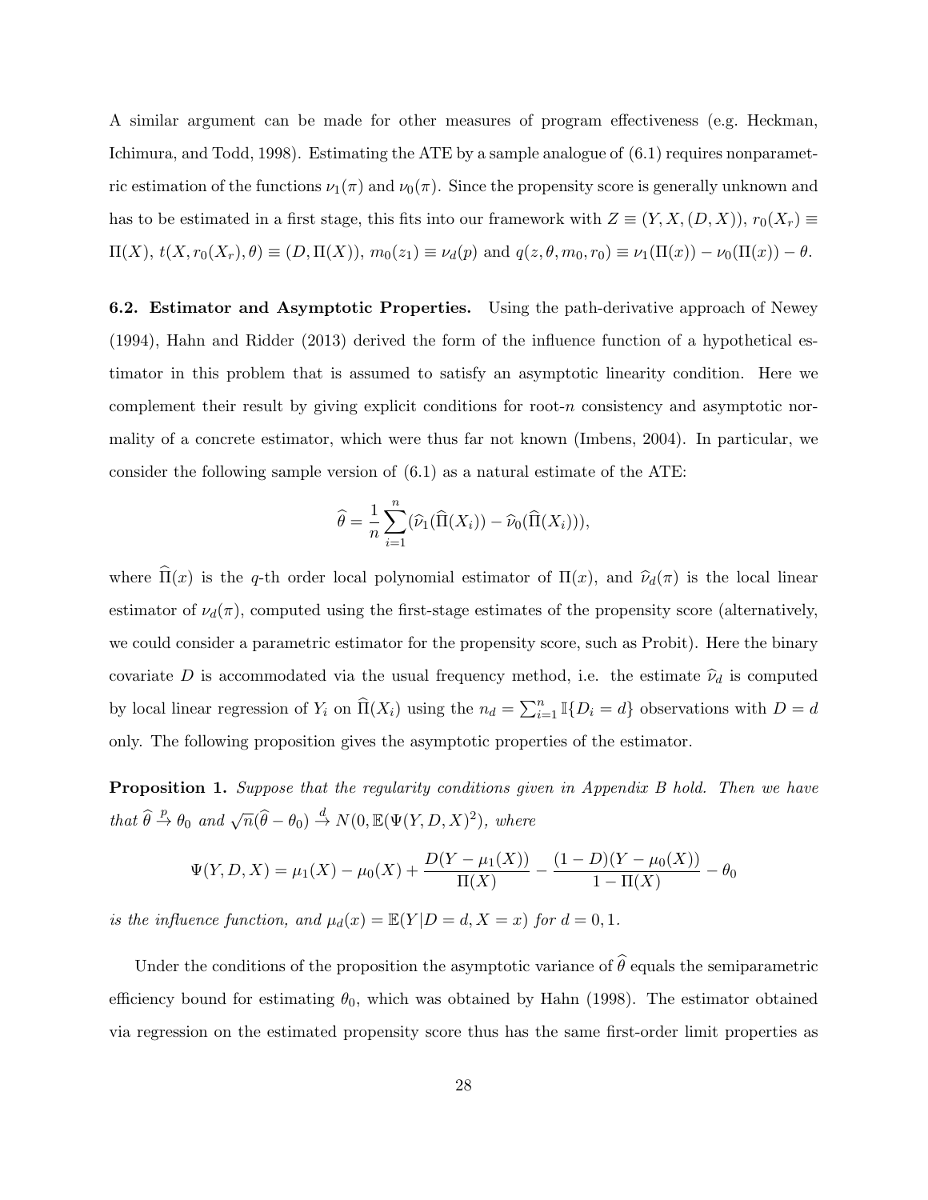A similar argument can be made for other measures of program effectiveness (e.g. Heckman, Ichimura, and Todd, 1998). Estimating the ATE by a sample analogue of (6.1) requires nonparametric estimation of the functions $\nu_1(\pi)$ and $\nu_0(\pi)$. Since the propensity score is generally unknown and has to be estimated in a first stage, this fits into our framework with $Z \equiv (Y, X, (D, X))$, $r_0(X_r) \equiv \Pi(X)$, $t(X, r_0(X_r), \theta) \equiv (D, \Pi(X))$, $m_0(z_1) \equiv \nu_d(p)$ and $q(z, \theta, m_0, r_0) \equiv \nu_1(\Pi(x)) - \nu_0(\Pi(x)) - \theta$.

**6.2. Estimator and Asymptotic Properties.** Using the path-derivative approach of Newey (1994), Hahn and Ridder (2013) derived the form of the influence function of a hypothetical estimator in this problem that is assumed to satisfy an asymptotic linearity condition. Here we complement their result by giving explicit conditions for root-$n$ consistency and asymptotic normality of a concrete estimator, which were thus far not known (Imbens, 2004). In particular, we consider the following sample version of (6.1) as a natural estimate of the ATE:

$$\widehat{\theta} = \frac{1}{n} \sum_{i=1}^{n} (\widehat{\nu}_1(\widehat{\Pi}(X_i)) - \widehat{\nu}_0(\widehat{\Pi}(X_i))),$$

where $\widehat{\Pi}(x)$ is the $q$-th order local polynomial estimator of $\Pi(x)$, and $\widehat{\nu}_d(\pi)$ is the local linear estimator of $\nu_d(\pi)$, computed using the first-stage estimates of the propensity score (alternatively, we could consider a parametric estimator for the propensity score, such as Probit). Here the binary covariate $D$ is accommodated via the usual frequency method, i.e. the estimate $\widehat{\nu}_d$ is computed by local linear regression of $Y_i$ on $\widehat{\Pi}(X_i)$ using the $n_d = \sum_{i=1}^{n} \mathbb{I}\{D_i = d\}$ observations with $D = d$ only. The following proposition gives the asymptotic properties of the estimator.

**Proposition 1.** *Suppose that the regularity conditions given in Appendix B hold. Then we have that* $\widehat{\theta} \xrightarrow{p} \theta_0$ *and* $\sqrt{n}(\widehat{\theta} - \theta_0) \xrightarrow{d} N(0, \mathbb{E}(\Psi(Y, D, X)^2)$*, where*

$$\Psi(Y, D, X) = \mu_1(X) - \mu_0(X) + \frac{D(Y - \mu_1(X))}{\Pi(X)} - \frac{(1 - D)(Y - \mu_0(X))}{1 - \Pi(X)} - \theta_0$$

*is the influence function, and* $\mu_d(x) = \mathbb{E}(Y|D = d, X = x)$ *for* $d = 0, 1$.

Under the conditions of the proposition the asymptotic variance of $\widehat{\theta}$ equals the semiparametric efficiency bound for estimating $\theta_0$, which was obtained by Hahn (1998). The estimator obtained via regression on the estimated propensity score thus has the same first-order limit properties as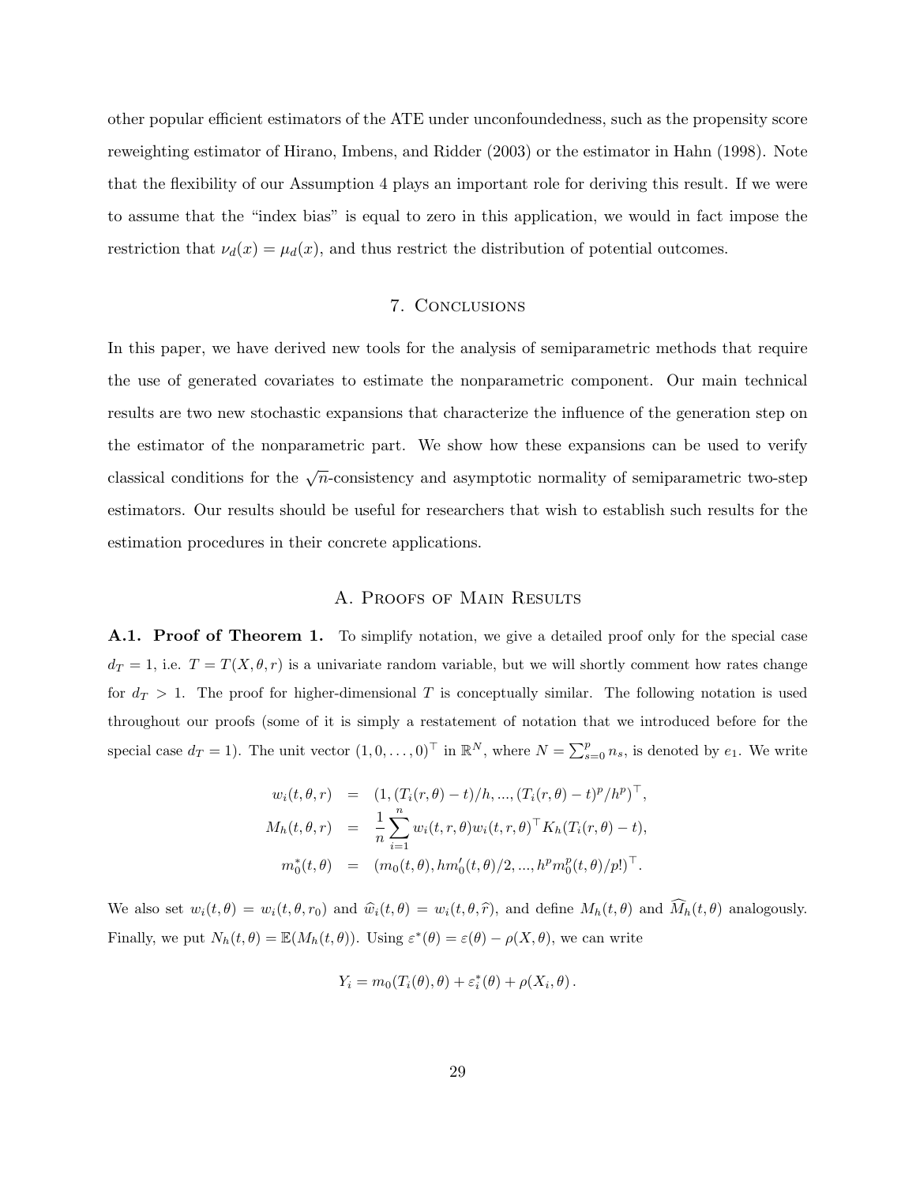other popular efficient estimators of the ATE under unconfoundedness, such as the propensity score reweighting estimator of Hirano, Imbens, and Ridder (2003) or the estimator in Hahn (1998). Note that the flexibility of our Assumption 4 plays an important role for deriving this result. If we were to assume that the "index bias" is equal to zero in this application, we would in fact impose the restriction that $\nu_d(x) = \mu_d(x)$, and thus restrict the distribution of potential outcomes.

## 7. Conclusions

In this paper, we have derived new tools for the analysis of semiparametric methods that require the use of generated covariates to estimate the nonparametric component. Our main technical results are two new stochastic expansions that characterize the influence of the generation step on the estimator of the nonparametric part. We show how these expansions can be used to verify classical conditions for the $\sqrt{n}$-consistency and asymptotic normality of semiparametric two-step estimators. Our results should be useful for researchers that wish to establish such results for the estimation procedures in their concrete applications.

## A. Proofs of Main Results

**A.1. Proof of Theorem 1.** To simplify notation, we give a detailed proof only for the special case $d_T = 1$, i.e. $T = T(X, \theta, r)$ is a univariate random variable, but we will shortly comment how rates change for $d_T > 1$. The proof for higher-dimensional $T$ is conceptually similar. The following notation is used throughout our proofs (some of it is simply a restatement of notation that we introduced before for the special case $d_T = 1$). The unit vector $(1, 0, \dots, 0)^\top$ in $\mathbb{R}^N$, where $N = \sum_{s=0}^{p} n_s$, is denoted by $e_1$. We write

$$
\begin{aligned}
w_i(t, \theta, r) &= (1, (T_i(r, \theta) - t)/h, ..., (T_i(r, \theta) - t)^p/h^p)^\top, \\
M_h(t, \theta, r) &= \frac{1}{n} \sum_{i=1}^{n} w_i(t, r, \theta) w_i(t, r, \theta)^\top K_h(T_i(r, \theta) - t), \\
m_0^*(t, \theta) &= (m_0(t, \theta), h m_0'(t, \theta)/2, ..., h^p m_0^p(t, \theta)/p!)^\top.
\end{aligned}
$$

We also set $w_i(t, \theta) = w_i(t, \theta, r_0)$ and $\widehat{w}_i(t, \theta) = w_i(t, \theta, \widehat{r})$, and define $M_h(t, \theta)$ and $\widehat{M}_h(t, \theta)$ analogously. Finally, we put $N_h(t, \theta) = \mathbb{E}(M_h(t, \theta))$. Using $\varepsilon^*(\theta) = \varepsilon(\theta) - \rho(X, \theta)$, we can write

$$
Y_i = m_0(T_i(\theta), \theta) + \varepsilon_i^*(\theta) + \rho(X_i, \theta).
$$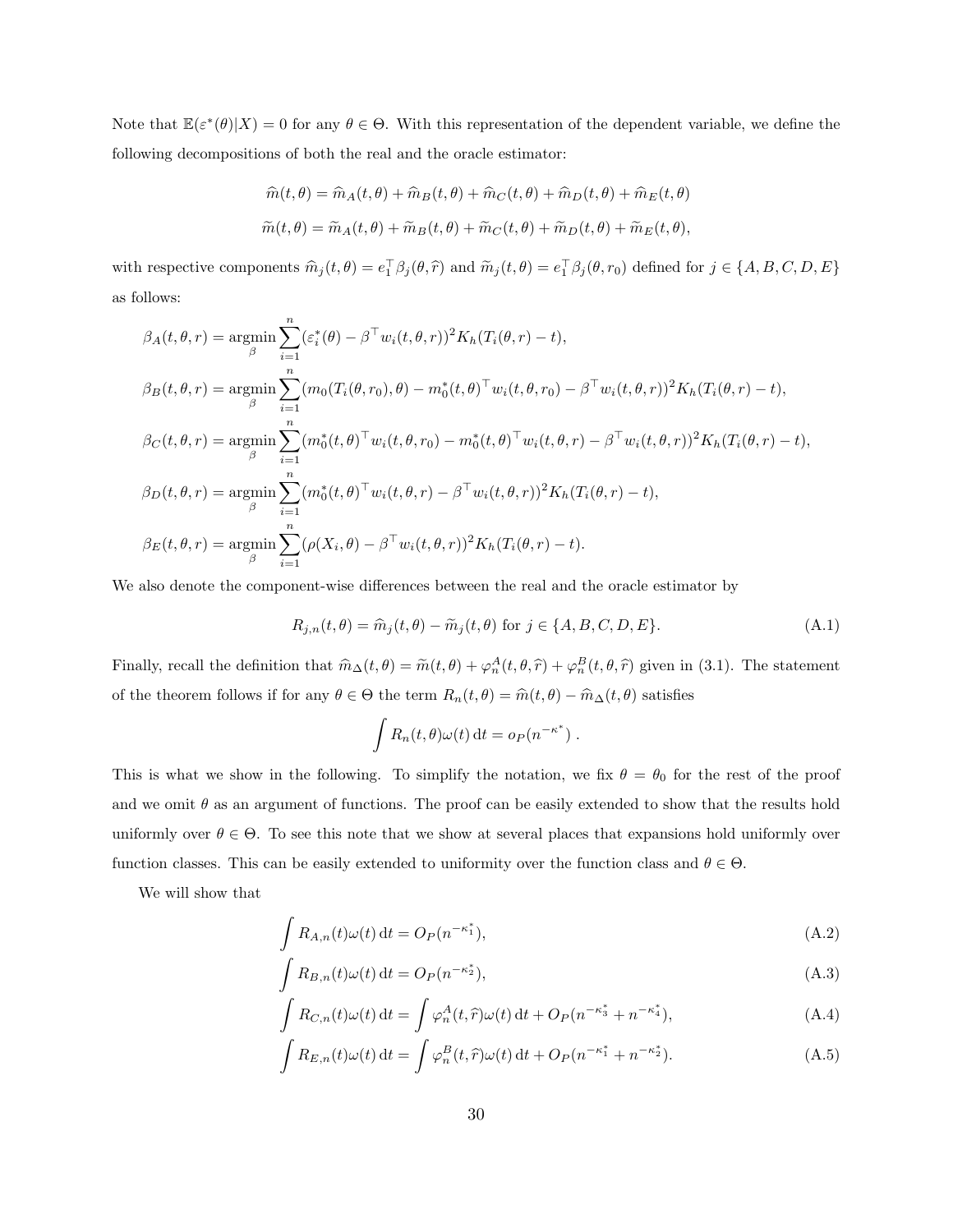Note that $\mathbb{E}(\varepsilon^*(\theta)|X) = 0$ for any $\theta \in \Theta$. With this representation of the dependent variable, we define the following decompositions of both the real and the oracle estimator:

$$\widehat{m}(t,\theta) = \widehat{m}_A(t,\theta) + \widehat{m}_B(t,\theta) + \widehat{m}_C(t,\theta) + \widehat{m}_D(t,\theta) + \widehat{m}_E(t,\theta)$$

$$\widetilde{m}(t,\theta) = \widetilde{m}_A(t,\theta) + \widetilde{m}_B(t,\theta) + \widetilde{m}_C(t,\theta) + \widetilde{m}_D(t,\theta) + \widetilde{m}_E(t,\theta),$$

with respective components $\widehat{m}_j(t,\theta) = e_1^\top \beta_j(\theta, \widehat{r})$ and $\widetilde{m}_j(t,\theta) = e_1^\top \beta_j(\theta, r_0)$ defined for $j \in \{A, B, C, D, E\}$ as follows:

$$\beta_A(t,\theta,r) = \operatorname*{argmin}_{\beta} \sum_{i=1}^n (\varepsilon_i^*(\theta) - \beta^\top w_i(t,\theta,r))^2 K_h(T_i(\theta,r) - t),$$

$$\beta_B(t,\theta,r) = \operatorname*{argmin}_{\beta} \sum_{i=1}^n (m_0(T_i(\theta,r_0),\theta) - m_0^*(t,\theta)^\top w_i(t,\theta,r_0) - \beta^\top w_i(t,\theta,r))^2 K_h(T_i(\theta,r) - t),$$

$$\beta_C(t,\theta,r) = \operatorname*{argmin}_{\beta} \sum_{i=1}^n (m_0^*(t,\theta)^\top w_i(t,\theta,r_0) - m_0^*(t,\theta)^\top w_i(t,\theta,r) - \beta^\top w_i(t,\theta,r))^2 K_h(T_i(\theta,r) - t),$$

$$\beta_D(t,\theta,r) = \operatorname*{argmin}_{\beta} \sum_{i=1}^n (m_0^*(t,\theta)^\top w_i(t,\theta,r) - \beta^\top w_i(t,\theta,r))^2 K_h(T_i(\theta,r) - t),$$

$$\beta_E(t,\theta,r) = \operatorname*{argmin}_{\beta} \sum_{i=1}^n (\rho(X_i,\theta) - \beta^\top w_i(t,\theta,r))^2 K_h(T_i(\theta,r) - t).$$

We also denote the component-wise differences between the real and the oracle estimator by

$$R_{j,n}(t,\theta) = \widehat{m}_j(t,\theta) - \widetilde{m}_j(t,\theta) \text{ for } j \in \{A, B, C, D, E\}. \tag{A.1}$$

Finally, recall the definition that $\widehat{m}_\Delta(t,\theta) = \widetilde{m}(t,\theta) + \varphi_n^A(t,\theta,\widehat{r}) + \varphi_n^B(t,\theta,\widehat{r})$ given in (3.1). The statement of the theorem follows if for any $\theta \in \Theta$ the term $R_n(t,\theta) = \widehat{m}(t,\theta) - \widehat{m}_\Delta(t,\theta)$ satisfies

$$\int R_n(t,\theta)\omega(t)\,\mathrm{d}t = o_P(n^{-\kappa^*}) \ .$$

This is what we show in the following. To simplify the notation, we fix $\theta = \theta_0$ for the rest of the proof and we omit $\theta$ as an argument of functions. The proof can be easily extended to show that the results hold uniformly over $\theta \in \Theta$. To see this note that we show at several places that expansions hold uniformly over function classes. This can be easily extended to uniformity over the function class and $\theta \in \Theta$.

We will show that

$$\int R_{A,n}(t)\omega(t)\,\mathrm{d}t = O_P(n^{-\kappa_1^*}), \tag{A.2}$$

$$\int R_{B,n}(t)\omega(t)\,\mathrm{d}t = O_P(n^{-\kappa_2^*}), \tag{A.3}$$

$$\int R_{C,n}(t)\omega(t)\,\mathrm{d}t = \int \varphi_n^A(t,\widehat{r})\omega(t)\,\mathrm{d}t + O_P(n^{-\kappa_3^*} + n^{-\kappa_4^*}), \tag{A.4}$$

$$\int R_{E,n}(t)\omega(t)\,\mathrm{d}t = \int \varphi_n^B(t,\widehat{r})\omega(t)\,\mathrm{d}t + O_P(n^{-\kappa_1^*} + n^{-\kappa_2^*}). \tag{A.5}$$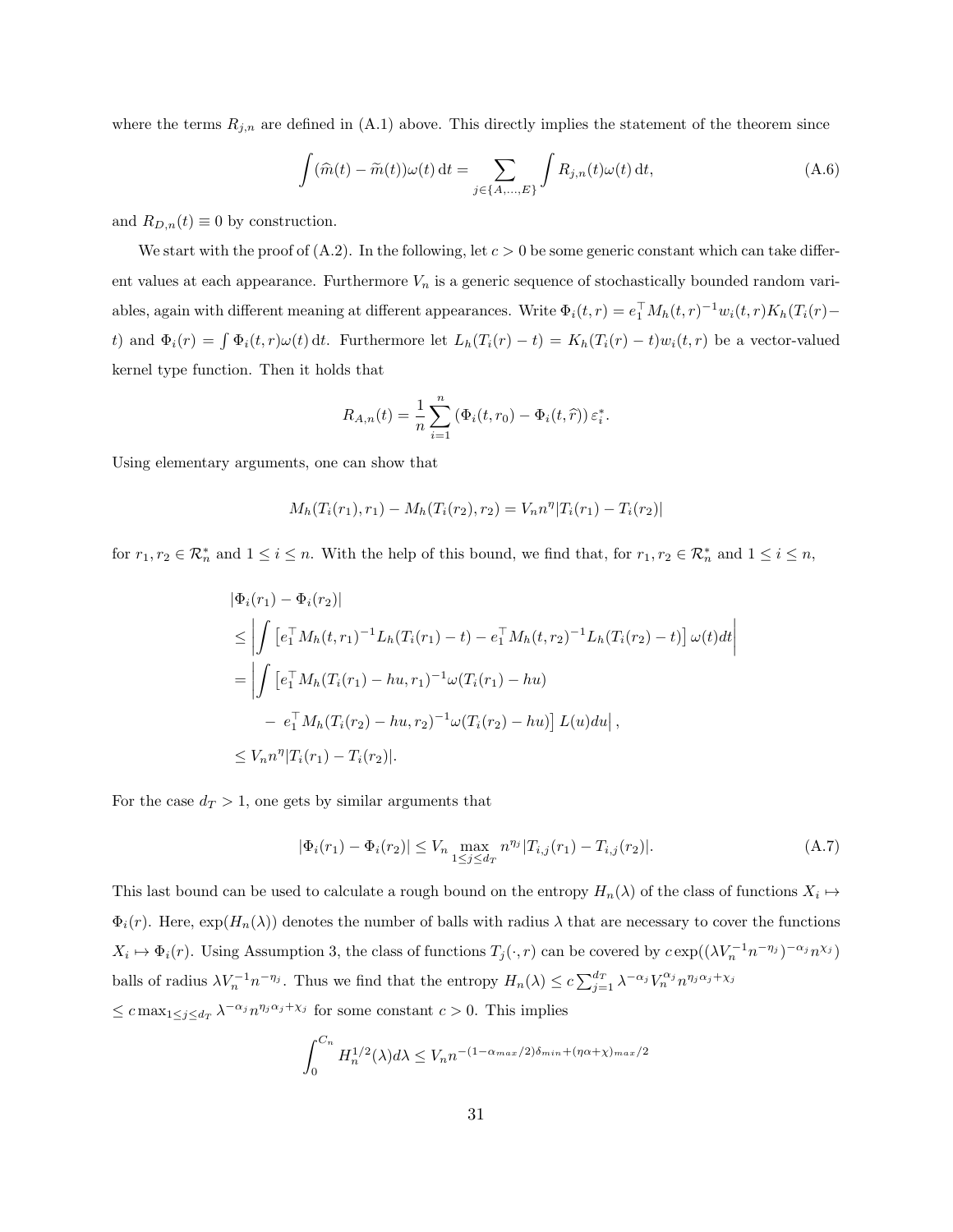where the terms $R_{j,n}$ are defined in (A.1) above. This directly implies the statement of the theorem since

$$\int (\widehat{m}(t) - \widetilde{m}(t))\omega(t)\,\mathrm{d}t = \sum_{j\in\{A,\ldots,E\}} \int R_{j,n}(t)\omega(t)\,\mathrm{d}t, \tag{A.6}$$

and $R_{D,n}(t) \equiv 0$ by construction.

We start with the proof of (A.2). In the following, let $c > 0$ be some generic constant which can take different values at each appearance. Furthermore $V_n$ is a generic sequence of stochastically bounded random variables, again with different meaning at different appearances. Write $\Phi_i(t,r) = e_1^\top M_h(t,r)^{-1} w_i(t,r) K_h(T_i(r) - t)$ and $\Phi_i(r) = \int \Phi_i(t,r)\omega(t)\,\mathrm{d}t$. Furthermore let $L_h(T_i(r) - t) = K_h(T_i(r) - t) w_i(t,r)$ be a vector-valued kernel type function. Then it holds that

$$R_{A,n}(t) = \frac{1}{n}\sum_{i=1}^{n} \left(\Phi_i(t,r_0) - \Phi_i(t,\widehat{r})\right)\varepsilon_i^*.$$

Using elementary arguments, one can show that

$$M_h(T_i(r_1), r_1) - M_h(T_i(r_2), r_2) = V_n n^{\eta} |T_i(r_1) - T_i(r_2)|$$

for $r_1, r_2 \in \mathcal{R}_n^*$ and $1 \le i \le n$. With the help of this bound, we find that, for $r_1, r_2 \in \mathcal{R}_n^*$ and $1 \le i \le n$,

$$\begin{aligned}
&|\Phi_i(r_1) - \Phi_i(r_2)| \\
&\le \left| \int \left[ e_1^\top M_h(t,r_1)^{-1} L_h(T_i(r_1) - t) - e_1^\top M_h(t,r_2)^{-1} L_h(T_i(r_2) - t) \right] \omega(t) dt \right| \\
&= \Big| \int \left[ e_1^\top M_h(T_i(r_1) - hu, r_1)^{-1} \omega(T_i(r_1) - hu) \right. \\
&\quad \left. -\ e_1^\top M_h(T_i(r_2) - hu, r_2)^{-1} \omega(T_i(r_2) - hu) \right] L(u) du \Big|, \\
&\le V_n n^{\eta} |T_i(r_1) - T_i(r_2)|.
\end{aligned}$$

For the case $d_T > 1$, one gets by similar arguments that

$$|\Phi_i(r_1) - \Phi_i(r_2)| \le V_n \max_{1\le j \le d_T} n^{\eta_j} |T_{i,j}(r_1) - T_{i,j}(r_2)|. \tag{A.7}$$

This last bound can be used to calculate a rough bound on the entropy $H_n(\lambda)$ of the class of functions $X_i \mapsto \Phi_i(r)$. Here, $\exp(H_n(\lambda))$ denotes the number of balls with radius $\lambda$ that are necessary to cover the functions $X_i \mapsto \Phi_i(r)$. Using Assumption 3, the class of functions $T_j(\cdot, r)$ can be covered by $c\exp((\lambda V_n^{-1} n^{-\eta_j})^{-\alpha_j} n^{\chi_j})$ balls of radius $\lambda V_n^{-1} n^{-\eta_j}$. Thus we find that the entropy $H_n(\lambda) \le c \sum_{j=1}^{d_T} \lambda^{-\alpha_j} V_n^{\alpha_j} n^{\eta_j \alpha_j + \chi_j}$ $\le c \max_{1\le j\le d_T} \lambda^{-\alpha_j} n^{\eta_j\alpha_j + \chi_j}$ for some constant $c > 0$. This implies

$$\int_0^{C_n} H_n^{1/2}(\lambda) d\lambda \le V_n n^{-(1-\alpha_{max}/2)\delta_{min} + (\eta\alpha + \chi)_{max}/2}$$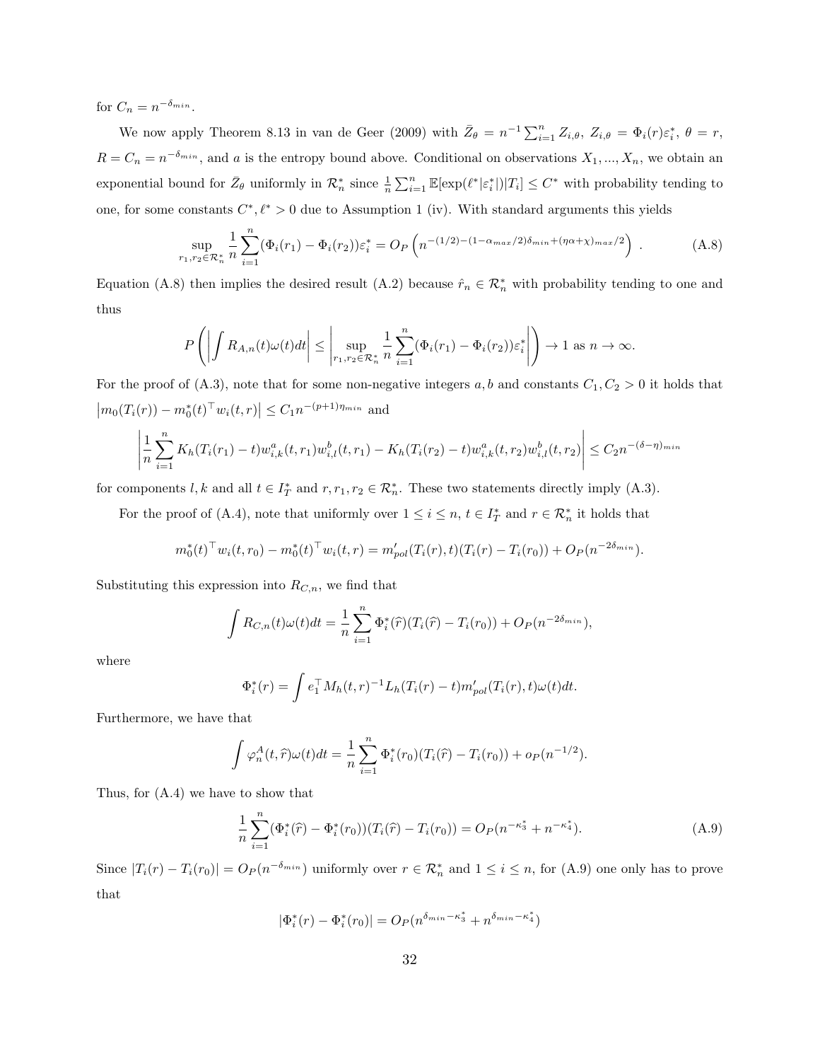for $C_n = n^{-\delta_{min}}$.

We now apply Theorem 8.13 in van de Geer (2009) with $\bar{Z}_\theta = n^{-1}\sum_{i=1}^n Z_{i,\theta}$, $Z_{i,\theta} = \Phi_i(r)\varepsilon_i^*$, $\theta = r$, $R = C_n = n^{-\delta_{min}}$, and $a$ is the entropy bound above. Conditional on observations $X_1, ..., X_n$, we obtain an exponential bound for $\bar{Z}_\theta$ uniformly in $\mathcal{R}_n^*$ since $\frac{1}{n}\sum_{i=1}^n \mathbb{E}[\exp(\ell^*|\varepsilon_i^*|)|T_i] \le C^*$ with probability tending to one, for some constants $C^*, \ell^* > 0$ due to Assumption 1 (iv). With standard arguments this yields

$$\sup_{r_1,r_2\in\mathcal{R}_n^*} \frac{1}{n}\sum_{i=1}^n (\Phi_i(r_1) - \Phi_i(r_2))\varepsilon_i^* = O_P\left(n^{-(1/2)-(1-\alpha_{max}/2)\delta_{min}+(\eta\alpha+\chi)_{max}/2}\right) . \tag{A.8}$$

Equation (A.8) then implies the desired result (A.2) because $\hat{r}_n \in \mathcal{R}_n^*$ with probability tending to one and thus

$$P\left(\left|\int R_{A,n}(t)\omega(t)dt\right| \le \left|\sup_{r_1,r_2\in\mathcal{R}_n^*} \frac{1}{n}\sum_{i=1}^n (\Phi_i(r_1) - \Phi_i(r_2))\varepsilon_i^*\right|\right) \to 1 \text{ as } n \to \infty.$$

For the proof of (A.3), note that for some non-negative integers $a, b$ and constants $C_1, C_2 > 0$ it holds that $\left|m_0(T_i(r)) - m_0^*(t)^\top w_i(t,r)\right| \le C_1 n^{-(p+1)\eta_{min}}$ and

$$\left|\frac{1}{n}\sum_{i=1}^n K_h(T_i(r_1)-t)w_{i,k}^a(t,r_1)w_{i,l}^b(t,r_1) - K_h(T_i(r_2)-t)w_{i,k}^a(t,r_2)w_{i,l}^b(t,r_2)\right| \le C_2 n^{-(\delta-\eta)_{min}}$$

for components $l, k$ and all $t \in I_T^*$ and $r, r_1, r_2 \in \mathcal{R}_n^*$. These two statements directly imply (A.3).

For the proof of (A.4), note that uniformly over $1 \le i \le n$, $t \in I_T^*$ and $r \in \mathcal{R}_n^*$ it holds that

$$m_0^*(t)^\top w_i(t,r_0) - m_0^*(t)^\top w_i(t,r) = m'_{pol}(T_i(r),t)(T_i(r) - T_i(r_0)) + O_P(n^{-2\delta_{min}}).$$

Substituting this expression into $R_{C,n}$, we find that

$$\int R_{C,n}(t)\omega(t)dt = \frac{1}{n}\sum_{i=1}^n \Phi_i^*(\hat{r})(T_i(\hat{r}) - T_i(r_0)) + O_P(n^{-2\delta_{min}}),$$

where

$$\Phi_i^*(r) = \int e_1^\top M_h(t,r)^{-1} L_h(T_i(r)-t) m'_{pol}(T_i(r),t)\omega(t)dt.$$

Furthermore, we have that

$$\int \varphi_n^A(t,\hat{r})\omega(t)dt = \frac{1}{n}\sum_{i=1}^n \Phi_i^*(r_0)(T_i(\hat{r}) - T_i(r_0)) + o_P(n^{-1/2}).$$

Thus, for (A.4) we have to show that

$$\frac{1}{n}\sum_{i=1}^n (\Phi_i^*(\hat{r}) - \Phi_i^*(r_0))(T_i(\hat{r}) - T_i(r_0)) = O_P(n^{-\kappa_3^*} + n^{-\kappa_4^*}). \tag{A.9}$$

Since $|T_i(r) - T_i(r_0)| = O_P(n^{-\delta_{min}})$ uniformly over $r \in \mathcal{R}_n^*$ and $1 \le i \le n$, for (A.9) one only has to prove that

$$|\Phi_i^*(r) - \Phi_i^*(r_0)| = O_P(n^{\delta_{min}-\kappa_3^*} + n^{\delta_{min}-\kappa_4^*})$$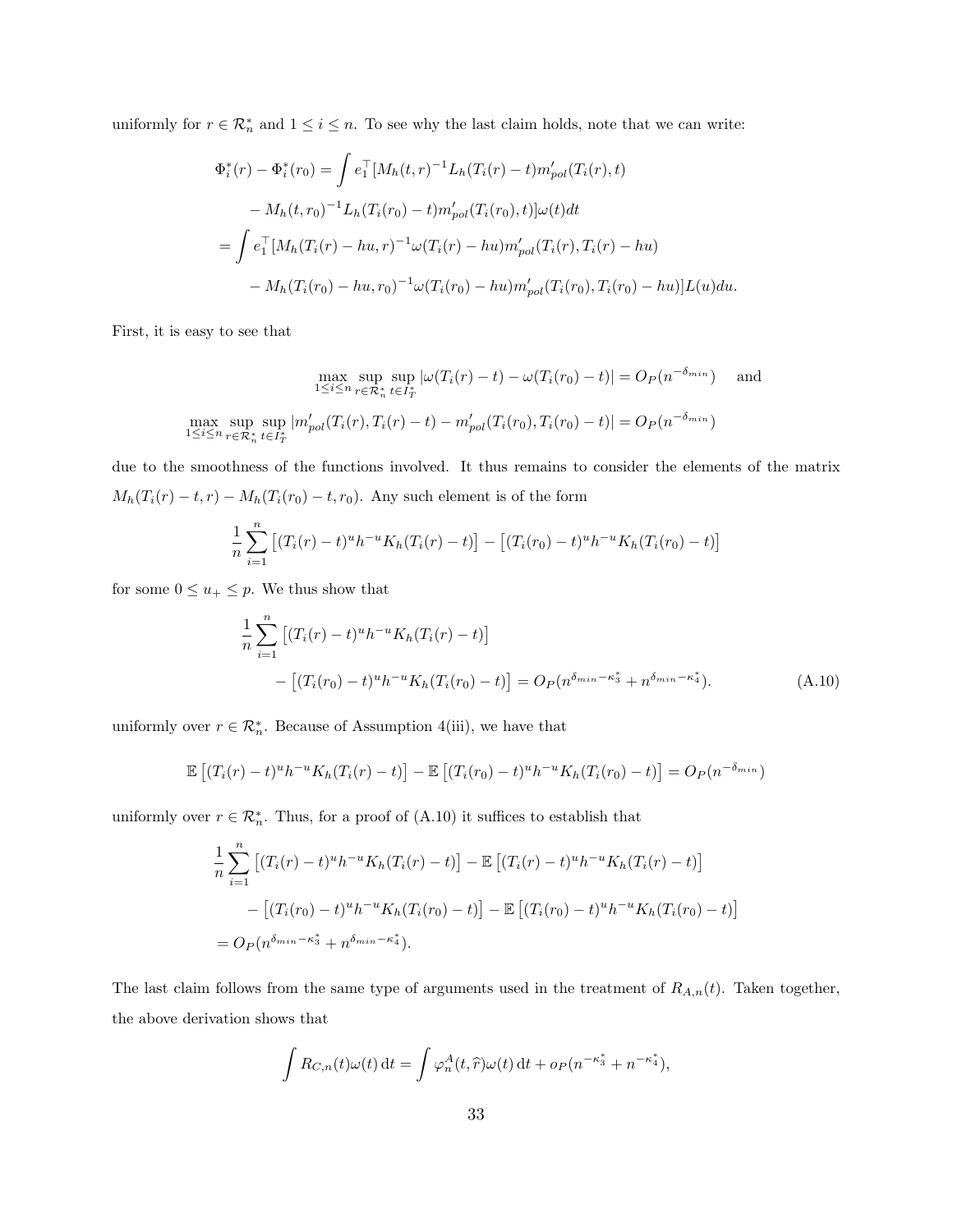uniformly for $r \in \mathcal{R}_n^*$ and $1 \leq i \leq n$. To see why the last claim holds, note that we can write:

$$
\begin{aligned}
\Phi_i^*(r) - \Phi_i^*(r_0) &= \int e_1^\top [M_h(t,r)^{-1} L_h(T_i(r) - t) m'_{pol}(T_i(r), t) \\
&\quad - M_h(t, r_0)^{-1} L_h(T_i(r_0) - t) m'_{pol}(T_i(r_0), t)] \omega(t) dt \\
&= \int e_1^\top [M_h(T_i(r) - hu, r)^{-1} \omega(T_i(r) - hu) m'_{pol}(T_i(r), T_i(r) - hu) \\
&\quad - M_h(T_i(r_0) - hu, r_0)^{-1} \omega(T_i(r_0) - hu) m'_{pol}(T_i(r_0), T_i(r_0) - hu)] L(u) du.
\end{aligned}
$$

First, it is easy to see that

$$
\max_{1 \leq i \leq n} \sup_{r \in \mathcal{R}_n^*} \sup_{t \in I_T^*} |\omega(T_i(r) - t) - \omega(T_i(r_0) - t)| = O_P(n^{-\delta_{min}}) \quad \text{and}
$$

$$
\max_{1 \leq i \leq n} \sup_{r \in \mathcal{R}_n^*} \sup_{t \in I_T^*} |m'_{pol}(T_i(r), T_i(r) - t) - m'_{pol}(T_i(r_0), T_i(r_0) - t)| = O_P(n^{-\delta_{min}})
$$

due to the smoothness of the functions involved. It thus remains to consider the elements of the matrix $M_h(T_i(r) - t, r) - M_h(T_i(r_0) - t, r_0)$. Any such element is of the form

$$
\frac{1}{n} \sum_{i=1}^n \left[ (T_i(r) - t)^u h^{-u} K_h(T_i(r) - t) \right] - \left[ (T_i(r_0) - t)^u h^{-u} K_h(T_i(r_0) - t) \right]
$$

for some $0 \leq u_+ \leq p$. We thus show that

$$
\begin{aligned}
&\frac{1}{n} \sum_{i=1}^n \left[ (T_i(r) - t)^u h^{-u} K_h(T_i(r) - t) \right] \\
&\quad - \left[ (T_i(r_0) - t)^u h^{-u} K_h(T_i(r_0) - t) \right] = O_P(n^{\delta_{min} - \kappa_3^*} + n^{\delta_{min} - \kappa_4^*}). \qquad \text{(A.10)}
\end{aligned}
$$

uniformly over $r \in \mathcal{R}_n^*$. Because of Assumption 4(iii), we have that

$$
\mathbb{E}\left[ (T_i(r) - t)^u h^{-u} K_h(T_i(r) - t) \right] - \mathbb{E}\left[ (T_i(r_0) - t)^u h^{-u} K_h(T_i(r_0) - t) \right] = O_P(n^{-\delta_{min}})
$$

uniformly over $r \in \mathcal{R}_n^*$. Thus, for a proof of (A.10) it suffices to establish that

$$
\begin{aligned}
&\frac{1}{n} \sum_{i=1}^n \left[ (T_i(r) - t)^u h^{-u} K_h(T_i(r) - t) \right] - \mathbb{E}\left[ (T_i(r) - t)^u h^{-u} K_h(T_i(r) - t) \right] \\
&\quad - \left[ (T_i(r_0) - t)^u h^{-u} K_h(T_i(r_0) - t) \right] - \mathbb{E}\left[ (T_i(r_0) - t)^u h^{-u} K_h(T_i(r_0) - t) \right] \\
&= O_P(n^{\delta_{min} - \kappa_3^*} + n^{\delta_{min} - \kappa_4^*}).
\end{aligned}
$$

The last claim follows from the same type of arguments used in the treatment of $R_{A,n}(t)$. Taken together, the above derivation shows that

$$
\int R_{C,n}(t) \omega(t) \, \mathrm{d}t = \int \varphi_n^A(t, \widehat{r}) \omega(t) \, \mathrm{d}t + o_P(n^{-\kappa_3^*} + n^{-\kappa_4^*}),
$$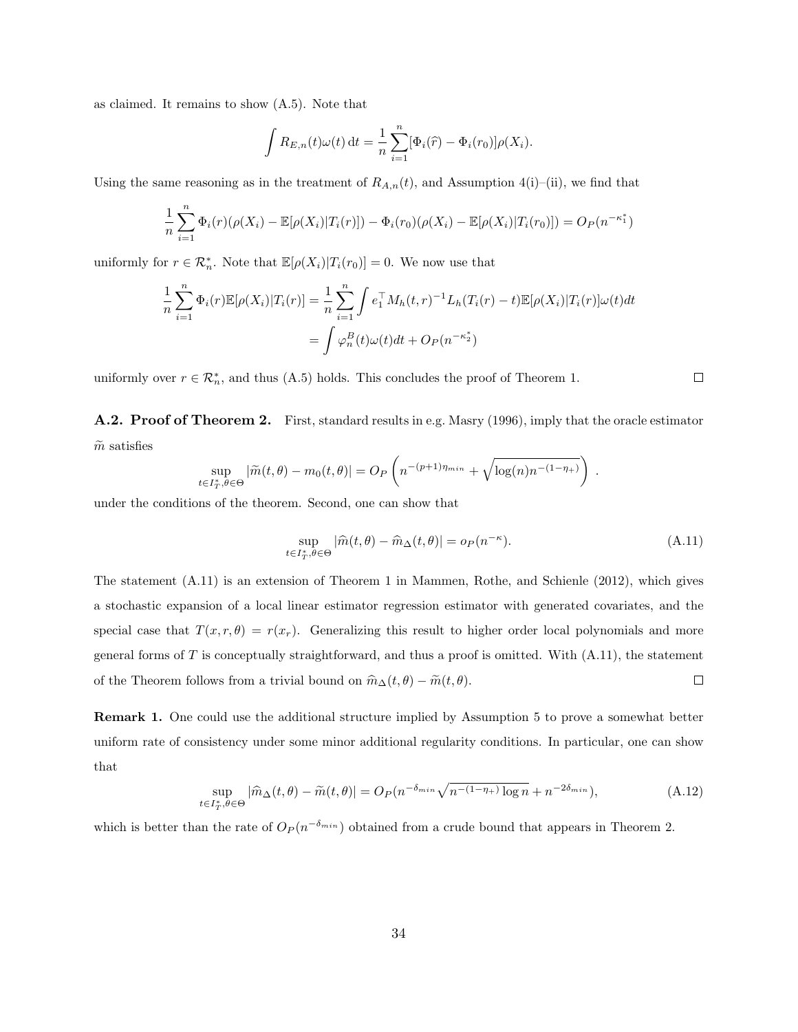as claimed. It remains to show (A.5). Note that

$$\int R_{E,n}(t)\omega(t)\,\mathrm{d}t = \frac{1}{n}\sum_{i=1}^{n}[\Phi_i(\widehat{r}) - \Phi_i(r_0)]\rho(X_i).$$

Using the same reasoning as in the treatment of $R_{A,n}(t)$, and Assumption 4(i)–(ii), we find that

$$\frac{1}{n}\sum_{i=1}^{n}\Phi_i(r)(\rho(X_i) - \mathbb{E}[\rho(X_i)|T_i(r)]) - \Phi_i(r_0)(\rho(X_i) - \mathbb{E}[\rho(X_i)|T_i(r_0)]) = O_P(n^{-\kappa_1^*})$$

uniformly for $r \in \mathcal{R}_n^*$. Note that $\mathbb{E}[\rho(X_i)|T_i(r_0)] = 0$. We now use that

$$\begin{aligned}\frac{1}{n}\sum_{i=1}^{n}\Phi_i(r)\mathbb{E}[\rho(X_i)|T_i(r)] &= \frac{1}{n}\sum_{i=1}^{n}\int e_1^\top M_h(t,r)^{-1}L_h(T_i(r)-t)\mathbb{E}[\rho(X_i)|T_i(r)]\omega(t)dt \\ &= \int \varphi_n^B(t)\omega(t)dt + O_P(n^{-\kappa_2^*})\end{aligned}$$

uniformly over $r \in \mathcal{R}_n^*$, and thus (A.5) holds. This concludes the proof of Theorem 1. □

**A.2. Proof of Theorem 2.** First, standard results in e.g. Masry (1996), imply that the oracle estimator $\widetilde{m}$ satisfies

$$\sup_{t\in I_T^*,\theta\in\Theta}|\widetilde{m}(t,\theta) - m_0(t,\theta)| = O_P\left(n^{-(p+1)\eta_{min}} + \sqrt{\log(n)n^{-(1-\eta_+)}}\right).$$

under the conditions of the theorem. Second, one can show that

$$\sup_{t\in I_T^*,\theta\in\Theta}|\widehat{m}(t,\theta) - \widehat{m}_\Delta(t,\theta)| = o_P(n^{-\kappa}). \tag{A.11}$$

The statement (A.11) is an extension of Theorem 1 in Mammen, Rothe, and Schienle (2012), which gives a stochastic expansion of a local linear estimator regression estimator with generated covariates, and the special case that $T(x,r,\theta) = r(x_r)$. Generalizing this result to higher order local polynomials and more general forms of $T$ is conceptually straightforward, and thus a proof is omitted. With (A.11), the statement of the Theorem follows from a trivial bound on $\widehat{m}_\Delta(t,\theta) - \widetilde{m}(t,\theta)$. □

**Remark 1.** One could use the additional structure implied by Assumption 5 to prove a somewhat better uniform rate of consistency under some minor additional regularity conditions. In particular, one can show that

$$\sup_{t\in I_T^*,\theta\in\Theta}|\widehat{m}_\Delta(t,\theta) - \widetilde{m}(t,\theta)| = O_P(n^{-\delta_{min}}\sqrt{n^{-(1-\eta_+)}\log n} + n^{-2\delta_{min}}), \tag{A.12}$$

which is better than the rate of $O_P(n^{-\delta_{min}})$ obtained from a crude bound that appears in Theorem 2.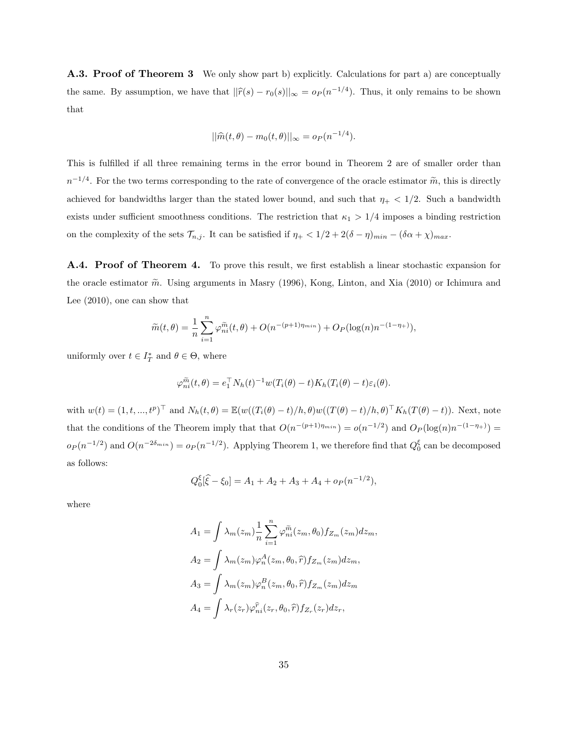**A.3. Proof of Theorem 3** We only show part b) explicitly. Calculations for part a) are conceptually the same. By assumption, we have that $||\widehat{r}(s) - r_0(s)||_\infty = o_P(n^{-1/4})$. Thus, it only remains to be shown that

$$||\widehat{m}(t,\theta) - m_0(t,\theta)||_\infty = o_P(n^{-1/4}).$$

This is fulfilled if all three remaining terms in the error bound in Theorem 2 are of smaller order than $n^{-1/4}$. For the two terms corresponding to the rate of convergence of the oracle estimator $\widetilde{m}$, this is directly achieved for bandwidths larger than the stated lower bound, and such that $\eta_+ < 1/2$. Such a bandwidth exists under sufficient smoothness conditions. The restriction that $\kappa_1 > 1/4$ imposes a binding restriction on the complexity of the sets $\mathcal{T}_{n,j}$. It can be satisfied if $\eta_+ < 1/2 + 2(\delta - \eta)_{min} - (\delta\alpha + \chi)_{max}$.

**A.4. Proof of Theorem 4.** To prove this result, we first establish a linear stochastic expansion for the oracle estimator $\widetilde{m}$. Using arguments in Masry (1996), Kong, Linton, and Xia (2010) or Ichimura and Lee (2010), one can show that

$$\widetilde{m}(t,\theta) = \frac{1}{n}\sum_{i=1}^n \varphi_{ni}^{\widetilde{m}}(t,\theta) + O(n^{-(p+1)\eta_{min}}) + O_P(\log(n)n^{-(1-\eta_+)}),$$

uniformly over $t \in I_T^*$ and $\theta \in \Theta$, where

$$\varphi_{ni}^{\widetilde{m}}(t,\theta) = e_1^\top N_h(t)^{-1} w(T_i(\theta) - t) K_h(T_i(\theta) - t)\varepsilon_i(\theta).$$

with $w(t) = (1, t, ..., t^p)^\top$ and $N_h(t,\theta) = \mathbb{E}(w((T_i(\theta) - t)/h, \theta) w((T(\theta) - t)/h, \theta)^\top K_h(T(\theta) - t))$. Next, note that the conditions of the Theorem imply that that $O(n^{-(p+1)\eta_{min}}) = o(n^{-1/2})$ and $O_P(\log(n)n^{-(1-\eta_+)}) = o_P(n^{-1/2})$ and $O(n^{-2\delta_{min}}) = o_P(n^{-1/2})$. Applying Theorem 1, we therefore find that $Q_0^\xi$ can be decomposed as follows:

$$Q_0^\xi[\widehat{\xi} - \xi_0] = A_1 + A_2 + A_3 + A_4 + o_P(n^{-1/2}),$$

where

$$A_1 = \int \lambda_m(z_m) \frac{1}{n}\sum_{i=1}^n \varphi_{ni}^{\widetilde{m}}(z_m, \theta_0) f_{Z_m}(z_m) dz_m,$$

$$A_2 = \int \lambda_m(z_m) \varphi_n^A(z_m, \theta_0, \widehat{r}) f_{Z_m}(z_m) dz_m,$$

$$A_3 = \int \lambda_m(z_m) \varphi_n^B(z_m, \theta_0, \widehat{r}) f_{Z_m}(z_m) dz_m$$

$$A_4 = \int \lambda_r(z_r) \varphi_{ni}^{\widehat{r}}(z_r, \theta_0, \widehat{r}) f_{Z_r}(z_r) dz_r,$$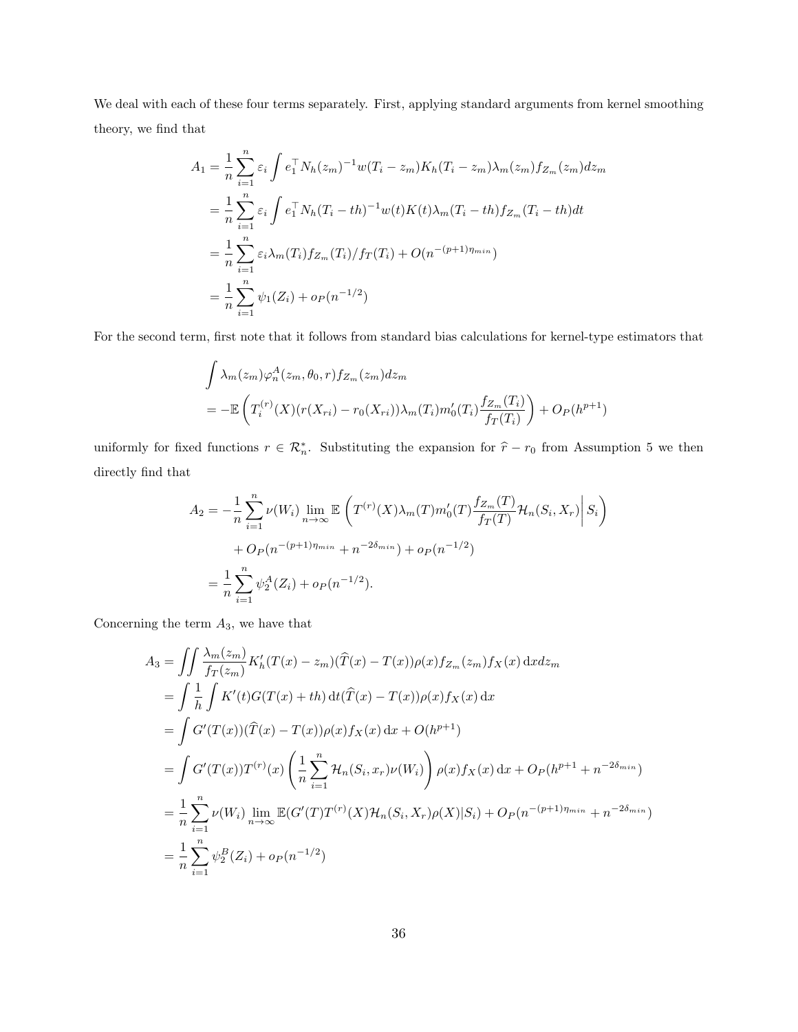We deal with each of these four terms separately. First, applying standard arguments from kernel smoothing theory, we find that

$$
\begin{aligned}
A_1 &= \frac{1}{n}\sum_{i=1}^{n} \varepsilon_i \int e_1^\top N_h(z_m)^{-1} w(T_i - z_m) K_h(T_i - z_m)\lambda_m(z_m) f_{Z_m}(z_m) dz_m \\
&= \frac{1}{n}\sum_{i=1}^{n} \varepsilon_i \int e_1^\top N_h(T_i - th)^{-1} w(t) K(t)\lambda_m(T_i - th) f_{Z_m}(T_i - th) dt \\
&= \frac{1}{n}\sum_{i=1}^{n} \varepsilon_i \lambda_m(T_i) f_{Z_m}(T_i)/f_T(T_i) + O(n^{-(p+1)\eta_{min}}) \\
&= \frac{1}{n}\sum_{i=1}^{n} \psi_1(Z_i) + o_P(n^{-1/2})
\end{aligned}
$$

For the second term, first note that it follows from standard bias calculations for kernel-type estimators that

$$
\begin{aligned}
&\int \lambda_m(z_m)\varphi_n^A(z_m, \theta_0, r) f_{Z_m}(z_m) dz_m \\
&= -\mathbb{E}\left(T_i^{(r)}(X)(r(X_{ri}) - r_0(X_{ri}))\lambda_m(T_i) m_0'(T_i)\frac{f_{Z_m}(T_i)}{f_T(T_i)}\right) + O_P(h^{p+1})
\end{aligned}
$$

uniformly for fixed functions $r \in \mathcal{R}_n^*$. Substituting the expansion for $\widehat{r} - r_0$ from Assumption 5 we then directly find that

$$
\begin{aligned}
A_2 &= -\frac{1}{n}\sum_{i=1}^{n} \nu(W_i) \lim_{n\to\infty} \mathbb{E}\left(T^{(r)}(X)\lambda_m(T) m_0'(T)\frac{f_{Z_m}(T)}{f_T(T)}\mathcal{H}_n(S_i, X_r)\middle| S_i\right) \\
&\quad + O_P(n^{-(p+1)\eta_{min}} + n^{-2\delta_{min}}) + o_P(n^{-1/2}) \\
&= \frac{1}{n}\sum_{i=1}^{n} \psi_2^A(Z_i) + o_P(n^{-1/2}).
\end{aligned}
$$

Concerning the term $A_3$, we have that

$$
\begin{aligned}
A_3 &= \iint \frac{\lambda_m(z_m)}{f_T(z_m)} K_h'(T(x) - z_m)(\widehat{T}(x) - T(x))\rho(x) f_{Z_m}(z_m) f_X(x)\, \mathrm{d}x \mathrm{d}z_m \\
&= \int \frac{1}{h}\int K'(t) G(T(x) + th)\, \mathrm{d}t (\widehat{T}(x) - T(x))\rho(x) f_X(x)\, \mathrm{d}x \\
&= \int G'(T(x))(\widehat{T}(x) - T(x))\rho(x) f_X(x)\, \mathrm{d}x + O(h^{p+1}) \\
&= \int G'(T(x)) T^{(r)}(x)\left(\frac{1}{n}\sum_{i=1}^{n} \mathcal{H}_n(S_i, x_r)\nu(W_i)\right)\rho(x) f_X(x)\, \mathrm{d}x + O_P(h^{p+1} + n^{-2\delta_{min}}) \\
&= \frac{1}{n}\sum_{i=1}^{n} \nu(W_i) \lim_{n\to\infty} \mathbb{E}(G'(T) T^{(r)}(X)\mathcal{H}_n(S_i, X_r)\rho(X)|S_i) + O_P(n^{-(p+1)\eta_{min}} + n^{-2\delta_{min}}) \\
&= \frac{1}{n}\sum_{i=1}^{n} \psi_2^B(Z_i) + o_P(n^{-1/2})
\end{aligned}
$$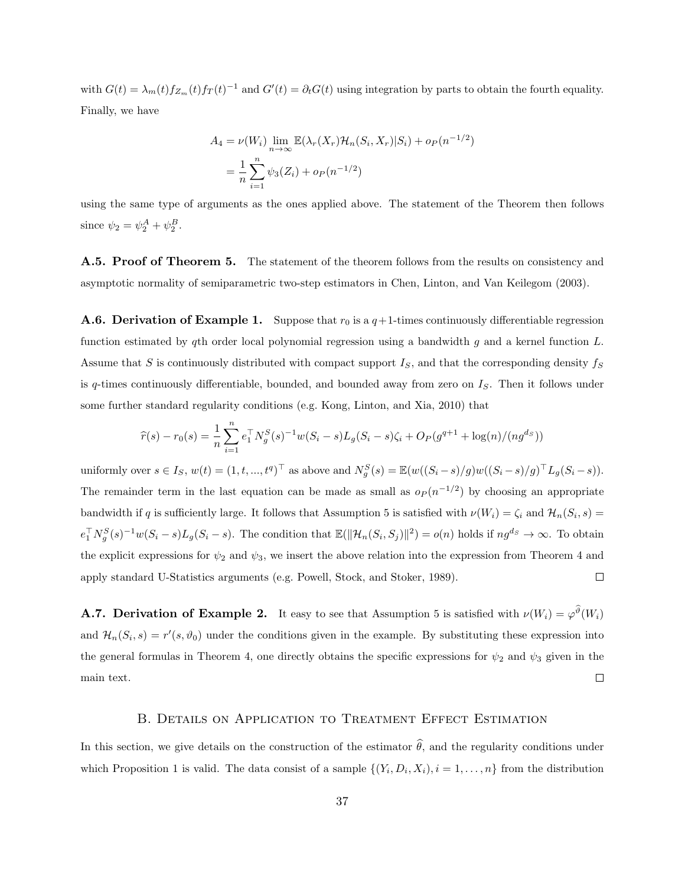with $G(t) = \lambda_m(t) f_{Z_m}(t) f_T(t)^{-1}$ and $G'(t) = \partial_t G(t)$ using integration by parts to obtain the fourth equality. Finally, we have

$$
\begin{aligned}
A_4 &= \nu(W_i) \lim_{n\to\infty} \mathbb{E}(\lambda_r(X_r)\mathcal{H}_n(S_i, X_r)|S_i) + o_P(n^{-1/2}) \\
&= \frac{1}{n}\sum_{i=1}^{n} \psi_3(Z_i) + o_P(n^{-1/2})
\end{aligned}
$$

using the same type of arguments as the ones applied above. The statement of the Theorem then follows since $\psi_2 = \psi_2^A + \psi_2^B$.

**A.5. Proof of Theorem 5.** The statement of the theorem follows from the results on consistency and asymptotic normality of semiparametric two-step estimators in Chen, Linton, and Van Keilegom (2003).

**A.6. Derivation of Example 1.** Suppose that $r_0$ is a $q+1$-times continuously differentiable regression function estimated by $q$th order local polynomial regression using a bandwidth $g$ and a kernel function $L$. Assume that $S$ is continuously distributed with compact support $I_S$, and that the corresponding density $f_S$ is $q$-times continuously differentiable, bounded, and bounded away from zero on $I_S$. Then it follows under some further standard regularity conditions (e.g. Kong, Linton, and Xia, 2010) that

$$
\widehat{r}(s) - r_0(s) = \frac{1}{n}\sum_{i=1}^{n} e_1^\top N_g^S(s)^{-1} w(S_i - s) L_g(S_i - s)\zeta_i + O_P(g^{q+1} + \log(n)/(ng^{d_S}))
$$

uniformly over $s \in I_S$, $w(t) = (1, t, ..., t^q)^\top$ as above and $N_g^S(s) = \mathbb{E}(w((S_i - s)/g) w((S_i - s)/g)^\top L_g(S_i - s))$. The remainder term in the last equation can be made as small as $o_P(n^{-1/2})$ by choosing an appropriate bandwidth if $q$ is sufficiently large. It follows that Assumption 5 is satisfied with $\nu(W_i) = \zeta_i$ and $\mathcal{H}_n(S_i, s) = e_1^\top N_g^S(s)^{-1} w(S_i - s) L_g(S_i - s)$. The condition that $\mathbb{E}(\|\mathcal{H}_n(S_i, S_j)\|^2) = o(n)$ holds if $ng^{d_S} \to \infty$. To obtain the explicit expressions for $\psi_2$ and $\psi_3$, we insert the above relation into the expression from Theorem 4 and apply standard U-Statistics arguments (e.g. Powell, Stock, and Stoker, 1989). □

**A.7. Derivation of Example 2.** It easy to see that Assumption 5 is satisfied with $\nu(W_i) = \varphi^{\widehat{\vartheta}}(W_i)$ and $\mathcal{H}_n(S_i, s) = r'(s, \vartheta_0)$ under the conditions given in the example. By substituting these expression into the general formulas in Theorem 4, one directly obtains the specific expressions for $\psi_2$ and $\psi_3$ given in the main text. □

## B. Details on Application to Treatment Effect Estimation

In this section, we give details on the construction of the estimator $\widehat{\theta}$, and the regularity conditions under which Proposition 1 is valid. The data consist of a sample $\{(Y_i, D_i, X_i), i = 1, \ldots, n\}$ from the distribution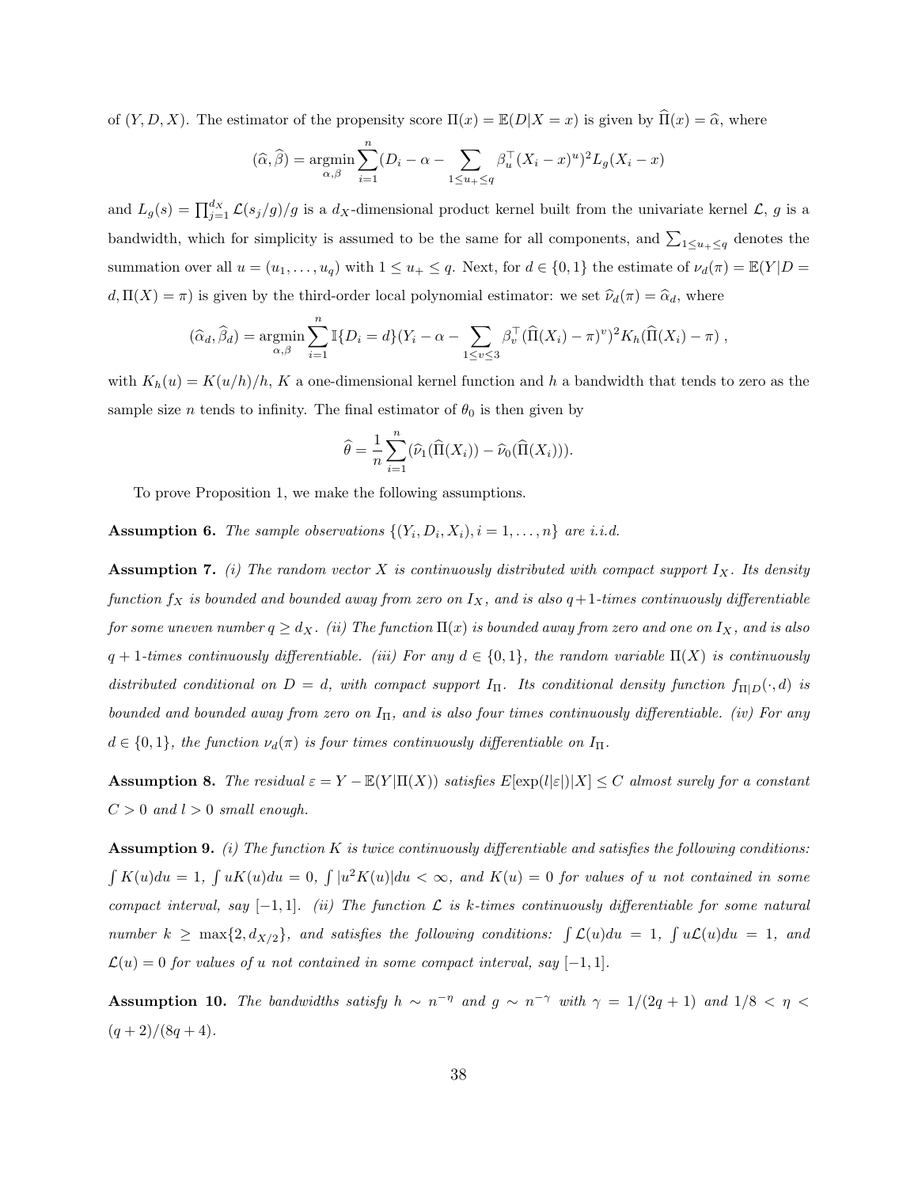of $(Y, D, X)$. The estimator of the propensity score $\Pi(x) = \mathbb{E}(D|X = x)$ is given by $\widehat{\Pi}(x) = \widehat{\alpha}$, where

$$(\widehat{\alpha}, \widehat{\beta}) = \underset{\alpha,\beta}{\operatorname{argmin}} \sum_{i=1}^{n} (D_i - \alpha - \sum_{1 \leq u_+ \leq q} \beta_u^\top (X_i - x)^u)^2 L_g(X_i - x)$$

and $L_g(s) = \prod_{j=1}^{d_X} \mathcal{L}(s_j/g)/g$ is a $d_X$-dimensional product kernel built from the univariate kernel $\mathcal{L}$, $g$ is a bandwidth, which for simplicity is assumed to be the same for all components, and $\sum_{1 \leq u_+ \leq q}$ denotes the summation over all $u = (u_1, \ldots, u_q)$ with $1 \leq u_+ \leq q$. Next, for $d \in \{0, 1\}$ the estimate of $\nu_d(\pi) = \mathbb{E}(Y|D = d, \Pi(X) = \pi)$ is given by the third-order local polynomial estimator: we set $\widehat{\nu}_d(\pi) = \widehat{\alpha}_d$, where

$$(\widehat{\alpha}_d, \widehat{\beta}_d) = \underset{\alpha,\beta}{\operatorname{argmin}} \sum_{i=1}^{n} \mathbb{I}\{D_i = d\}(Y_i - \alpha - \sum_{1 \leq v \leq 3} \beta_v^\top (\widehat{\Pi}(X_i) - \pi)^v)^2 K_h(\widehat{\Pi}(X_i) - \pi) \, ,$$

with $K_h(u) = K(u/h)/h$, $K$ a one-dimensional kernel function and $h$ a bandwidth that tends to zero as the sample size $n$ tends to infinity. The final estimator of $\theta_0$ is then given by

$$\widehat{\theta} = \frac{1}{n} \sum_{i=1}^{n} (\widehat{\nu}_1(\widehat{\Pi}(X_i)) - \widehat{\nu}_0(\widehat{\Pi}(X_i))).$$

To prove Proposition 1, we make the following assumptions.

**Assumption 6.** *The sample observations $\{(Y_i, D_i, X_i), i = 1, \ldots, n\}$ are i.i.d.*

**Assumption 7.** *(i) The random vector $X$ is continuously distributed with compact support $I_X$. Its density function $f_X$ is bounded and bounded away from zero on $I_X$, and is also $q+1$-times continuously differentiable for some uneven number $q \geq d_X$. (ii) The function $\Pi(x)$ is bounded away from zero and one on $I_X$, and is also $q + 1$-times continuously differentiable. (iii) For any $d \in \{0, 1\}$, the random variable $\Pi(X)$ is continuously distributed conditional on $D = d$, with compact support $I_\Pi$. Its conditional density function $f_{\Pi|D}(\cdot, d)$ is bounded and bounded away from zero on $I_\Pi$, and is also four times continuously differentiable. (iv) For any $d \in \{0, 1\}$, the function $\nu_d(\pi)$ is four times continuously differentiable on $I_\Pi$.*

**Assumption 8.** *The residual $\varepsilon = Y - \mathbb{E}(Y|\Pi(X))$ satisfies $E[\exp(l|\varepsilon|)|X] \leq C$ almost surely for a constant $C > 0$ and $l > 0$ small enough.*

**Assumption 9.** *(i) The function $K$ is twice continuously differentiable and satisfies the following conditions: $\int K(u)du = 1$, $\int uK(u)du = 0$, $\int |u^2 K(u)|du < \infty$, and $K(u) = 0$ for values of $u$ not contained in some compact interval, say $[-1, 1]$. (ii) The function $\mathcal{L}$ is $k$-times continuously differentiable for some natural number $k \geq \max\{2, d_{X/2}\}$, and satisfies the following conditions: $\int \mathcal{L}(u)du = 1$, $\int u\mathcal{L}(u)du = 1$, and $\mathcal{L}(u) = 0$ for values of $u$ not contained in some compact interval, say $[-1, 1]$.*

**Assumption 10.** *The bandwidths satisfy $h \sim n^{-\eta}$ and $g \sim n^{-\gamma}$ with $\gamma = 1/(2q + 1)$ and $1/8 < \eta < (q + 2)/(8q + 4)$.*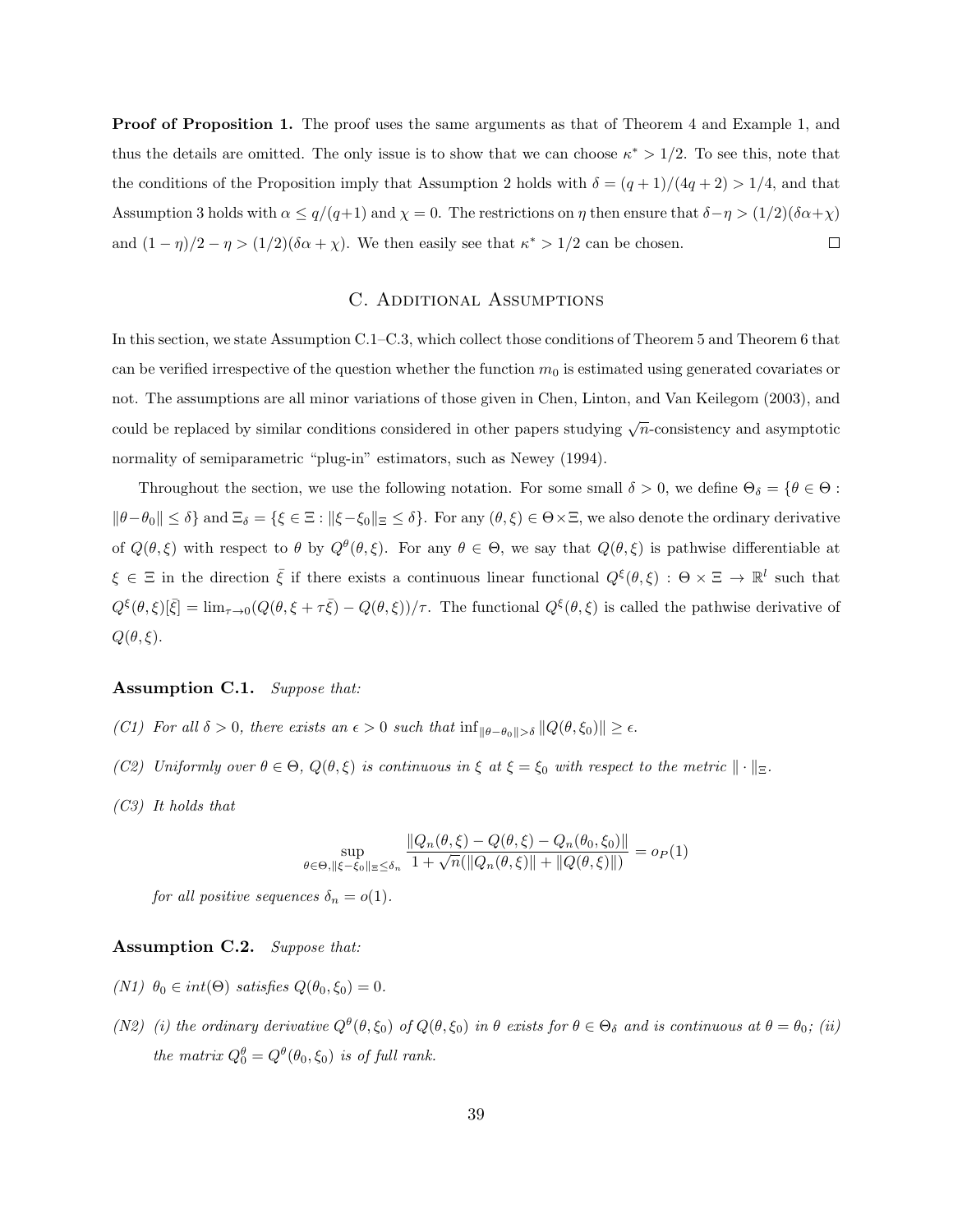**Proof of Proposition 1.** The proof uses the same arguments as that of Theorem 4 and Example 1, and thus the details are omitted. The only issue is to show that we can choose $\kappa^* > 1/2$. To see this, note that the conditions of the Proposition imply that Assumption 2 holds with $\delta = (q+1)/(4q+2) > 1/4$, and that Assumption 3 holds with $\alpha \leq q/(q+1)$ and $\chi = 0$. The restrictions on $\eta$ then ensure that $\delta - \eta > (1/2)(\delta\alpha + \chi)$ and $(1-\eta)/2 - \eta > (1/2)(\delta\alpha + \chi)$. We then easily see that $\kappa^* > 1/2$ can be chosen. $\square$

## C. Additional Assumptions

In this section, we state Assumption C.1–C.3, which collect those conditions of Theorem 5 and Theorem 6 that can be verified irrespective of the question whether the function $m_0$ is estimated using generated covariates or not. The assumptions are all minor variations of those given in Chen, Linton, and Van Keilegom (2003), and could be replaced by similar conditions considered in other papers studying $\sqrt{n}$-consistency and asymptotic normality of semiparametric "plug-in" estimators, such as Newey (1994).

Throughout the section, we use the following notation. For some small $\delta > 0$, we define $\Theta_\delta = \{\theta \in \Theta : \|\theta - \theta_0\| \leq \delta\}$ and $\Xi_\delta = \{\xi \in \Xi : \|\xi - \xi_0\|_\Xi \leq \delta\}$. For any $(\theta, \xi) \in \Theta \times \Xi$, we also denote the ordinary derivative of $Q(\theta, \xi)$ with respect to $\theta$ by $Q^\theta(\theta, \xi)$. For any $\theta \in \Theta$, we say that $Q(\theta, \xi)$ is pathwise differentiable at $\xi \in \Xi$ in the direction $\bar{\xi}$ if there exists a continuous linear functional $Q^\xi(\theta, \xi) : \Theta \times \Xi \to \mathbb{R}^l$ such that $Q^\xi(\theta, \xi)[\bar{\xi}] = \lim_{\tau \to 0}(Q(\theta, \xi + \tau\bar{\xi}) - Q(\theta, \xi))/\tau$. The functional $Q^\xi(\theta, \xi)$ is called the pathwise derivative of $Q(\theta, \xi)$.

**Assumption C.1.** *Suppose that:*

*(C1) For all $\delta > 0$, there exists an $\epsilon > 0$ such that $\inf_{\|\theta - \theta_0\| > \delta} \|Q(\theta, \xi_0)\| \geq \epsilon$.*

*(C2) Uniformly over $\theta \in \Theta$, $Q(\theta, \xi)$ is continuous in $\xi$ at $\xi = \xi_0$ with respect to the metric $\|\cdot\|_\Xi$.*

*(C3) It holds that*

$$\sup_{\theta \in \Theta, \|\xi - \xi_0\|_\Xi \leq \delta_n} \frac{\|Q_n(\theta, \xi) - Q(\theta, \xi) - Q_n(\theta_0, \xi_0)\|}{1 + \sqrt{n}(\|Q_n(\theta, \xi)\| + \|Q(\theta, \xi)\|)} = o_P(1)$$

*for all positive sequences $\delta_n = o(1)$.*

**Assumption C.2.** *Suppose that:*

*(N1) $\theta_0 \in int(\Theta)$ satisfies $Q(\theta_0, \xi_0) = 0$.*

*(N2) (i) the ordinary derivative $Q^\theta(\theta, \xi_0)$ of $Q(\theta, \xi_0)$ in $\theta$ exists for $\theta \in \Theta_\delta$ and is continuous at $\theta = \theta_0$; (ii) the matrix $Q^\theta_0 = Q^\theta(\theta_0, \xi_0)$ is of full rank.*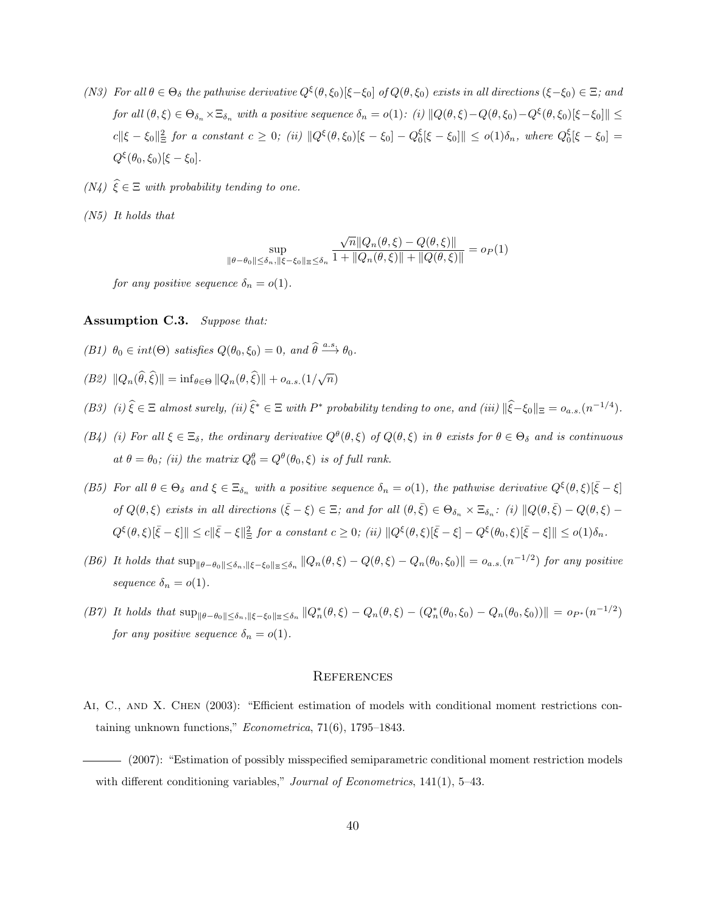*(N3) For all $\theta \in \Theta_\delta$ the pathwise derivative $Q^\xi(\theta, \xi_0)[\xi - \xi_0]$ of $Q(\theta, \xi_0)$ exists in all directions $(\xi - \xi_0) \in \Xi$; and for all $(\theta, \xi) \in \Theta_{\delta_n} \times \Xi_{\delta_n}$ with a positive sequence $\delta_n = o(1)$: (i) $\|Q(\theta, \xi) - Q(\theta, \xi_0) - Q^\xi(\theta, \xi_0)[\xi - \xi_0]\| \leq c\|\xi - \xi_0\|_\Xi^2$ for a constant $c \geq 0$; (ii) $\|Q^\xi(\theta, \xi_0)[\xi - \xi_0] - Q_0^\xi[\xi - \xi_0]\| \leq o(1)\delta_n$, where $Q_0^\xi[\xi - \xi_0] = Q^\xi(\theta_0, \xi_0)[\xi - \xi_0]$.*

*(N4) $\widehat{\xi} \in \Xi$ with probability tending to one.*

*(N5) It holds that*

$$\sup_{\|\theta - \theta_0\| \leq \delta_n, \|\xi - \xi_0\|_\Xi \leq \delta_n} \frac{\sqrt{n}\|Q_n(\theta, \xi) - Q(\theta, \xi)\|}{1 + \|Q_n(\theta, \xi)\| + \|Q(\theta, \xi)\|} = o_P(1)$$

*for any positive sequence $\delta_n = o(1)$.*

**Assumption C.3.** *Suppose that:*

*(B1) $\theta_0 \in int(\Theta)$ satisfies $Q(\theta_0, \xi_0) = 0$, and $\widehat{\theta} \xrightarrow{a.s.} \theta_0$.*

*(B2) $\|Q_n(\widehat{\theta}, \widehat{\xi})\| = \inf_{\theta \in \Theta} \|Q_n(\theta, \widehat{\xi})\| + o_{a.s.}(1/\sqrt{n})$*

*(B3) (i) $\widehat{\xi} \in \Xi$ almost surely, (ii) $\widehat{\xi}^* \in \Xi$ with $P^*$ probability tending to one, and (iii) $\|\widehat{\xi} - \xi_0\|_\Xi = o_{a.s.}(n^{-1/4})$.*

*(B4) (i) For all $\xi \in \Xi_\delta$, the ordinary derivative $Q^\theta(\theta, \xi)$ of $Q(\theta, \xi)$ in $\theta$ exists for $\theta \in \Theta_\delta$ and is continuous at $\theta = \theta_0$; (ii) the matrix $Q_0^\theta = Q^\theta(\theta_0, \xi)$ is of full rank.*

*(B5) For all $\theta \in \Theta_\delta$ and $\xi \in \Xi_{\delta_n}$ with a positive sequence $\delta_n = o(1)$, the pathwise derivative $Q^\xi(\theta, \xi)[\bar{\xi} - \xi]$ of $Q(\theta, \xi)$ exists in all directions $(\bar{\xi} - \xi) \in \Xi$; and for all $(\theta, \bar{\xi}) \in \Theta_{\delta_n} \times \Xi_{\delta_n}$: (i) $\|Q(\theta, \bar{\xi}) - Q(\theta, \xi) - Q^\xi(\theta, \xi)[\bar{\xi} - \xi]\| \leq c\|\bar{\xi} - \xi\|_\Xi^2$ for a constant $c \geq 0$; (ii) $\|Q^\xi(\theta, \xi)[\bar{\xi} - \xi] - Q^\xi(\theta_0, \xi)[\bar{\xi} - \xi]\| \leq o(1)\delta_n$.*

*(B6) It holds that $\sup_{\|\theta - \theta_0\| \leq \delta_n, \|\xi - \xi_0\|_\Xi \leq \delta_n} \|Q_n(\theta, \xi) - Q(\theta, \xi) - Q_n(\theta_0, \xi_0)\| = o_{a.s.}(n^{-1/2})$ for any positive sequence $\delta_n = o(1)$.*

*(B7) It holds that $\sup_{\|\theta - \theta_0\| \leq \delta_n, \|\xi - \xi_0\|_\Xi \leq \delta_n} \|Q_n^*(\theta, \xi) - Q_n(\theta, \xi) - (Q_n^*(\theta_0, \xi_0) - Q_n(\theta_0, \xi_0))\| = o_{P^*}(n^{-1/2})$ for any positive sequence $\delta_n = o(1)$.*

## References

Ai, C., and X. Chen (2003): "Efficient estimation of models with conditional moment restrictions containing unknown functions," *Econometrica*, 71(6), 1795–1843.

——— (2007): "Estimation of possibly misspecified semiparametric conditional moment restriction models with different conditioning variables," *Journal of Econometrics*, 141(1), 5–43.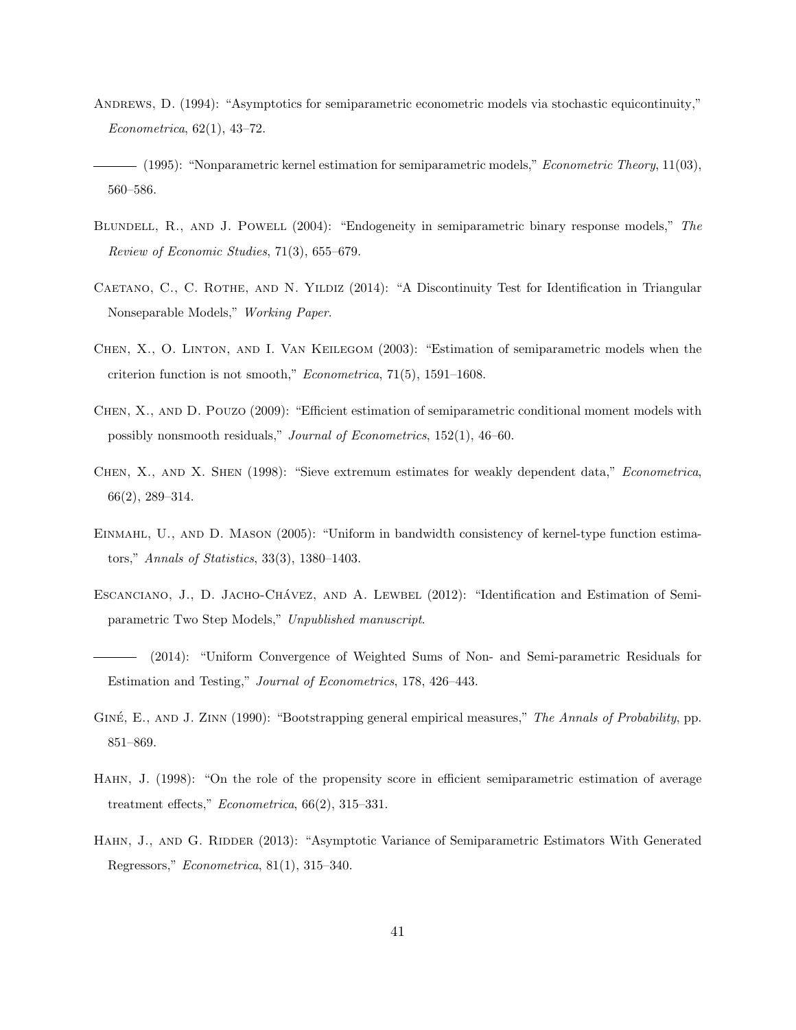Andrews, D. (1994): "Asymptotics for semiparametric econometric models via stochastic equicontinuity," *Econometrica*, 62(1), 43–72.

——— (1995): "Nonparametric kernel estimation for semiparametric models," *Econometric Theory*, 11(03), 560–586.

Blundell, R., and J. Powell (2004): "Endogeneity in semiparametric binary response models," *The Review of Economic Studies*, 71(3), 655–679.

Caetano, C., C. Rothe, and N. Yildiz (2014): "A Discontinuity Test for Identification in Triangular Nonseparable Models," *Working Paper*.

Chen, X., O. Linton, and I. Van Keilegom (2003): "Estimation of semiparametric models when the criterion function is not smooth," *Econometrica*, 71(5), 1591–1608.

Chen, X., and D. Pouzo (2009): "Efficient estimation of semiparametric conditional moment models with possibly nonsmooth residuals," *Journal of Econometrics*, 152(1), 46–60.

Chen, X., and X. Shen (1998): "Sieve extremum estimates for weakly dependent data," *Econometrica*, 66(2), 289–314.

Einmahl, U., and D. Mason (2005): "Uniform in bandwidth consistency of kernel-type function estimators," *Annals of Statistics*, 33(3), 1380–1403.

Escanciano, J., D. Jacho-Chávez, and A. Lewbel (2012): "Identification and Estimation of Semiparametric Two Step Models," *Unpublished manuscript*.

——— (2014): "Uniform Convergence of Weighted Sums of Non- and Semi-parametric Residuals for Estimation and Testing," *Journal of Econometrics*, 178, 426–443.

Giné, E., and J. Zinn (1990): "Bootstrapping general empirical measures," *The Annals of Probability*, pp. 851–869.

Hahn, J. (1998): "On the role of the propensity score in efficient semiparametric estimation of average treatment effects," *Econometrica*, 66(2), 315–331.

Hahn, J., and G. Ridder (2013): "Asymptotic Variance of Semiparametric Estimators With Generated Regressors," *Econometrica*, 81(1), 315–340.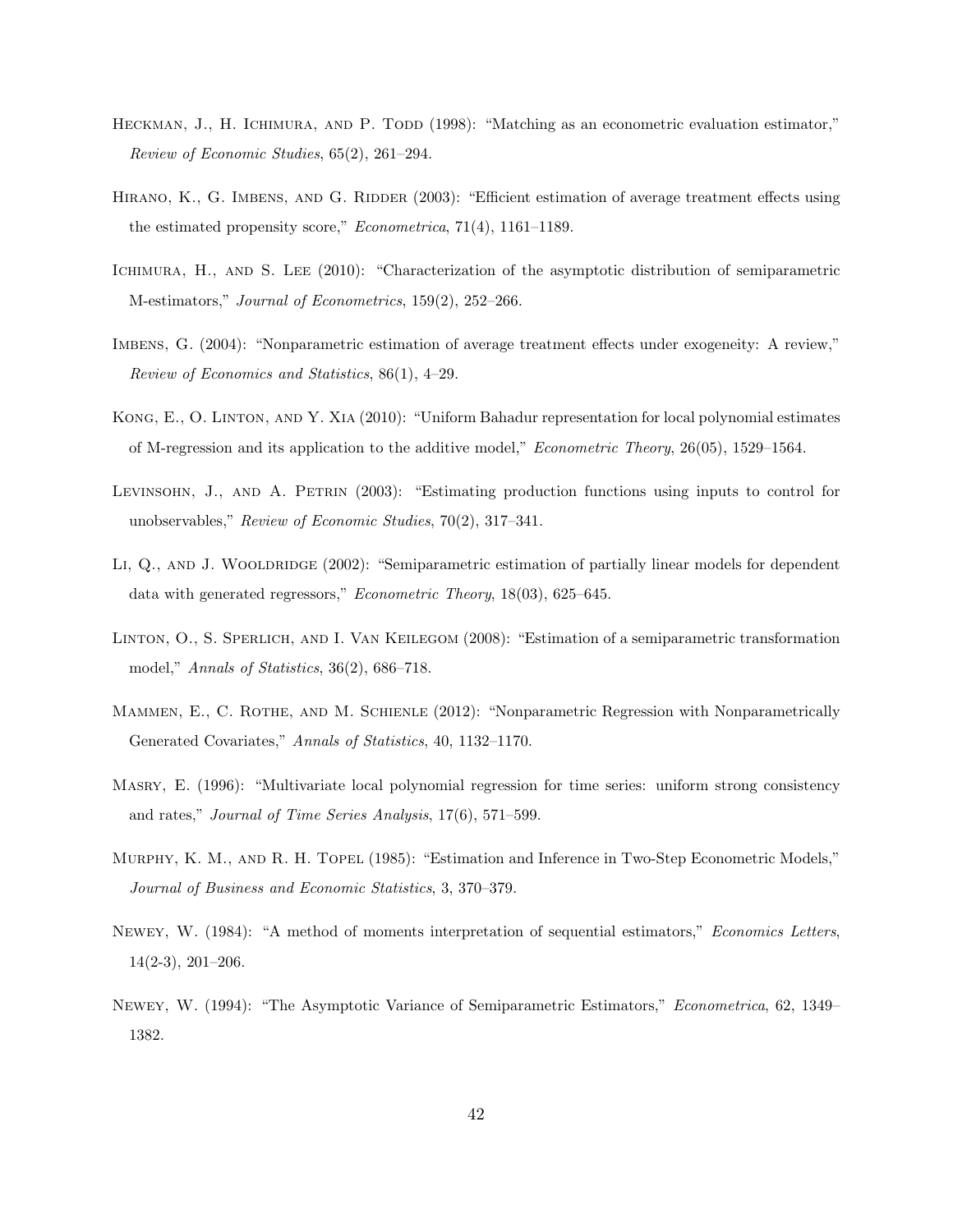Heckman, J., H. Ichimura, and P. Todd (1998): "Matching as an econometric evaluation estimator," *Review of Economic Studies*, 65(2), 261–294.

Hirano, K., G. Imbens, and G. Ridder (2003): "Efficient estimation of average treatment effects using the estimated propensity score," *Econometrica*, 71(4), 1161–1189.

Ichimura, H., and S. Lee (2010): "Characterization of the asymptotic distribution of semiparametric M-estimators," *Journal of Econometrics*, 159(2), 252–266.

Imbens, G. (2004): "Nonparametric estimation of average treatment effects under exogeneity: A review," *Review of Economics and Statistics*, 86(1), 4–29.

Kong, E., O. Linton, and Y. Xia (2010): "Uniform Bahadur representation for local polynomial estimates of M-regression and its application to the additive model," *Econometric Theory*, 26(05), 1529–1564.

Levinsohn, J., and A. Petrin (2003): "Estimating production functions using inputs to control for unobservables," *Review of Economic Studies*, 70(2), 317–341.

Li, Q., and J. Wooldridge (2002): "Semiparametric estimation of partially linear models for dependent data with generated regressors," *Econometric Theory*, 18(03), 625–645.

Linton, O., S. Sperlich, and I. Van Keilegom (2008): "Estimation of a semiparametric transformation model," *Annals of Statistics*, 36(2), 686–718.

Mammen, E., C. Rothe, and M. Schienle (2012): "Nonparametric Regression with Nonparametrically Generated Covariates," *Annals of Statistics*, 40, 1132–1170.

Masry, E. (1996): "Multivariate local polynomial regression for time series: uniform strong consistency and rates," *Journal of Time Series Analysis*, 17(6), 571–599.

Murphy, K. M., and R. H. Topel (1985): "Estimation and Inference in Two-Step Econometric Models," *Journal of Business and Economic Statistics*, 3, 370–379.

Newey, W. (1984): "A method of moments interpretation of sequential estimators," *Economics Letters*, 14(2-3), 201–206.

Newey, W. (1994): "The Asymptotic Variance of Semiparametric Estimators," *Econometrica*, 62, 1349–1382.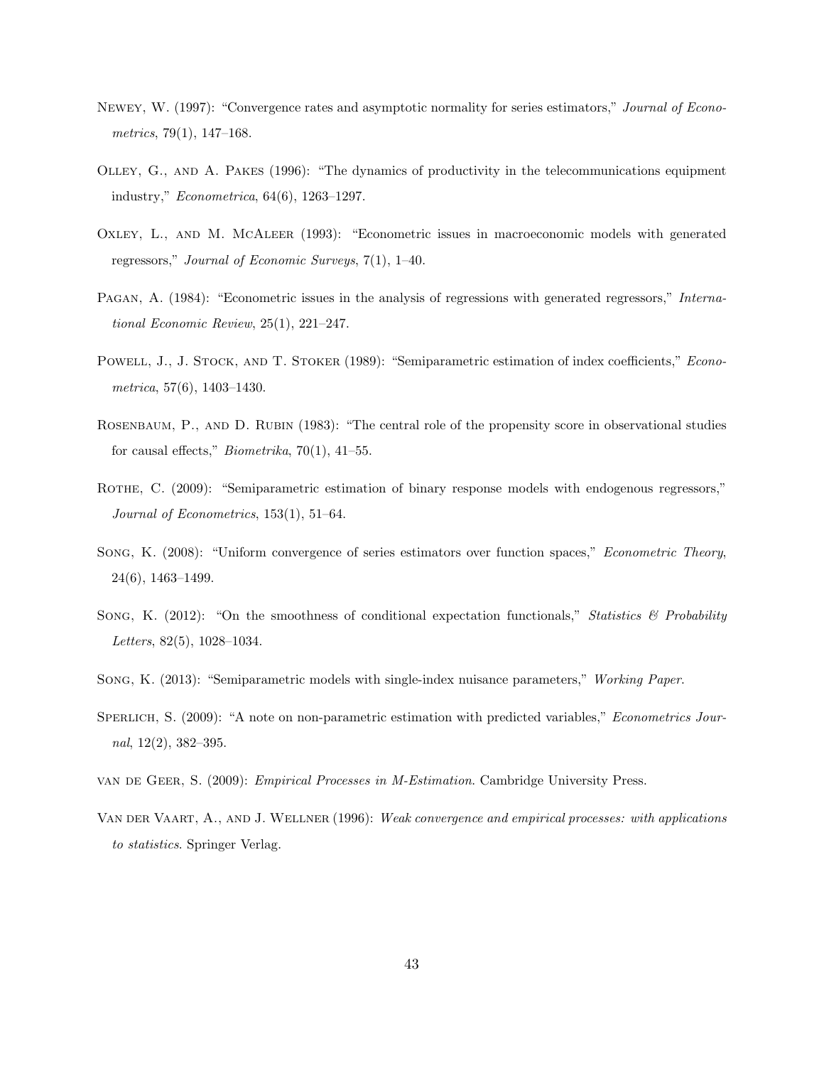Newey, W. (1997): "Convergence rates and asymptotic normality for series estimators," *Journal of Econometrics*, 79(1), 147–168.

Olley, G., and A. Pakes (1996): "The dynamics of productivity in the telecommunications equipment industry," *Econometrica*, 64(6), 1263–1297.

Oxley, L., and M. McAleer (1993): "Econometric issues in macroeconomic models with generated regressors," *Journal of Economic Surveys*, 7(1), 1–40.

Pagan, A. (1984): "Econometric issues in the analysis of regressions with generated regressors," *International Economic Review*, 25(1), 221–247.

Powell, J., J. Stock, and T. Stoker (1989): "Semiparametric estimation of index coefficients," *Econometrica*, 57(6), 1403–1430.

Rosenbaum, P., and D. Rubin (1983): "The central role of the propensity score in observational studies for causal effects," *Biometrika*, 70(1), 41–55.

Rothe, C. (2009): "Semiparametric estimation of binary response models with endogenous regressors," *Journal of Econometrics*, 153(1), 51–64.

Song, K. (2008): "Uniform convergence of series estimators over function spaces," *Econometric Theory*, 24(6), 1463–1499.

Song, K. (2012): "On the smoothness of conditional expectation functionals," *Statistics & Probability Letters*, 82(5), 1028–1034.

Song, K. (2013): "Semiparametric models with single-index nuisance parameters," *Working Paper*.

Sperlich, S. (2009): "A note on non-parametric estimation with predicted variables," *Econometrics Journal*, 12(2), 382–395.

van de Geer, S. (2009): *Empirical Processes in M-Estimation*. Cambridge University Press.

Van der Vaart, A., and J. Wellner (1996): *Weak convergence and empirical processes: with applications to statistics*. Springer Verlag.